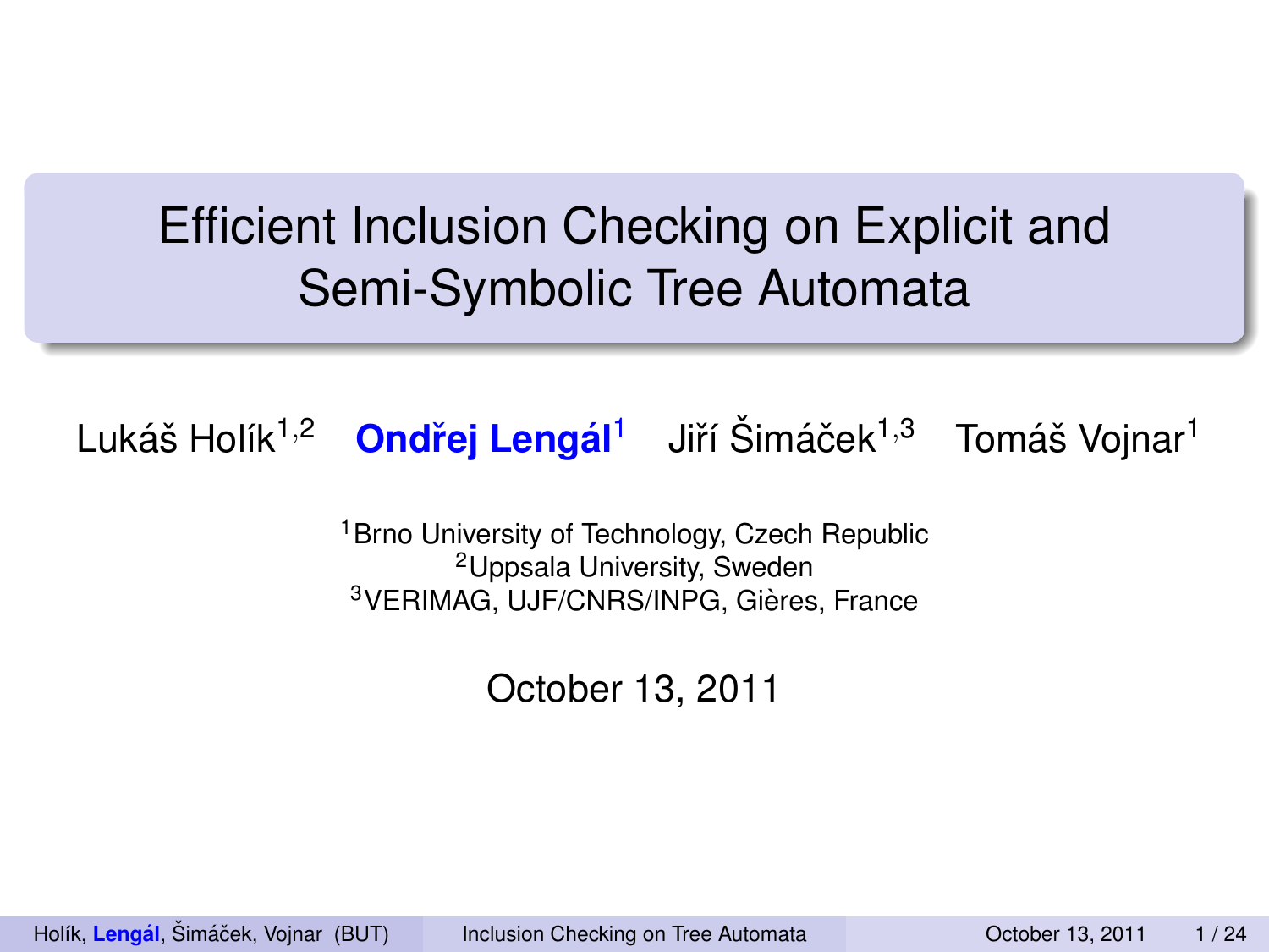# Efficient Inclusion Checking on Explicit and Semi-Symbolic Tree Automata

Lukáš Holík[1,2] **Ondřej Lengál**[1] Jiří Šimáček[1,3] Tomáš Vojnar[1]

[1]Brno University of Technology, Czech Republic
[2]Uppsala University, Sweden
[3]VERIMAG, UJF/CNRS/INPG, Gières, France

October 13, 2011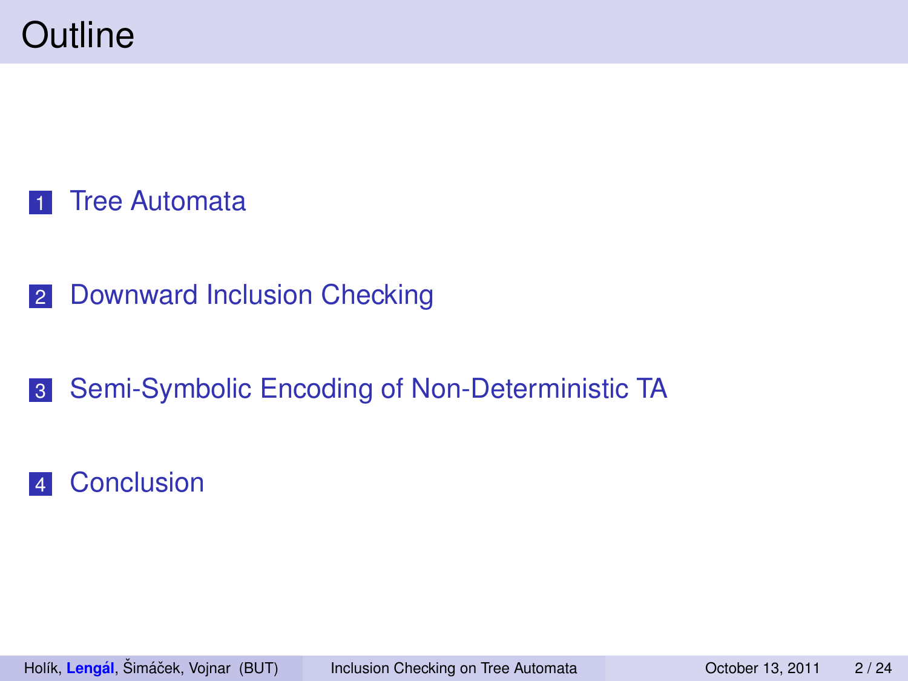# Outline

1. Tree Automata
2. Downward Inclusion Checking
3. Semi-Symbolic Encoding of Non-Deterministic TA
4. Conclusion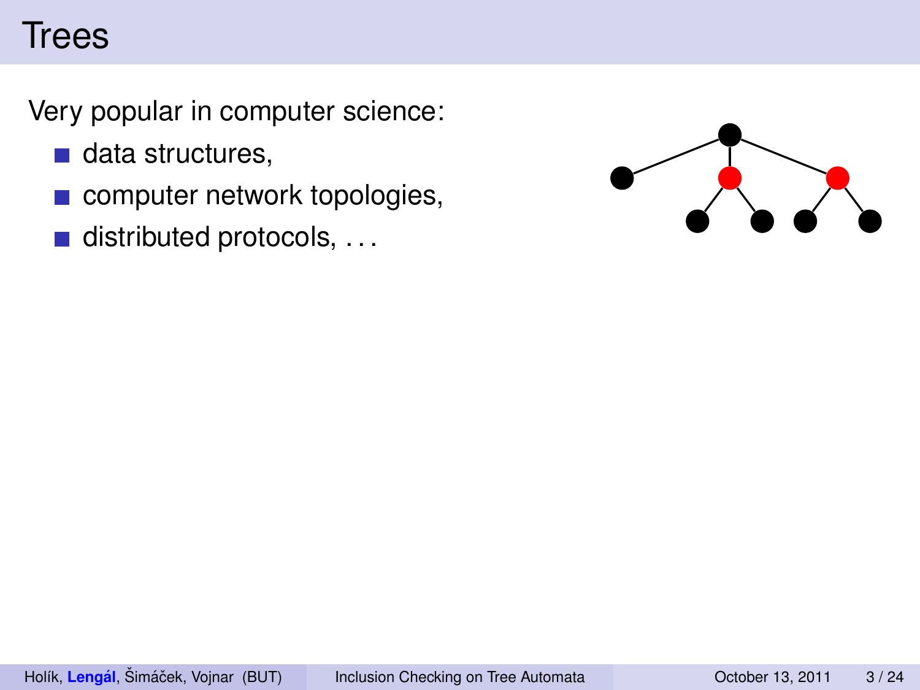# Trees

Very popular in computer science:

- data structures,
- computer network topologies,
- distributed protocols, . . .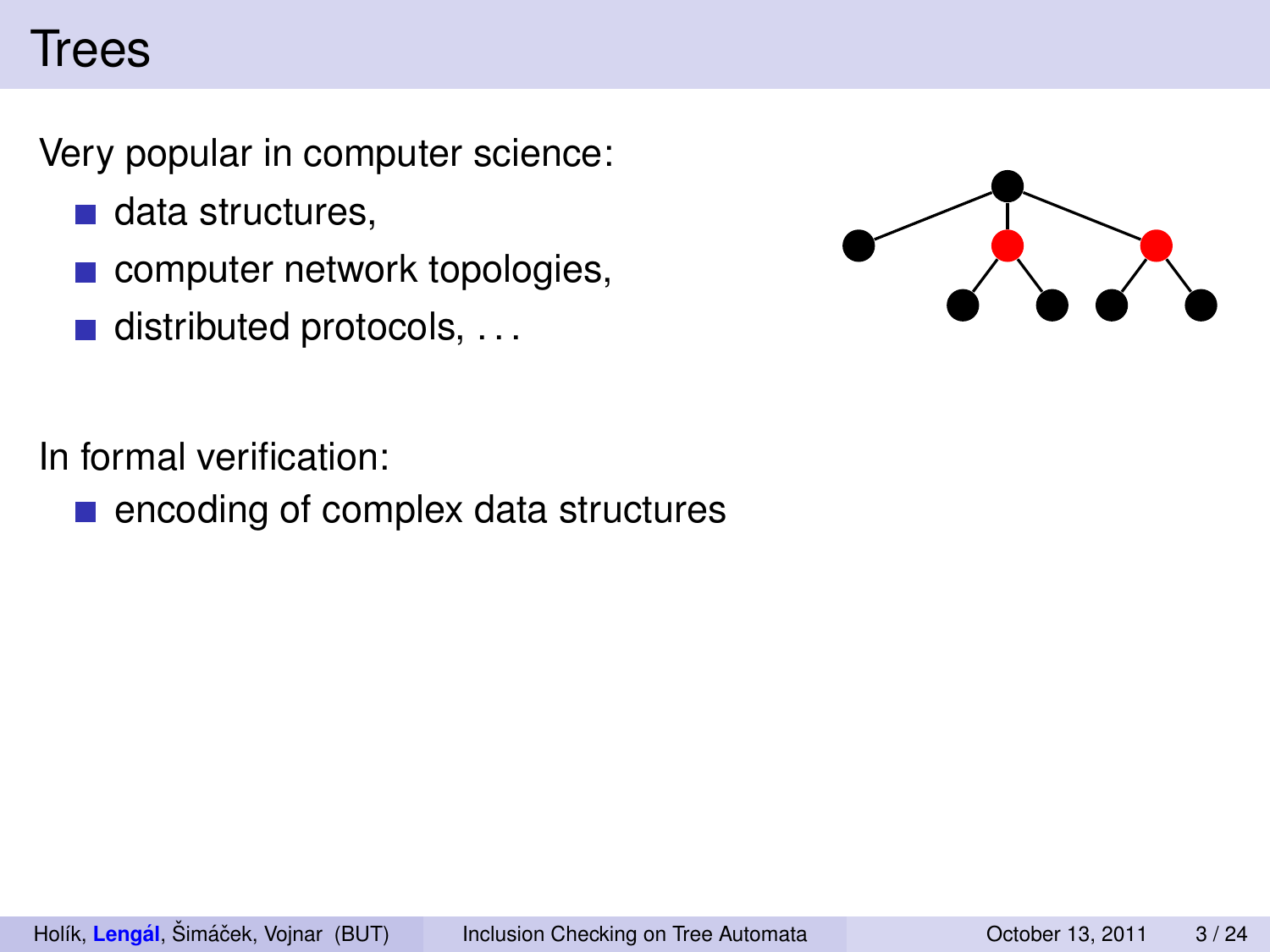# Trees

Very popular in computer science:

- data structures,
- computer network topologies,
- distributed protocols, . . .

In formal verification:

- encoding of complex data structures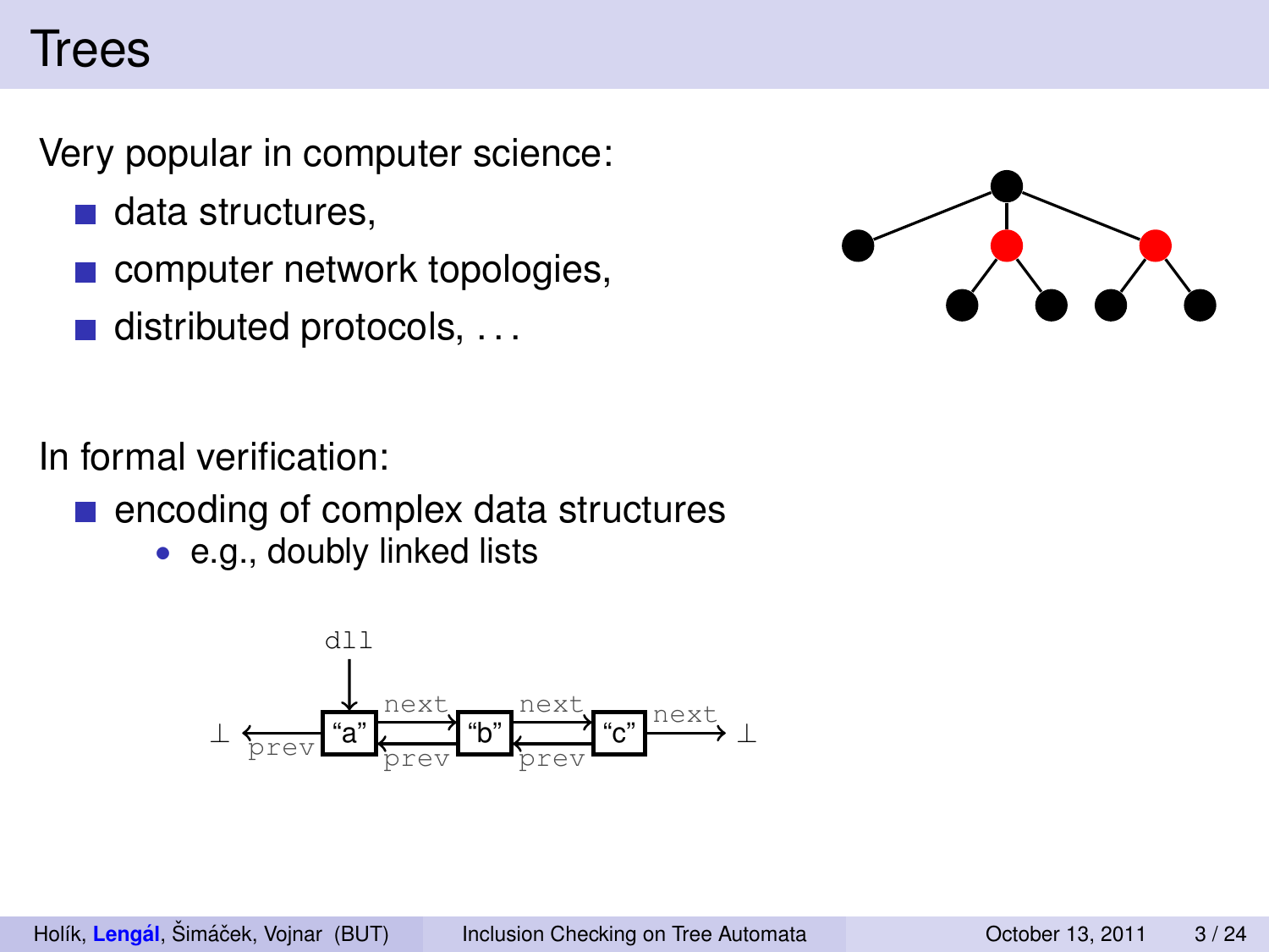# Trees

Very popular in computer science:

- data structures,
- computer network topologies,
- distributed protocols, ...

In formal verification:

- encoding of complex data structures
  - e.g., doubly linked lists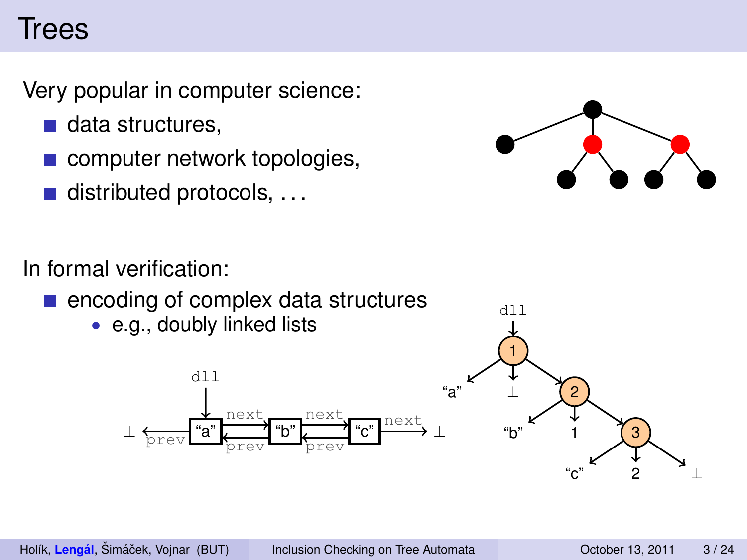# Trees

Very popular in computer science:

- data structures,
- computer network topologies,
- distributed protocols, ...

In formal verification:

- encoding of complex data structures
  - e.g., doubly linked lists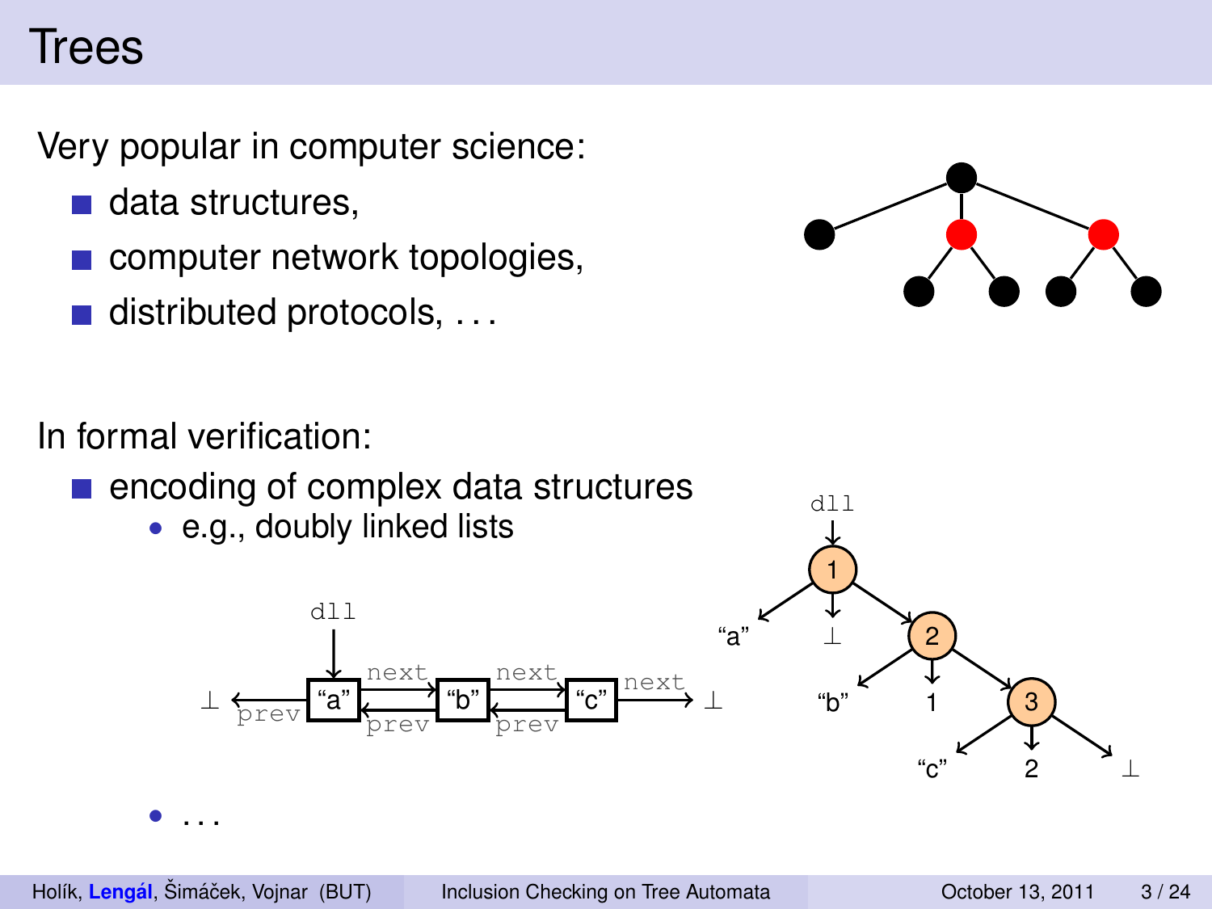# Trees

Very popular in computer science:

- data structures,
- computer network topologies,
- distributed protocols, . . .

In formal verification:

- encoding of complex data structures
  - e.g., doubly linked lists
  - . . .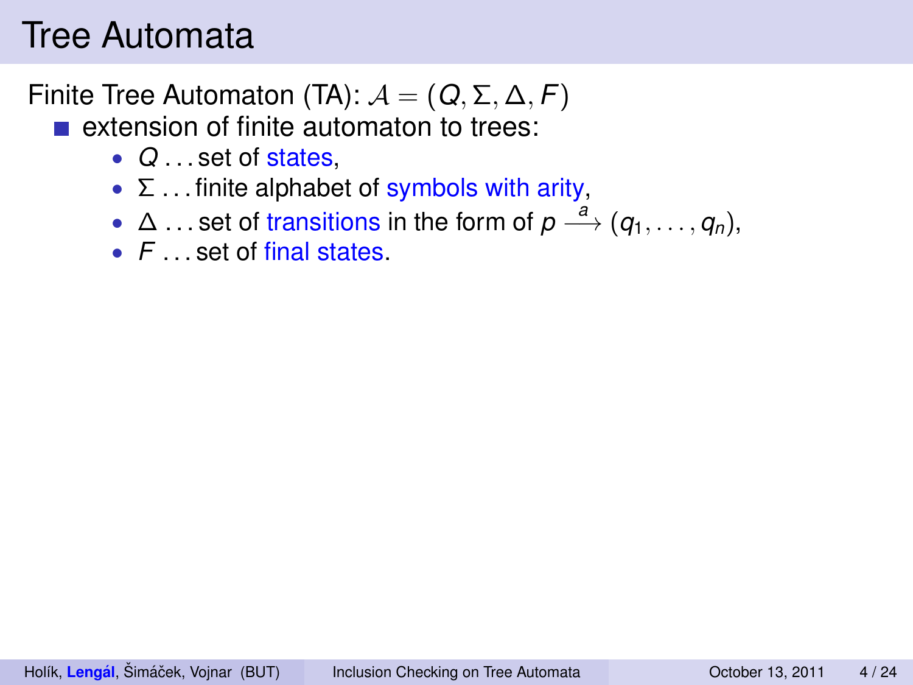# Tree Automata

Finite Tree Automaton (TA): $\mathcal{A} = (Q, \Sigma, \Delta, F)$

- extension of finite automaton to trees:
  - $Q$ ... set of states,
  - $\Sigma$ ... finite alphabet of symbols with arity,
  - $\Delta$ ... set of transitions in the form of $p \xrightarrow{a} (q_1, \ldots, q_n)$,
  - $F$ ... set of final states.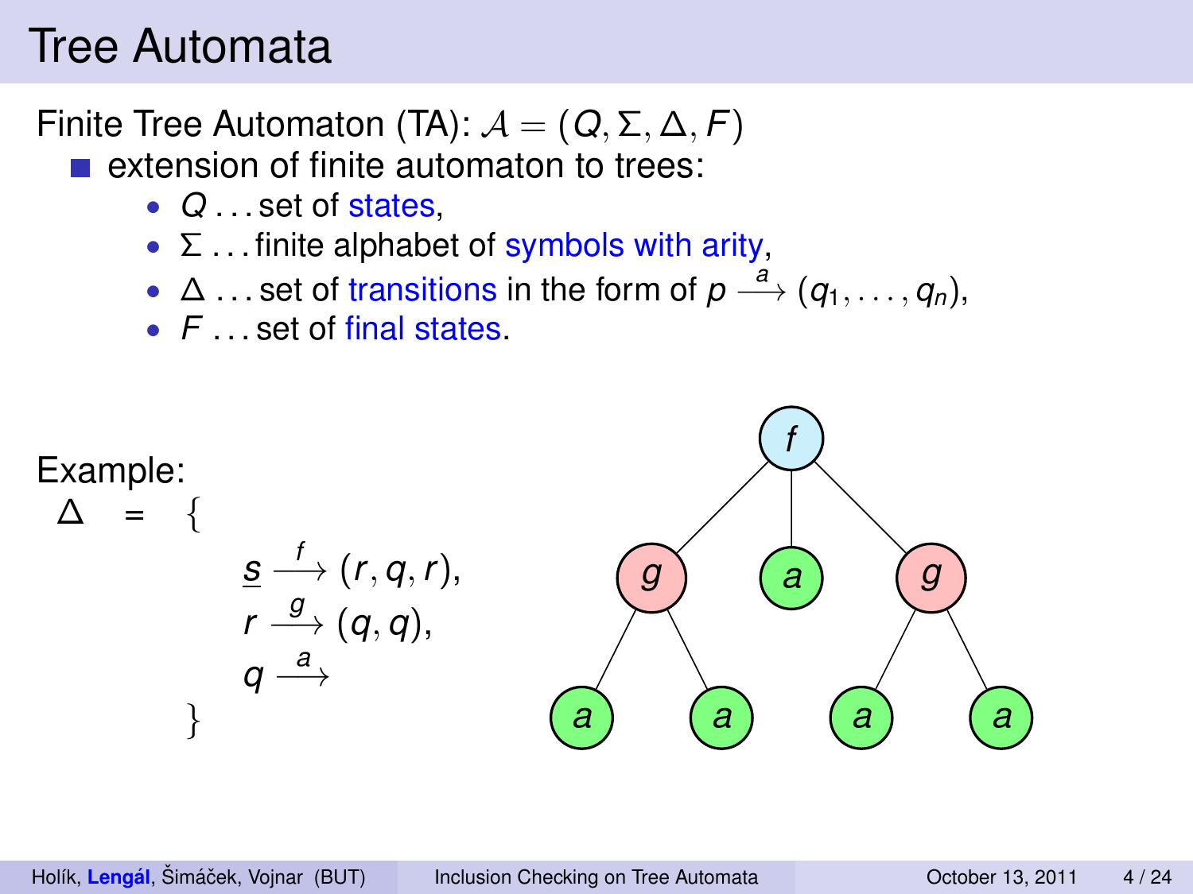# Tree Automata

Finite Tree Automaton (TA): $\mathcal{A} = (Q, \Sigma, \Delta, F)$

- extension of finite automaton to trees:
  - $Q$ ... set of states,
  - $\Sigma$ ... finite alphabet of symbols with arity,
  - $\Delta$ ... set of transitions in the form of $p \xrightarrow{a} (q_1, \ldots, q_n)$,
  - $F$ ... set of final states.

Example:

$$\Delta = \{ \; \underline{s} \xrightarrow{f} (r, q, r), \; r \xrightarrow{g} (q, q), \; q \xrightarrow{a} \; \}$$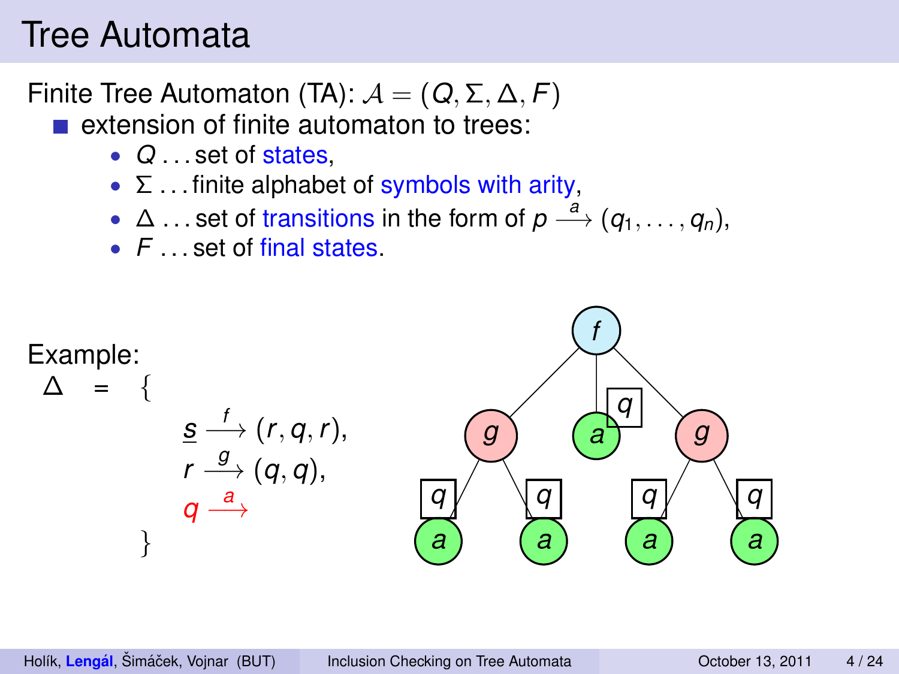# Tree Automata

Finite Tree Automaton (TA): $\mathcal{A} = (Q, \Sigma, \Delta, F)$

- extension of finite automaton to trees:
  - $Q$ ... set of states,
  - $\Sigma$ ... finite alphabet of symbols with arity,
  - $\Delta$ ... set of transitions in the form of $p \xrightarrow{a} (q_1, \ldots, q_n)$,
  - $F$ ... set of final states.

Example:

$$\Delta = \{ \\ \underline{s} \xrightarrow{f} (r, q, r), \\ r \xrightarrow{g} (q, q), \\ q \xrightarrow{a} \\ \}$$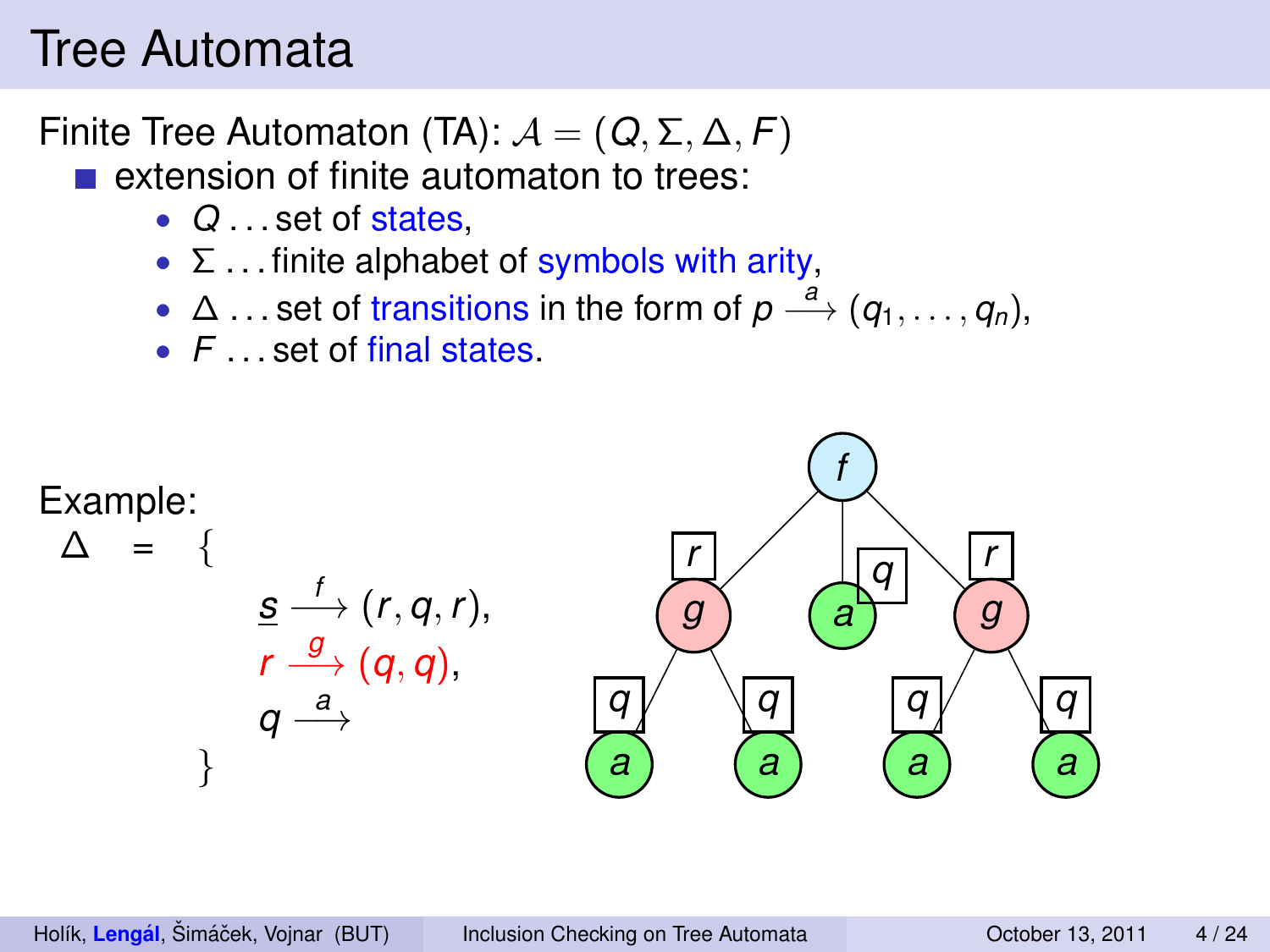# Tree Automata

Finite Tree Automaton (TA): $\mathcal{A} = (Q, \Sigma, \Delta, F)$

- extension of finite automaton to trees:
  - $Q$ . . . set of states,
  - $\Sigma$ . . . finite alphabet of symbols with arity,
  - $\Delta$ . . . set of transitions in the form of $p \xrightarrow{a} (q_1, \ldots, q_n)$,
  - $F$ . . . set of final states.

Example:

$$\Delta = \{ \underline{s} \xrightarrow{f} (r, q, r), \quad r \xrightarrow{g} (q, q), \quad q \xrightarrow{a} \}$$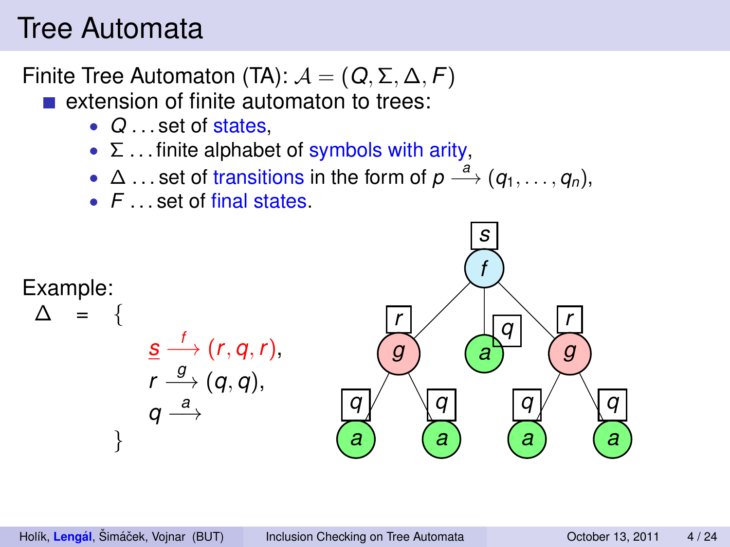# Tree Automata

Finite Tree Automaton (TA): $\mathcal{A} = (Q, \Sigma, \Delta, F)$

- extension of finite automaton to trees:
  - $Q$ . . . set of states,
  - $\Sigma$ . . . finite alphabet of symbols with arity,
  - $\Delta$ . . . set of transitions in the form of $p \xrightarrow{a} (q_1, \ldots, q_n)$,
  - $F$ . . . set of final states.

Example:

$$\Delta = \{ \; \underline{s} \xrightarrow{f} (r, q, r), \; r \xrightarrow{g} (q, q), \; q \xrightarrow{a} \; \}$$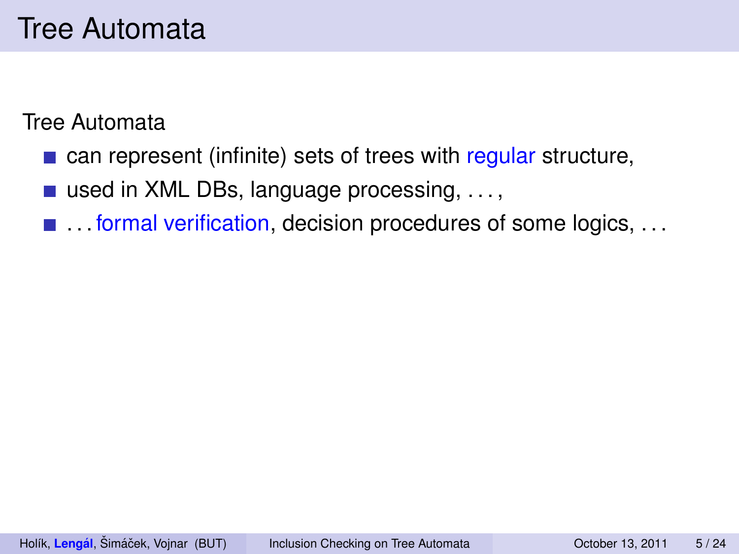# Tree Automata

Tree Automata

- can represent (infinite) sets of trees with regular structure,
- used in XML DBs, language processing, . . . ,
- . . . formal verification, decision procedures of some logics, . . .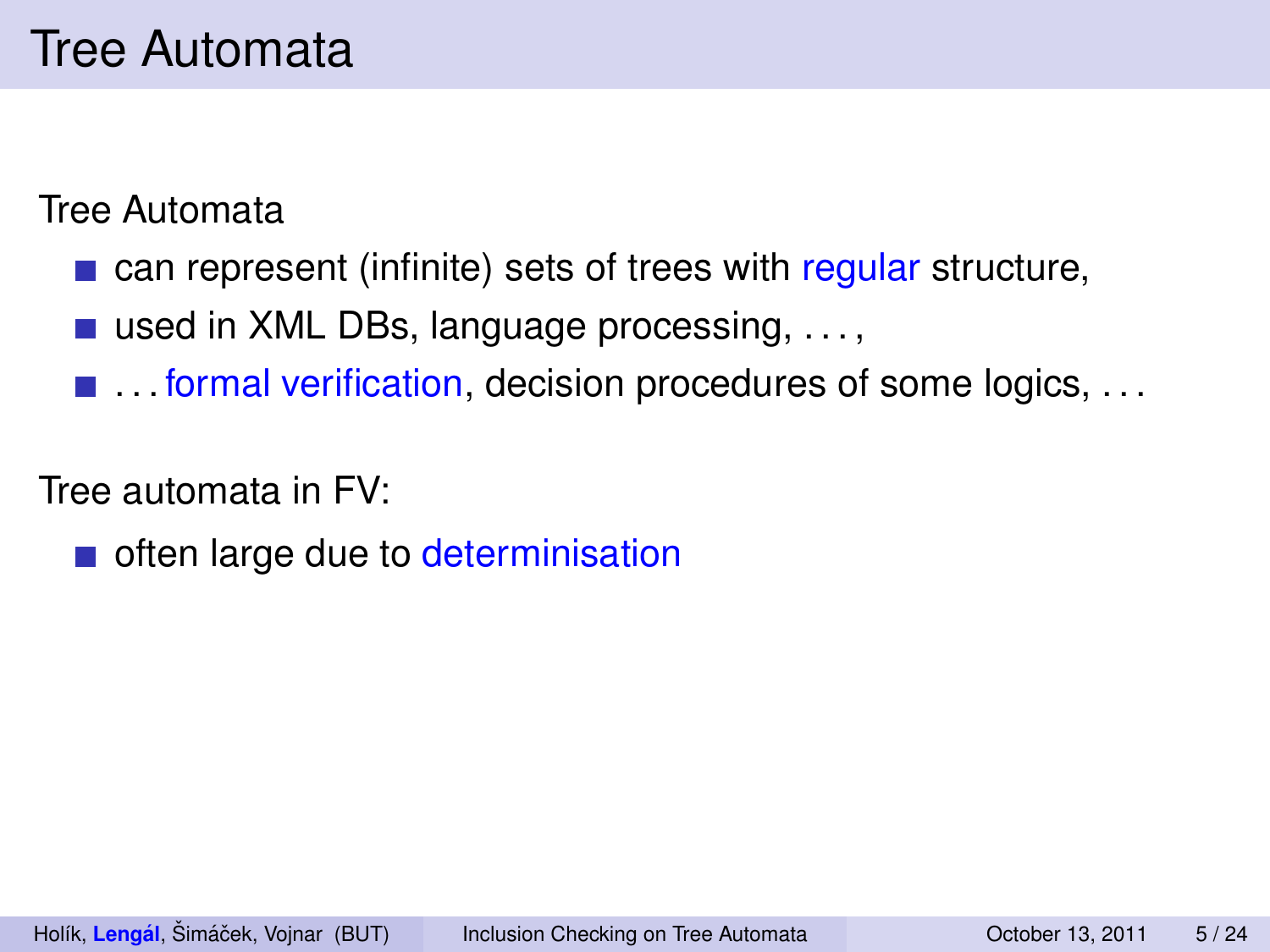# Tree Automata

Tree Automata

- can represent (infinite) sets of trees with regular structure,
- used in XML DBs, language processing, . . . ,
- . . . formal verification, decision procedures of some logics, . . .

Tree automata in FV:

- often large due to determinisation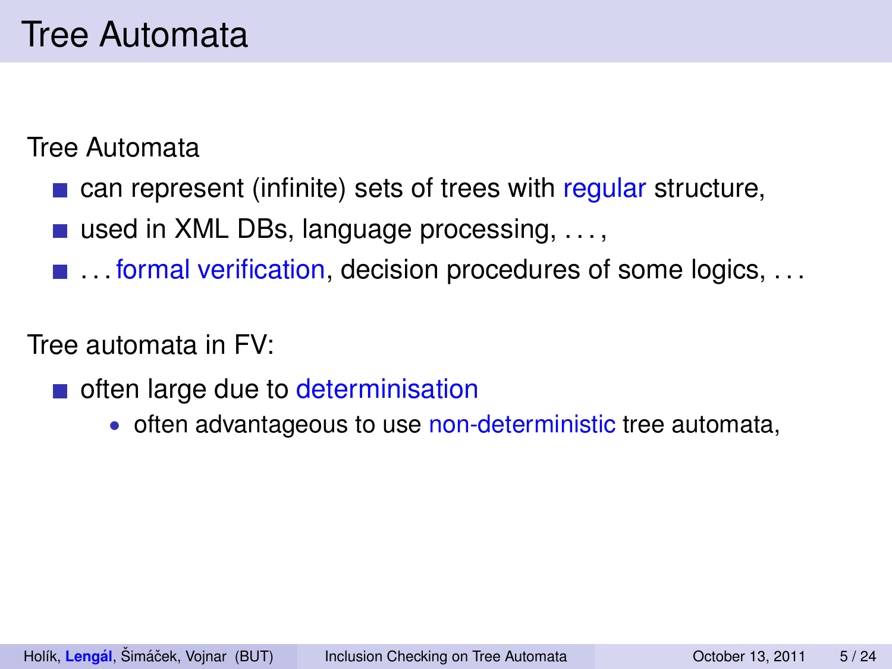# Tree Automata

Tree Automata

- can represent (infinite) sets of trees with regular structure,
- used in XML DBs, language processing, . . . ,
- . . . formal verification, decision procedures of some logics, . . .

Tree automata in FV:

- often large due to determinisation
  - often advantageous to use non-deterministic tree automata,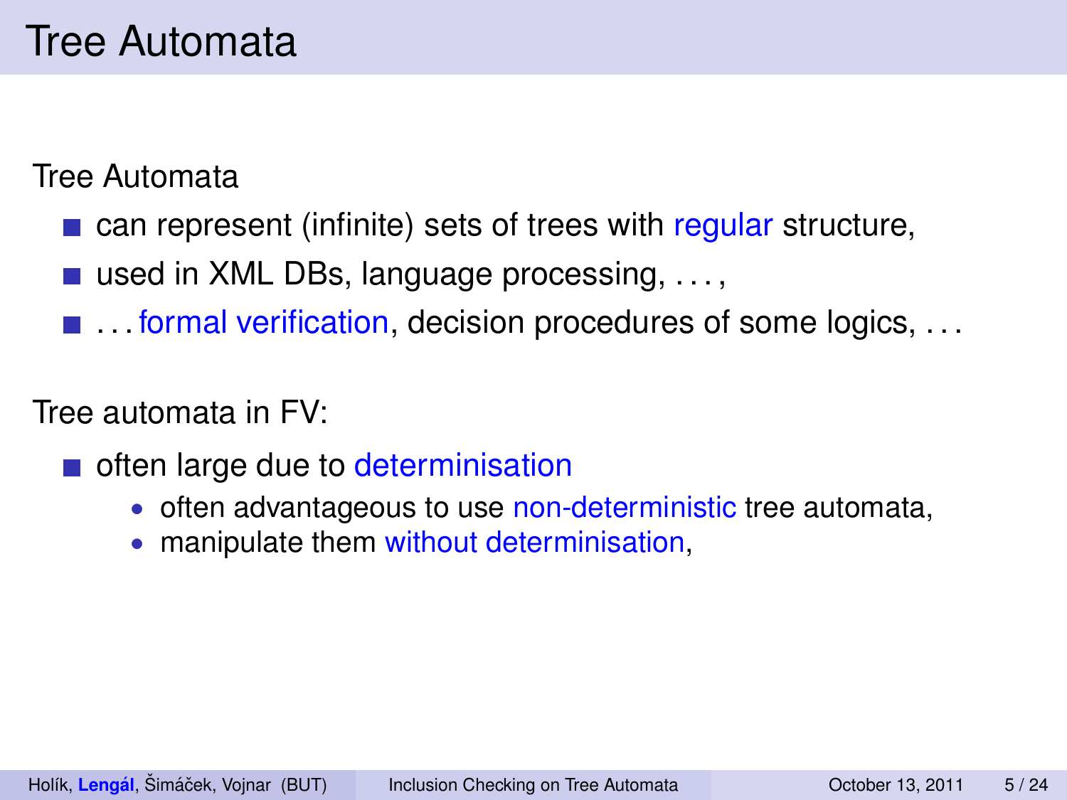# Tree Automata

Tree Automata

- can represent (infinite) sets of trees with regular structure,
- used in XML DBs, language processing, . . . ,
- . . . formal verification, decision procedures of some logics, . . .

Tree automata in FV:

- often large due to determinisation
  - often advantageous to use non-deterministic tree automata,
  - manipulate them without determinisation,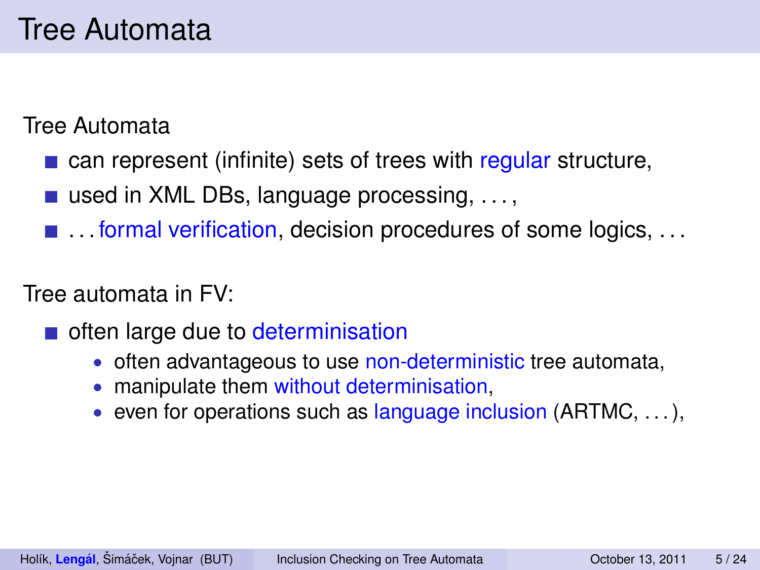# Tree Automata

Tree Automata

- can represent (infinite) sets of trees with regular structure,
- used in XML DBs, language processing, . . . ,
- . . . formal verification, decision procedures of some logics, . . .

Tree automata in FV:

- often large due to determinisation
  - often advantageous to use non-deterministic tree automata,
  - manipulate them without determinisation,
  - even for operations such as language inclusion (ARTMC, . . . ),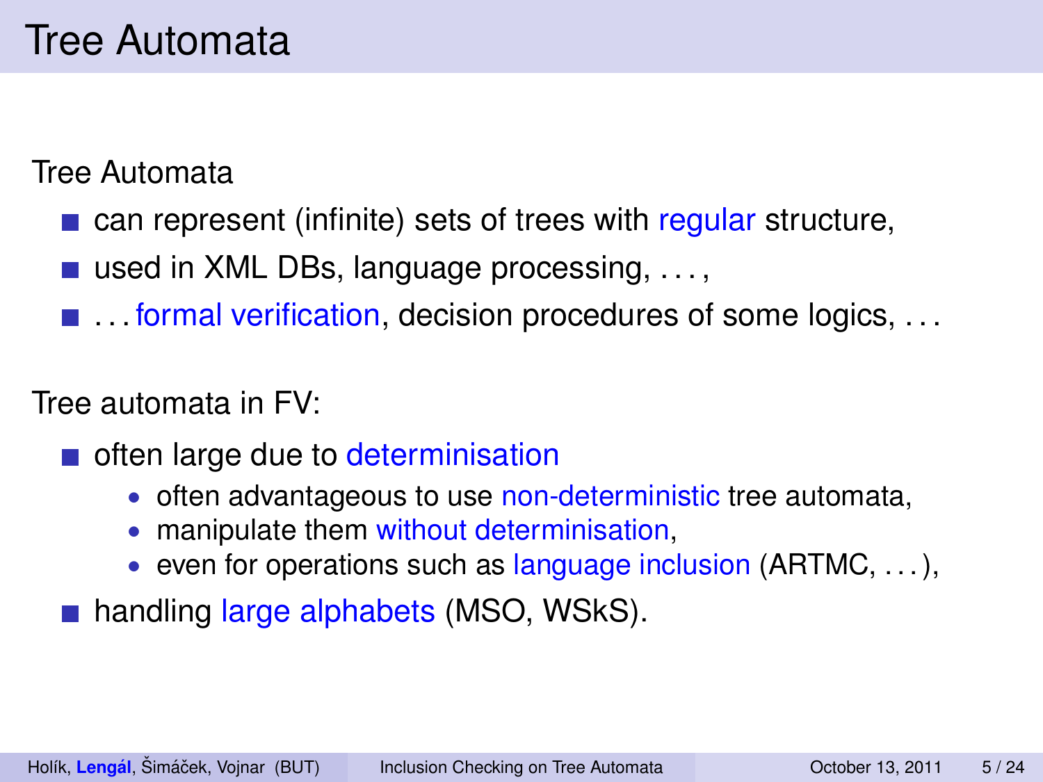# Tree Automata

Tree Automata

- can represent (infinite) sets of trees with regular structure,
- used in XML DBs, language processing, . . . ,
- . . . formal verification, decision procedures of some logics, . . .

Tree automata in FV:

- often large due to determinisation
  - often advantageous to use non-deterministic tree automata,
  - manipulate them without determinisation,
  - even for operations such as language inclusion (ARTMC, . . . ),
- handling large alphabets (MSO, WSkS).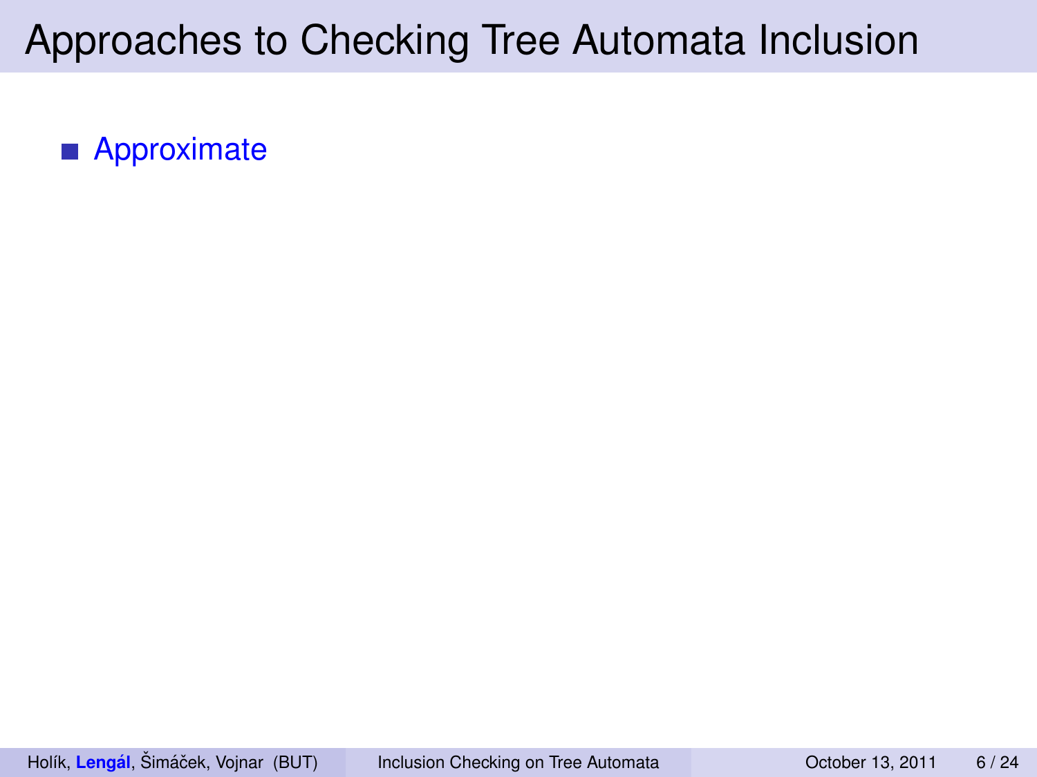# Approaches to Checking Tree Automata Inclusion

- Approximate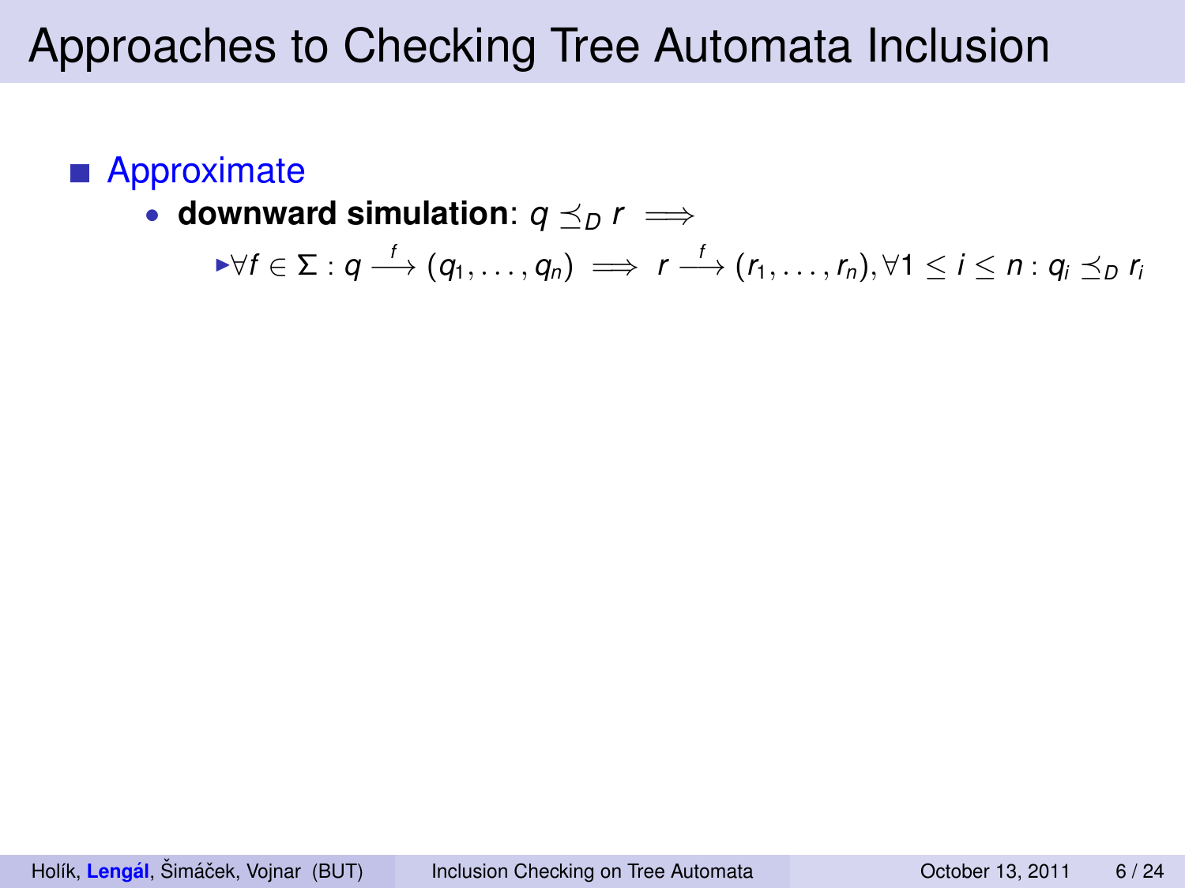# Approaches to Checking Tree Automata Inclusion

- Approximate
  - **downward simulation**: $q \preceq_D r \implies$
    - $\forall f \in \Sigma : q \xrightarrow{f} (q_1, \ldots, q_n) \implies r \xrightarrow{f} (r_1, \ldots, r_n), \forall 1 \leq i \leq n : q_i \preceq_D r_i$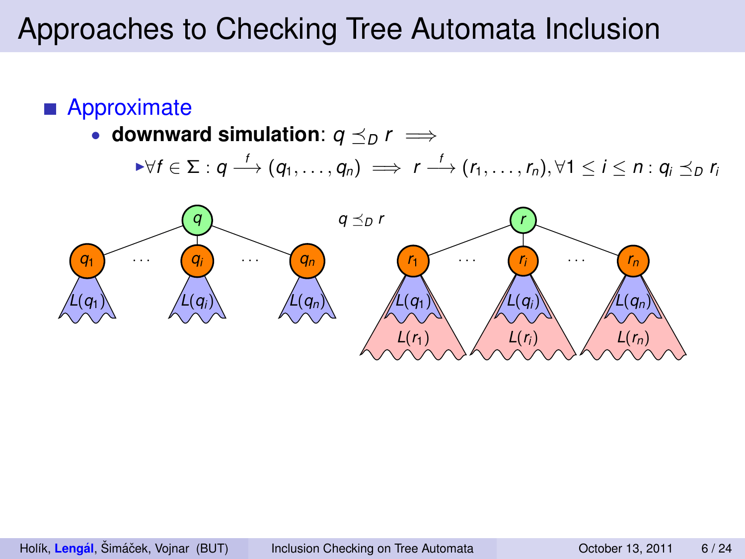# Approaches to Checking Tree Automata Inclusion

- Approximate
  - **downward simulation**: $q \preceq_D r \implies$
    - $\forall f \in \Sigma : q \xrightarrow{f} (q_1, \ldots, q_n) \implies r \xrightarrow{f} (r_1, \ldots, r_n), \forall 1 \leq i \leq n : q_i \preceq_D r_i$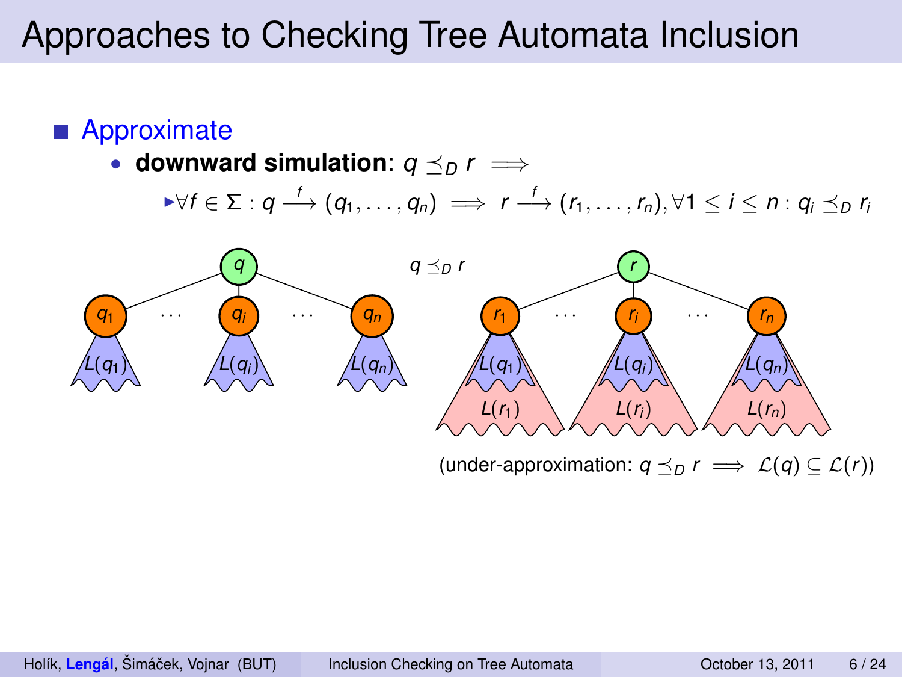# Approaches to Checking Tree Automata Inclusion

- Approximate
  - **downward simulation**: $q \preceq_D r \implies$
    - $\forall f \in \Sigma : q \xrightarrow{f} (q_1, \ldots, q_n) \implies r \xrightarrow{f} (r_1, \ldots, r_n), \forall 1 \leq i \leq n : q_i \preceq_D r_i$

$q \preceq_D r$

(under-approximation: $q \preceq_D r \implies \mathcal{L}(q) \subseteq \mathcal{L}(r)$)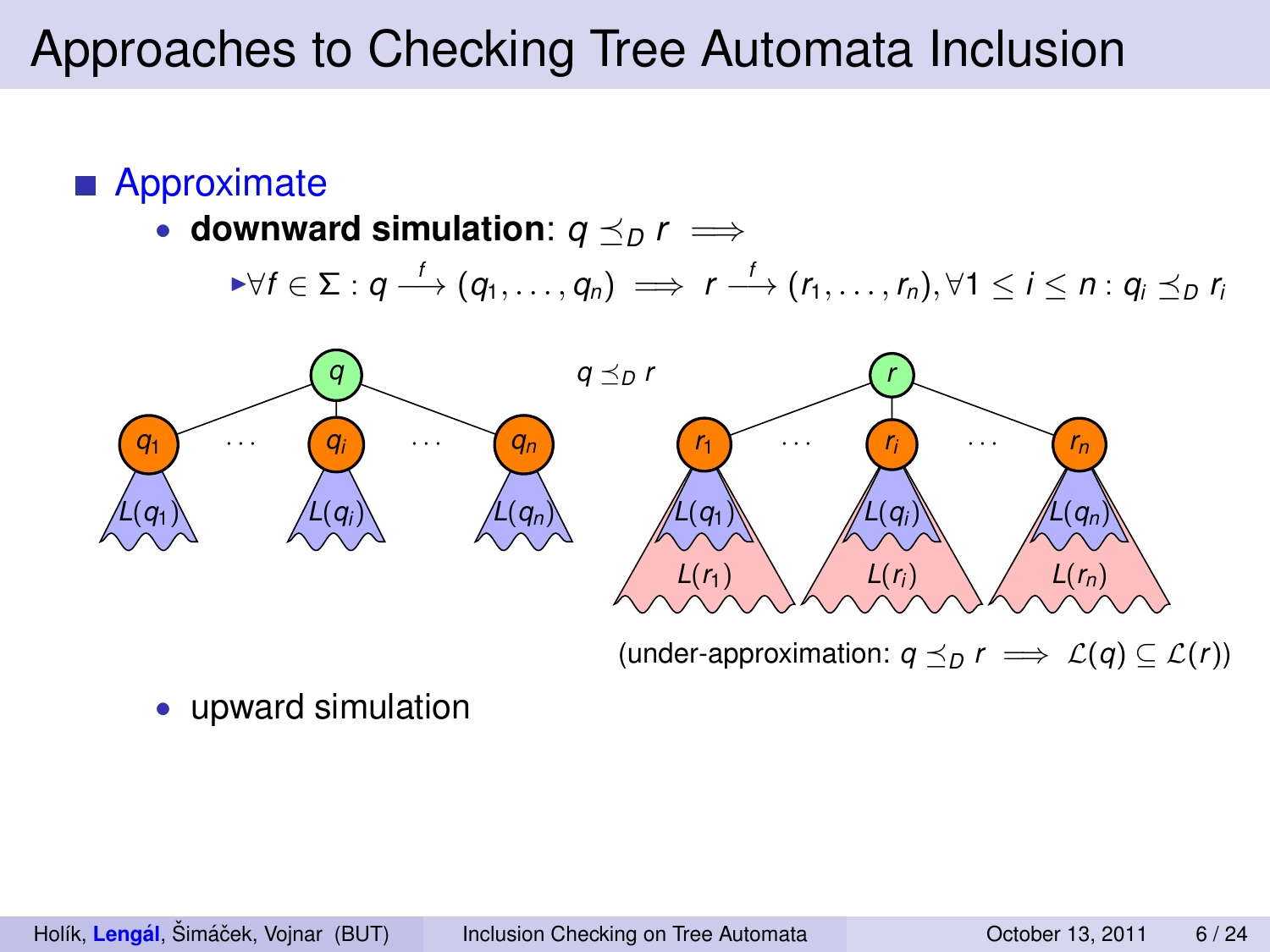# Approaches to Checking Tree Automata Inclusion

- Approximate
  - **downward simulation**: $q \preceq_D r \implies$
    - $\forall f \in \Sigma : q \xrightarrow{f} (q_1, \ldots, q_n) \implies r \xrightarrow{f} (r_1, \ldots, r_n), \forall 1 \leq i \leq n : q_i \preceq_D r_i$

$q \preceq_D r$

(under-approximation: $q \preceq_D r \implies \mathcal{L}(q) \subseteq \mathcal{L}(r)$)

  - upward simulation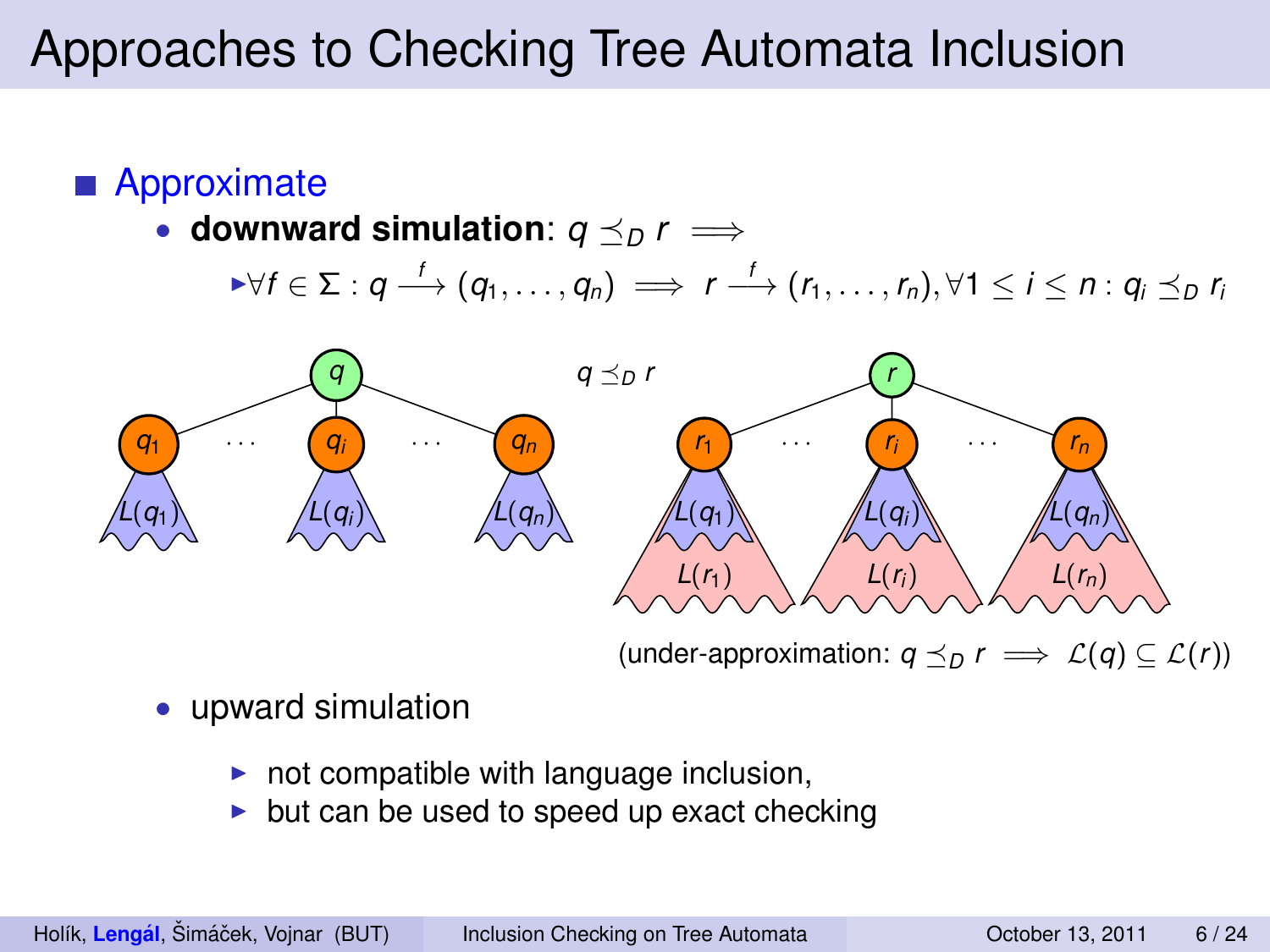# Approaches to Checking Tree Automata Inclusion

- Approximate
  - **downward simulation**: $q \preceq_D r \implies$
    - $\forall f \in \Sigma : q \xrightarrow{f} (q_1, \ldots, q_n) \implies r \xrightarrow{f} (r_1, \ldots, r_n), \forall 1 \leq i \leq n : q_i \preceq_D r_i$

$q \preceq_D r$

(under-approximation: $q \preceq_D r \implies \mathcal{L}(q) \subseteq \mathcal{L}(r)$)

  - upward simulation
    - not compatible with language inclusion,
    - but can be used to speed up exact checking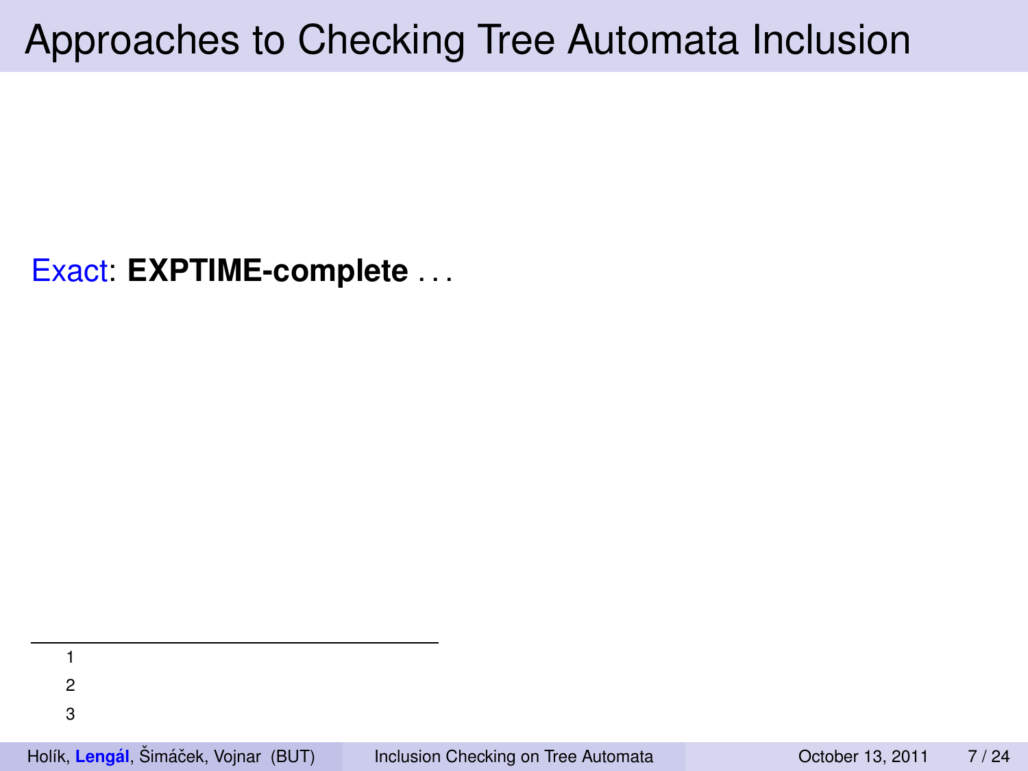# Approaches to Checking Tree Automata Inclusion

Exact: **EXPTIME-complete** . . .

1

2

3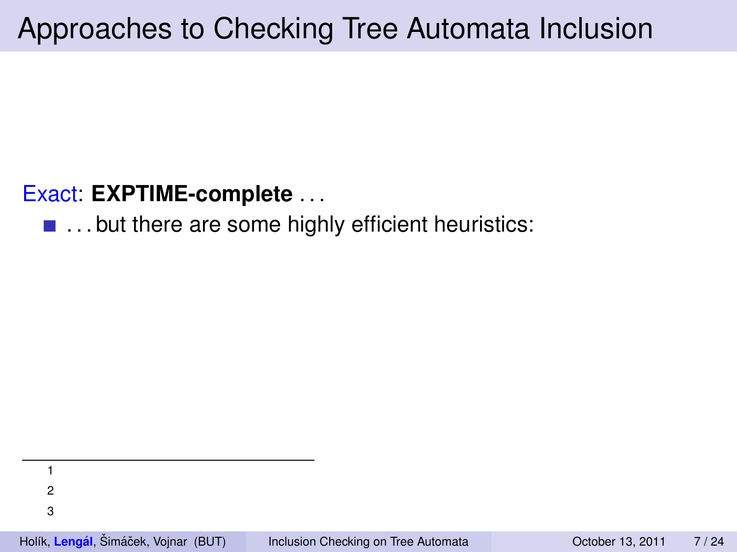# Approaches to Checking Tree Automata Inclusion

Exact: **EXPTIME-complete** . . .

- . . . but there are some highly efficient heuristics:

---

1

2

3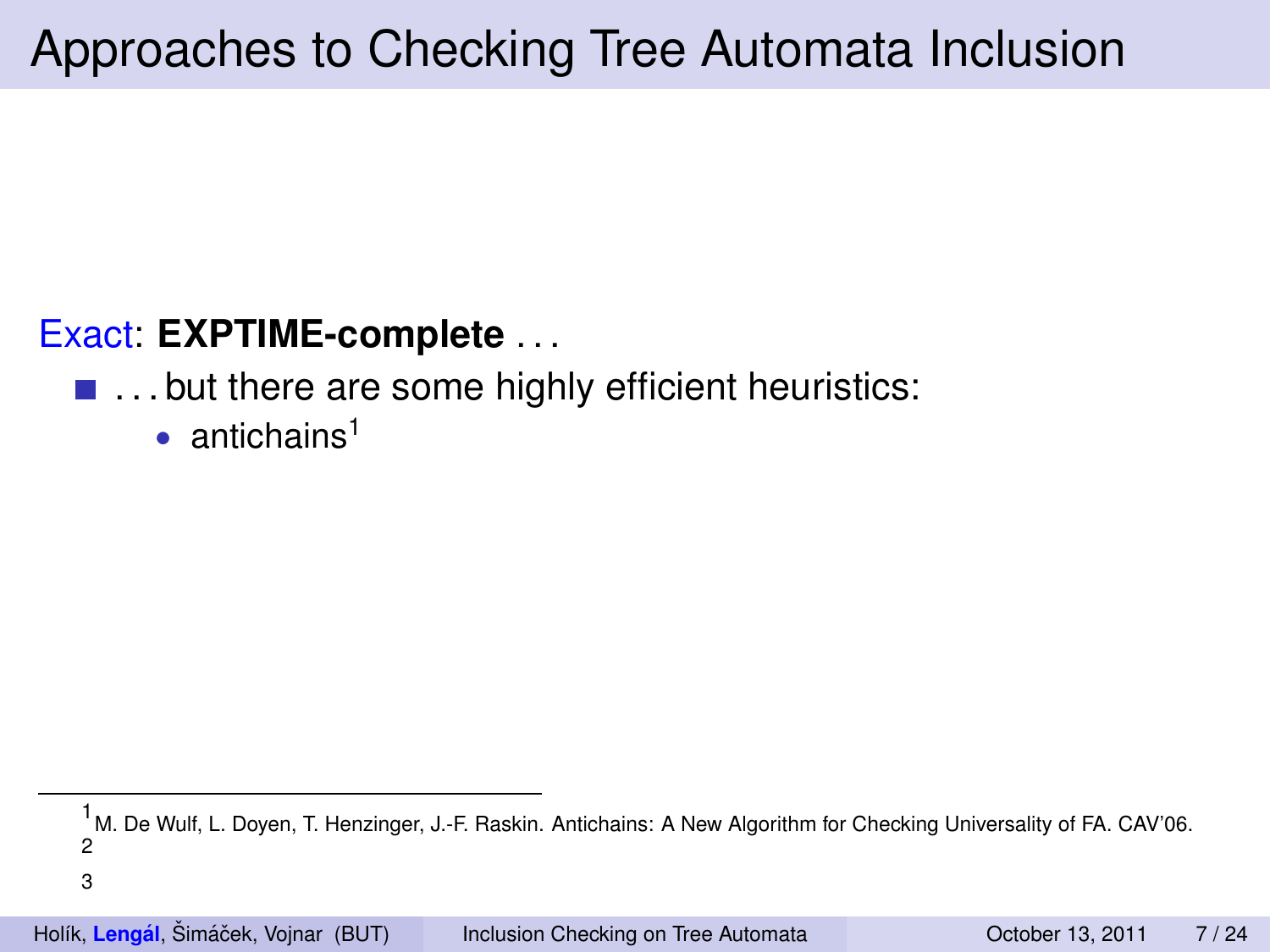# Approaches to Checking Tree Automata Inclusion

Exact: **EXPTIME-complete** . . .

- . . . but there are some highly efficient heuristics:
  - antichains[1]

[1] M. De Wulf, L. Doyen, T. Henzinger, J.-F. Raskin. Antichains: A New Algorithm for Checking Universality of FA. CAV'06.

[2]

[3]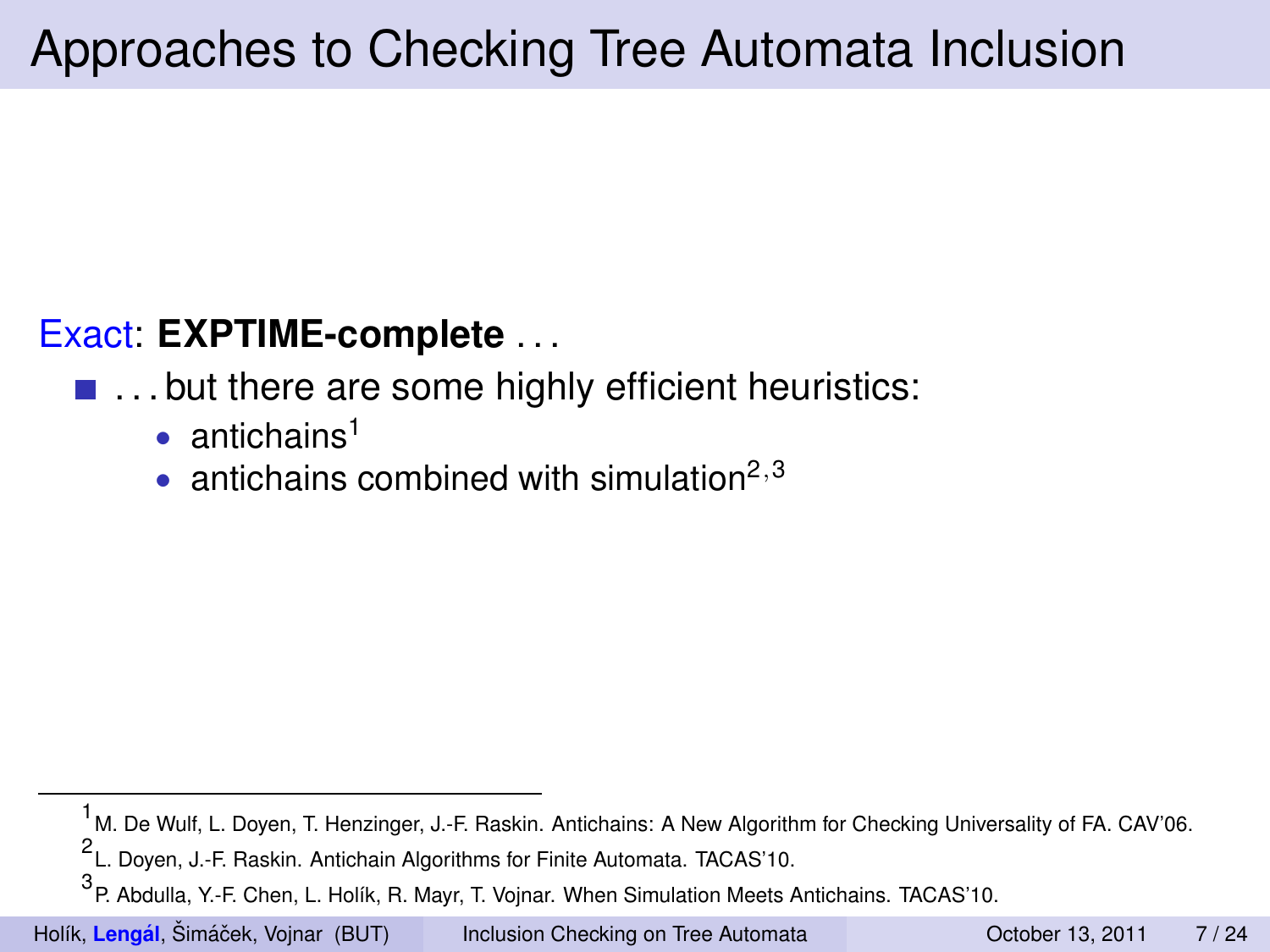# Approaches to Checking Tree Automata Inclusion

Exact: **EXPTIME-complete** . . .

- . . . but there are some highly efficient heuristics:
  - antichains[1]
  - antichains combined with simulation[2,3]

[1] M. De Wulf, L. Doyen, T. Henzinger, J.-F. Raskin. Antichains: A New Algorithm for Checking Universality of FA. CAV'06.

[2] L. Doyen, J.-F. Raskin. Antichain Algorithms for Finite Automata. TACAS'10.

[3] P. Abdulla, Y.-F. Chen, L. Holík, R. Mayr, T. Vojnar. When Simulation Meets Antichains. TACAS'10.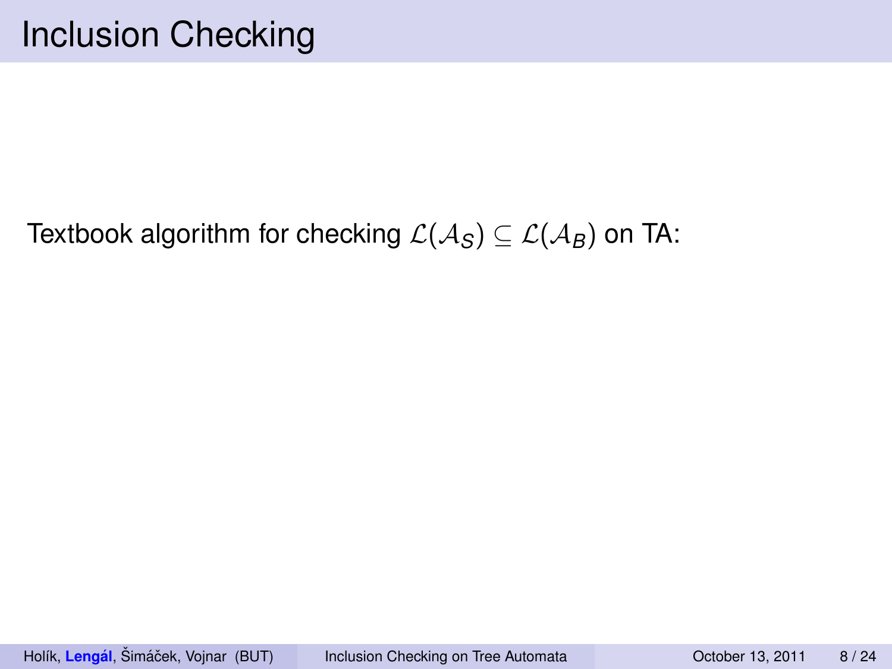# Inclusion Checking

Textbook algorithm for checking $\mathcal{L}(\mathcal{A}_S) \subseteq \mathcal{L}(\mathcal{A}_B)$ on TA: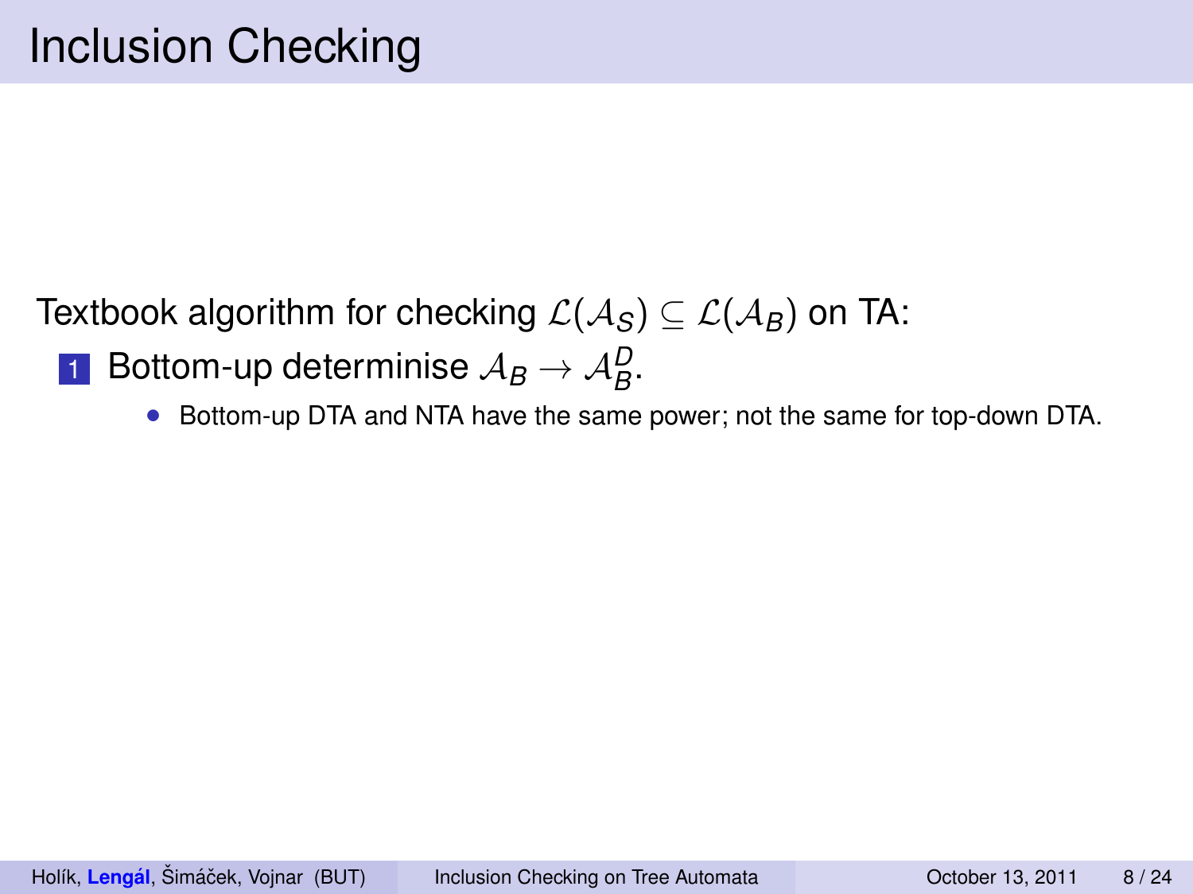# Inclusion Checking

Textbook algorithm for checking $\mathcal{L}(\mathcal{A}_S) \subseteq \mathcal{L}(\mathcal{A}_B)$ on TA:

1. Bottom-up determinise $\mathcal{A}_B \to \mathcal{A}_B^D$.
   - Bottom-up DTA and NTA have the same power; not the same for top-down DTA.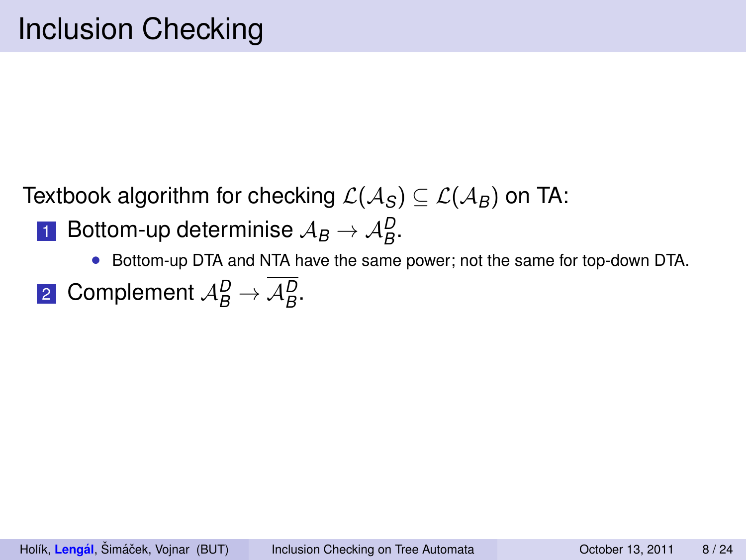# Inclusion Checking

Textbook algorithm for checking $\mathcal{L}(\mathcal{A}_S) \subseteq \mathcal{L}(\mathcal{A}_B)$ on TA:

1. Bottom-up determinise $\mathcal{A}_B \to \mathcal{A}_B^D$.
   - Bottom-up DTA and NTA have the same power; not the same for top-down DTA.
2. Complement $\mathcal{A}_B^D \to \overline{\mathcal{A}_B^D}$.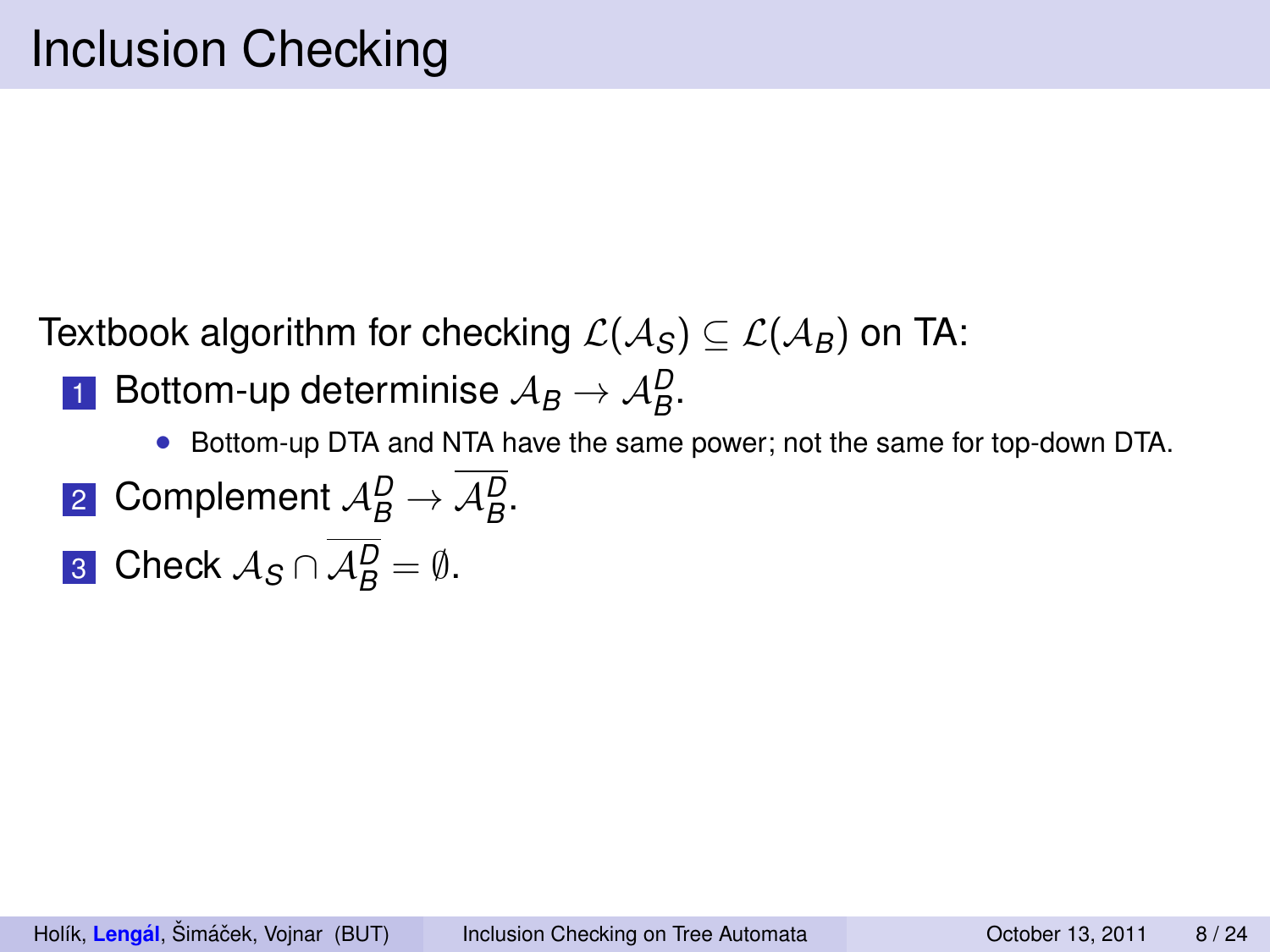# Inclusion Checking

Textbook algorithm for checking $\mathcal{L}(\mathcal{A}_S) \subseteq \mathcal{L}(\mathcal{A}_B)$ on TA:

1. Bottom-up determinise $\mathcal{A}_B \to \mathcal{A}_B^D$.
   - Bottom-up DTA and NTA have the same power; not the same for top-down DTA.
2. Complement $\mathcal{A}_B^D \to \overline{\mathcal{A}_B^D}$.
3. Check $\mathcal{A}_S \cap \overline{\mathcal{A}_B^D} = \emptyset$.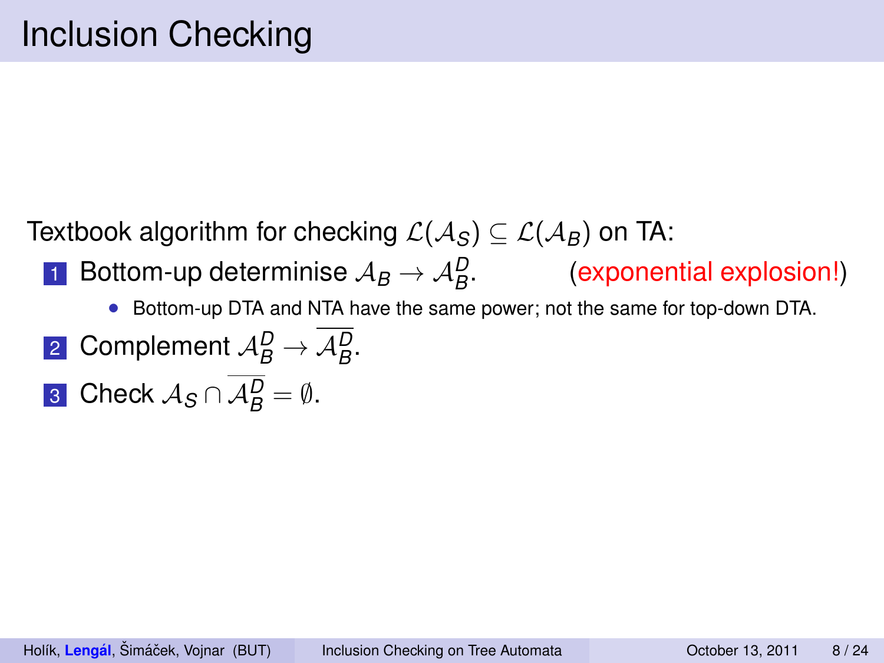# Inclusion Checking

Textbook algorithm for checking $\mathcal{L}(\mathcal{A}_S) \subseteq \mathcal{L}(\mathcal{A}_B)$ on TA:

1. Bottom-up determinise $\mathcal{A}_B \to \mathcal{A}_B^D$. (exponential explosion!)
   - Bottom-up DTA and NTA have the same power; not the same for top-down DTA.
2. Complement $\mathcal{A}_B^D \to \overline{\mathcal{A}_B^D}$.
3. Check $\mathcal{A}_S \cap \overline{\mathcal{A}_B^D} = \emptyset$.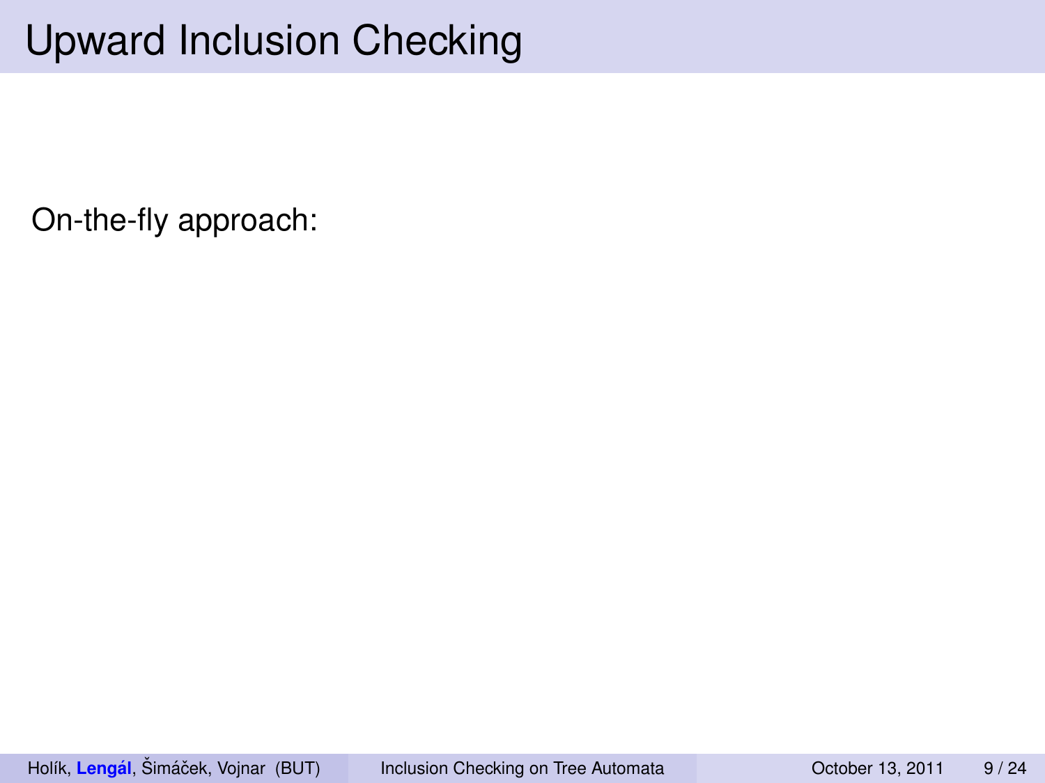# Upward Inclusion Checking

On-the-fly approach: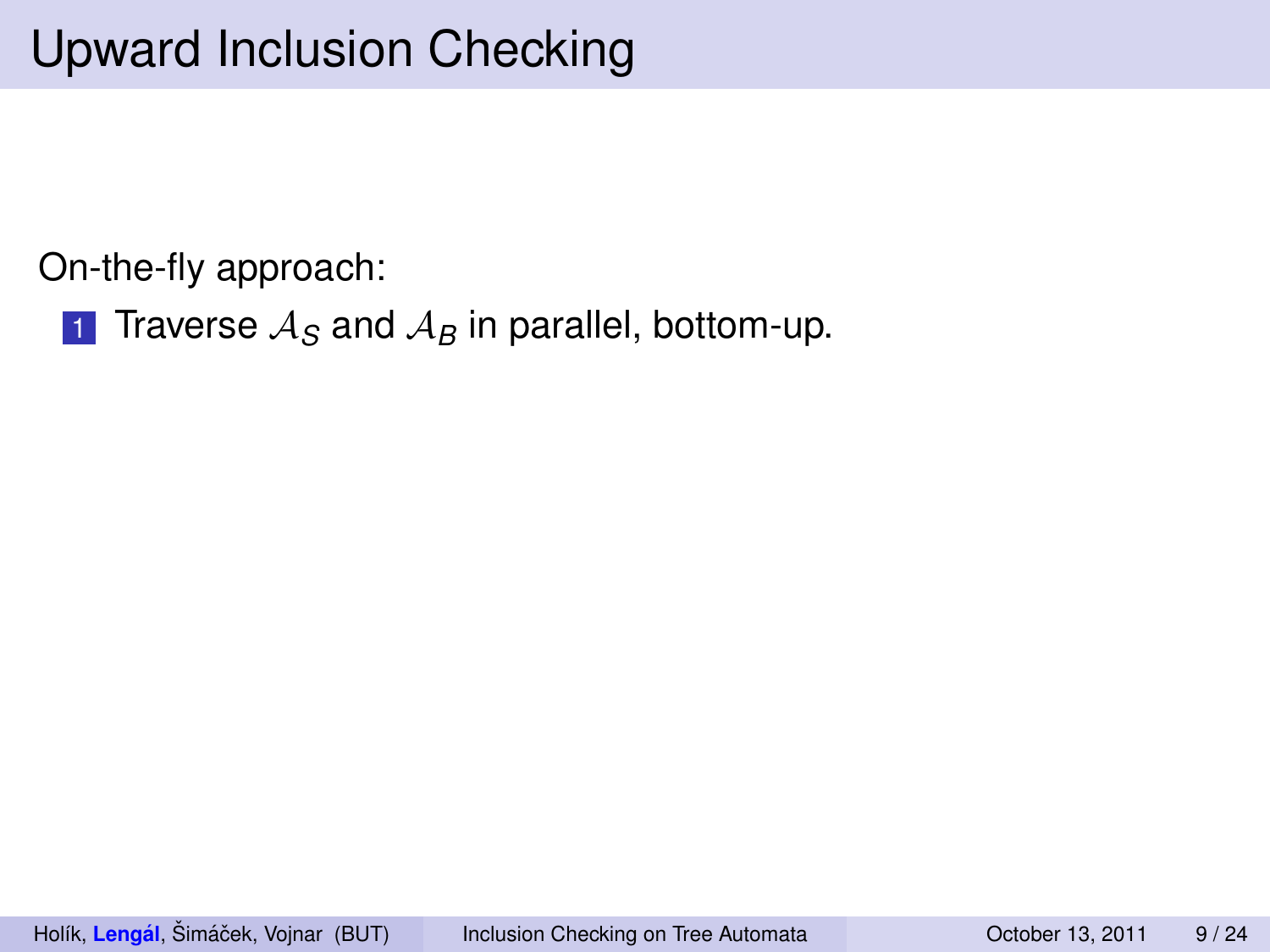# Upward Inclusion Checking

On-the-fly approach:

1. Traverse $\mathcal{A}_S$ and $\mathcal{A}_B$ in parallel, bottom-up.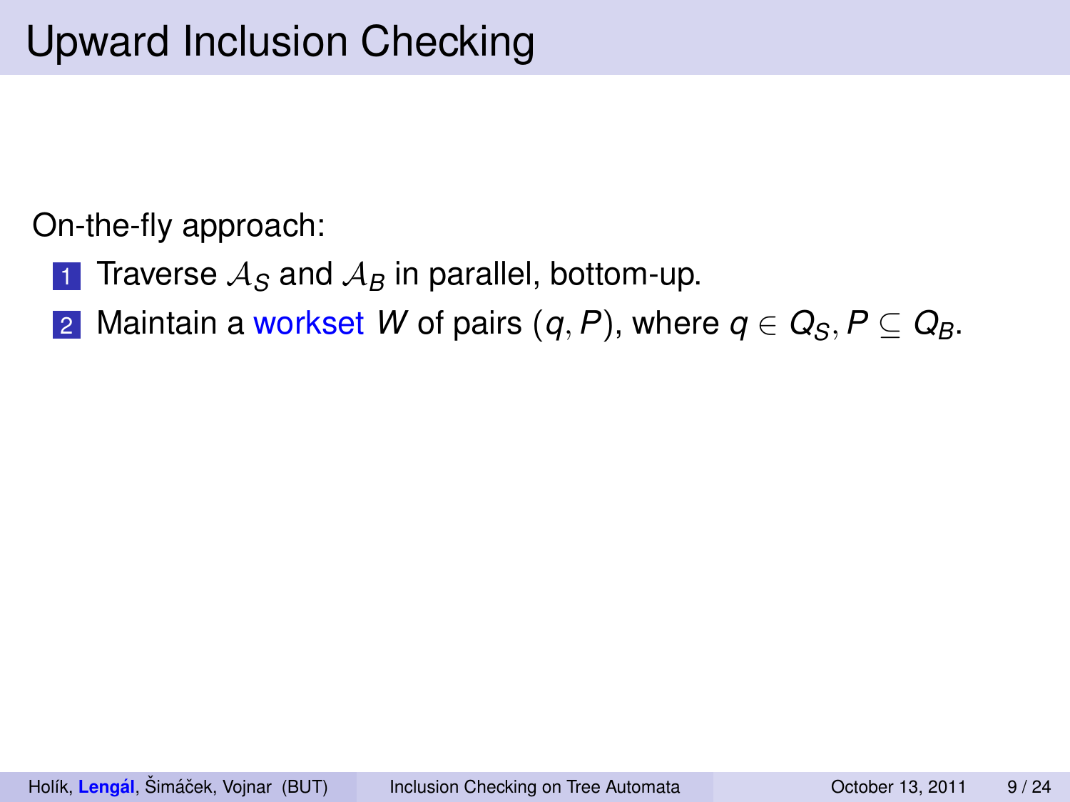# Upward Inclusion Checking

On-the-fly approach:

1. Traverse $\mathcal{A}_S$ and $\mathcal{A}_B$ in parallel, bottom-up.
2. Maintain a workset $W$ of pairs $(q, P)$, where $q \in Q_S, P \subseteq Q_B$.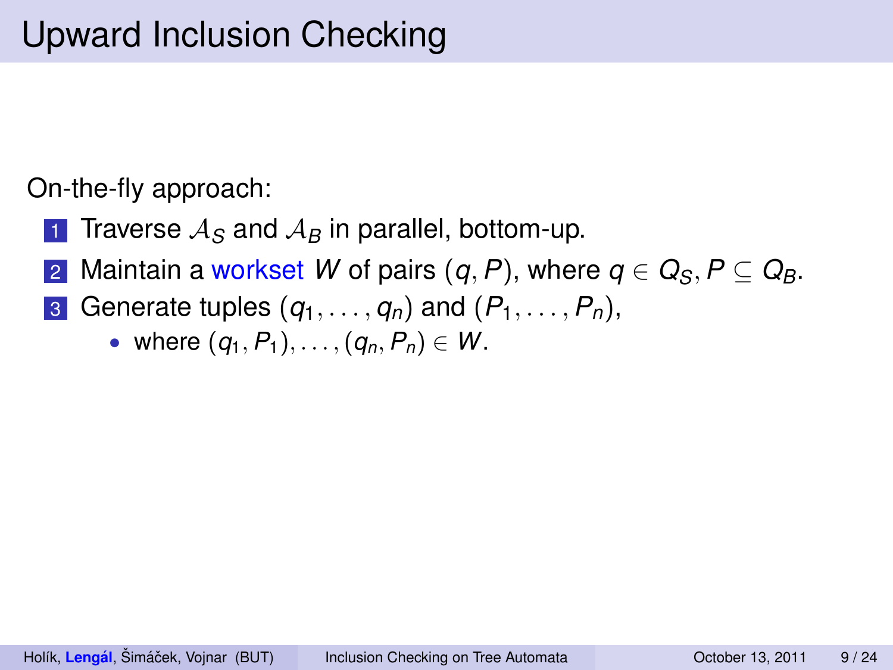# Upward Inclusion Checking

On-the-fly approach:

1. Traverse $\mathcal{A}_S$ and $\mathcal{A}_B$ in parallel, bottom-up.
2. Maintain a workset $W$ of pairs $(q, P)$, where $q \in Q_S, P \subseteq Q_B$.
3. Generate tuples $(q_1, \ldots, q_n)$ and $(P_1, \ldots, P_n)$,
   - where $(q_1, P_1), \ldots, (q_n, P_n) \in W$.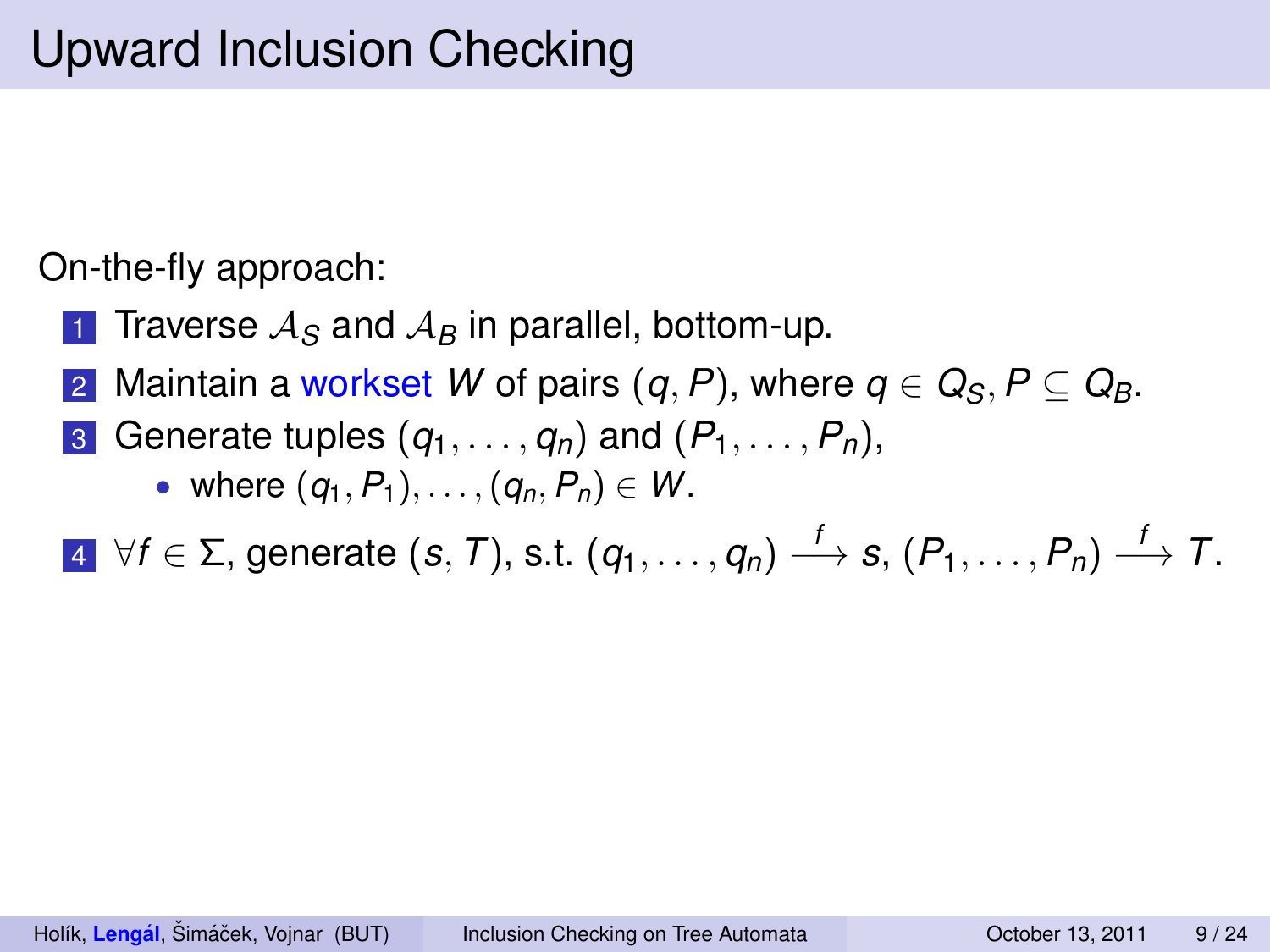# Upward Inclusion Checking

On-the-fly approach:

1. Traverse $\mathcal{A}_S$ and $\mathcal{A}_B$ in parallel, bottom-up.
2. Maintain a workset $W$ of pairs $(q, P)$, where $q \in Q_S, P \subseteq Q_B$.
3. Generate tuples $(q_1, \ldots, q_n)$ and $(P_1, \ldots, P_n)$,
   - where $(q_1, P_1), \ldots, (q_n, P_n) \in W$.
4. $\forall f \in \Sigma$, generate $(s, T)$, s.t. $(q_1, \ldots, q_n) \xrightarrow{f} s$, $(P_1, \ldots, P_n) \xrightarrow{f} T$.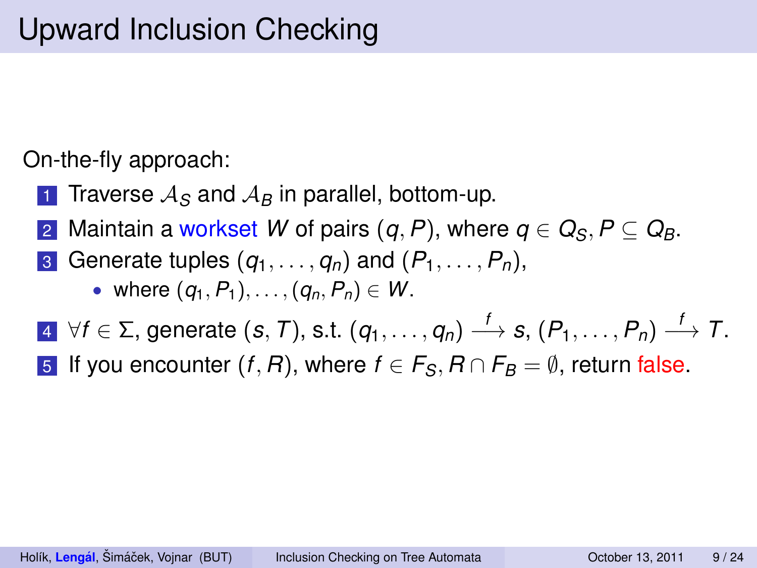# Upward Inclusion Checking

On-the-fly approach:

1. Traverse $\mathcal{A}_S$ and $\mathcal{A}_B$ in parallel, bottom-up.
2. Maintain a workset $W$ of pairs $(q, P)$, where $q \in Q_S, P \subseteq Q_B$.
3. Generate tuples $(q_1, \ldots, q_n)$ and $(P_1, \ldots, P_n)$,
   - where $(q_1, P_1), \ldots, (q_n, P_n) \in W$.
4. $\forall f \in \Sigma$, generate $(s, T)$, s.t. $(q_1, \ldots, q_n) \xrightarrow{f} s$, $(P_1, \ldots, P_n) \xrightarrow{f} T$.
5. If you encounter $(f, R)$, where $f \in F_S, R \cap F_B = \emptyset$, return false.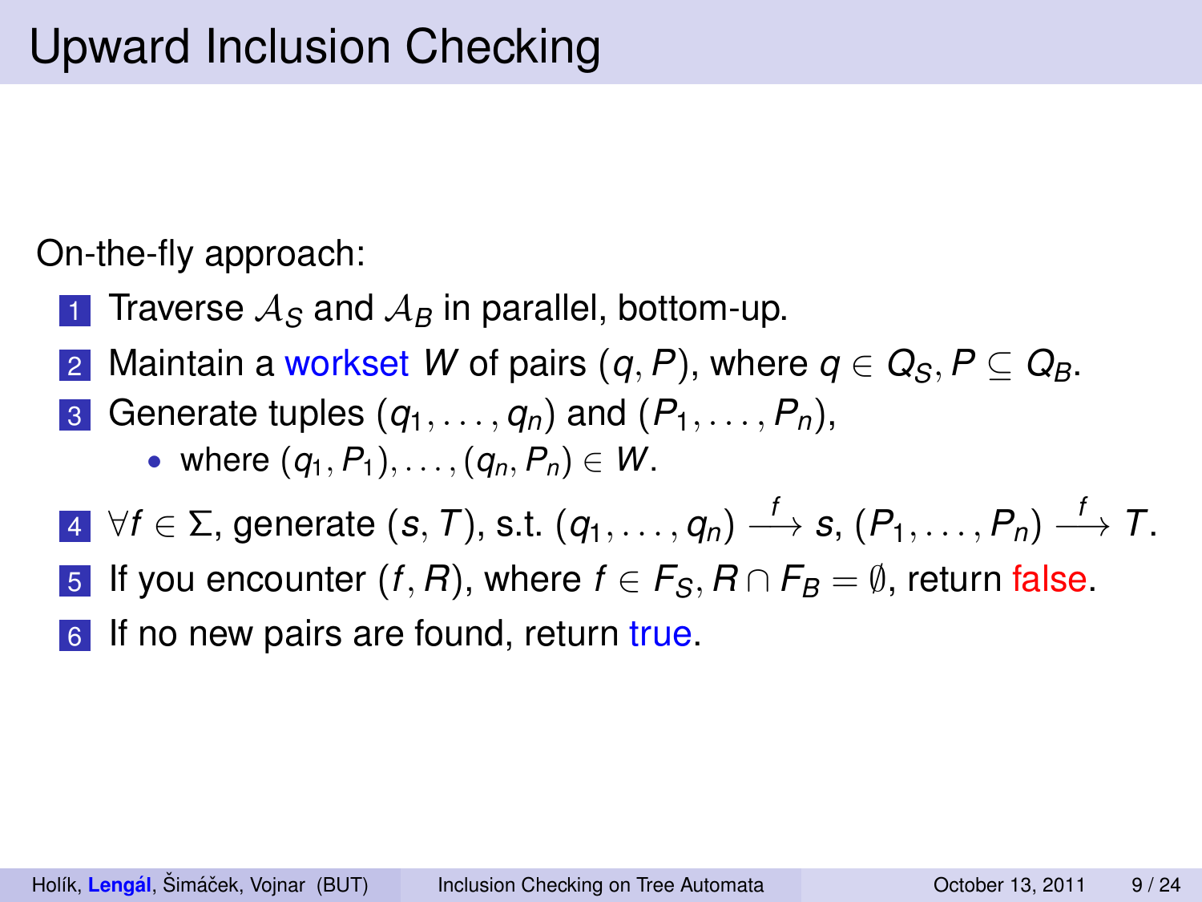# Upward Inclusion Checking

On-the-fly approach:

1. Traverse $\mathcal{A}_S$ and $\mathcal{A}_B$ in parallel, bottom-up.
2. Maintain a workset $W$ of pairs $(q, P)$, where $q \in Q_S, P \subseteq Q_B$.
3. Generate tuples $(q_1, \ldots, q_n)$ and $(P_1, \ldots, P_n)$,
   - where $(q_1, P_1), \ldots, (q_n, P_n) \in W$.
4. $\forall f \in \Sigma$, generate $(s, T)$, s.t. $(q_1, \ldots, q_n) \xrightarrow{f} s$, $(P_1, \ldots, P_n) \xrightarrow{f} T$.
5. If you encounter $(f, R)$, where $f \in F_S, R \cap F_B = \emptyset$, return false.
6. If no new pairs are found, return true.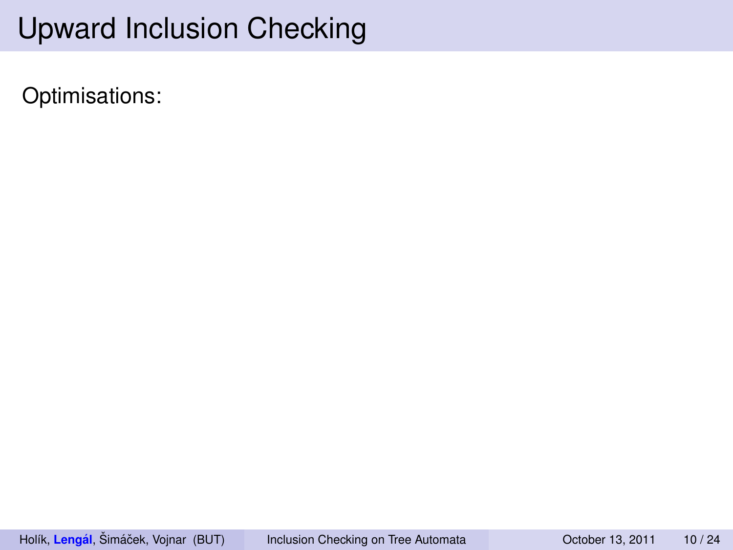# Upward Inclusion Checking

Optimisations: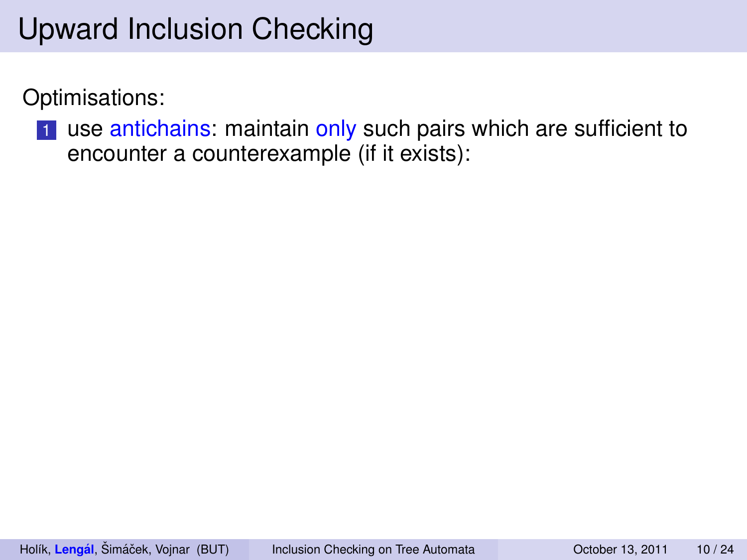# Upward Inclusion Checking

Optimisations:

1. use antichains: maintain only such pairs which are sufficient to encounter a counterexample (if it exists):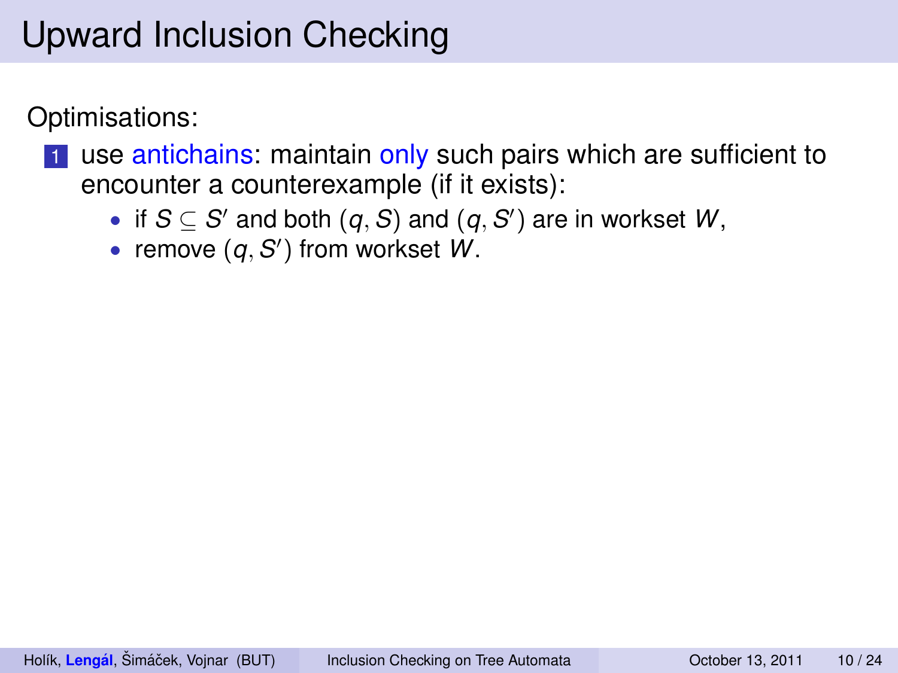# Upward Inclusion Checking

Optimisations:

1. use antichains: maintain only such pairs which are sufficient to encounter a counterexample (if it exists):
   - if $S \subseteq S'$ and both $(q, S)$ and $(q, S')$ are in workset $W$,
   - remove $(q, S')$ from workset $W$.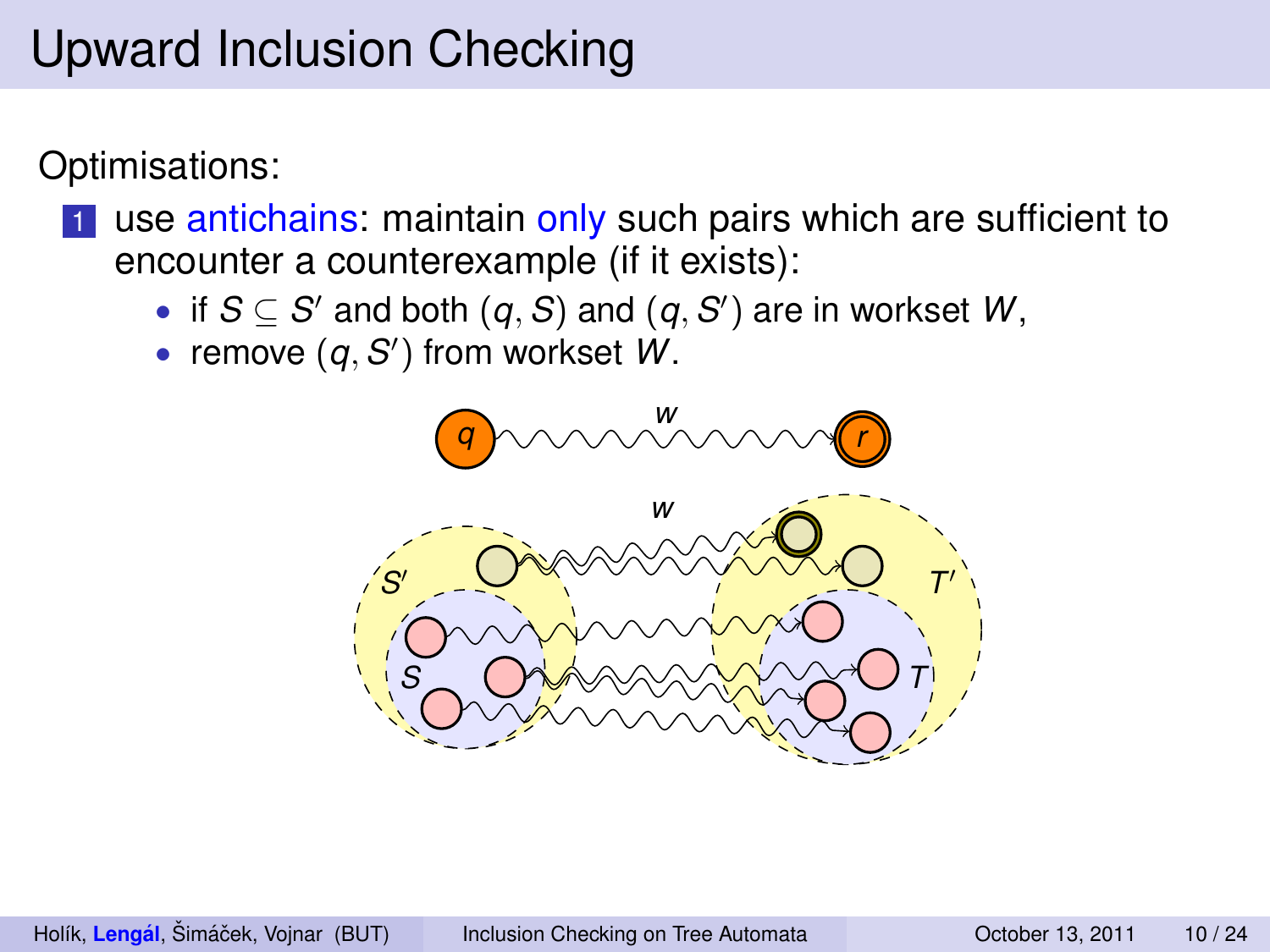# Upward Inclusion Checking

Optimisations:

1. use antichains: maintain only such pairs which are sufficient to encounter a counterexample (if it exists):
   - if $S \subseteq S'$ and both $(q, S)$ and $(q, S')$ are in workset $W$,
   - remove $(q, S')$ from workset $W$.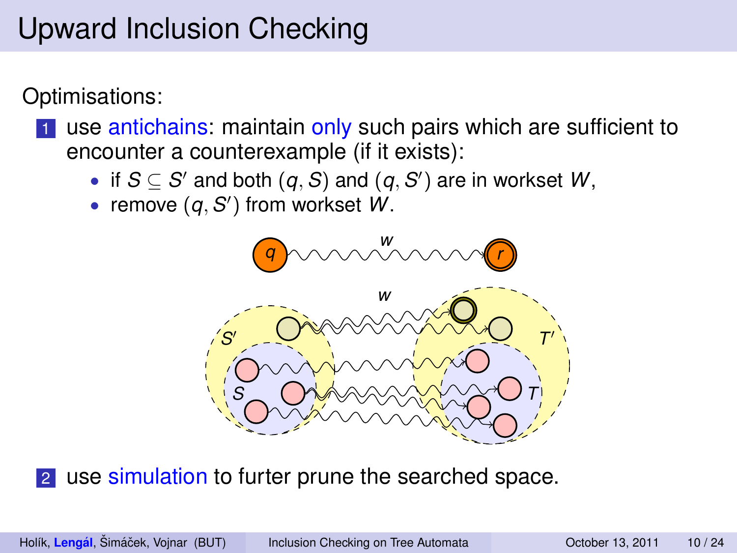# Upward Inclusion Checking

Optimisations:

1. use antichains: maintain only such pairs which are sufficient to encounter a counterexample (if it exists):
   - if $S \subseteq S'$ and both $(q, S)$ and $(q, S')$ are in workset $W$,
   - remove $(q, S')$ from workset $W$.

2. use simulation to furter prune the searched space.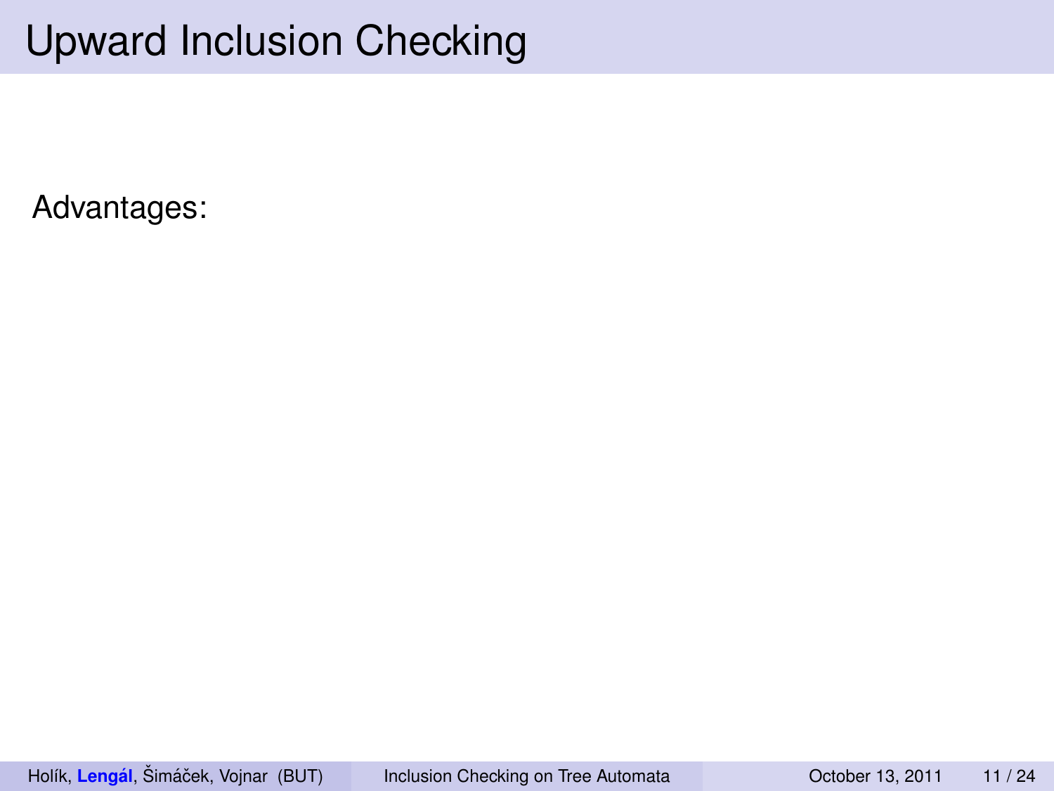# Upward Inclusion Checking

Advantages: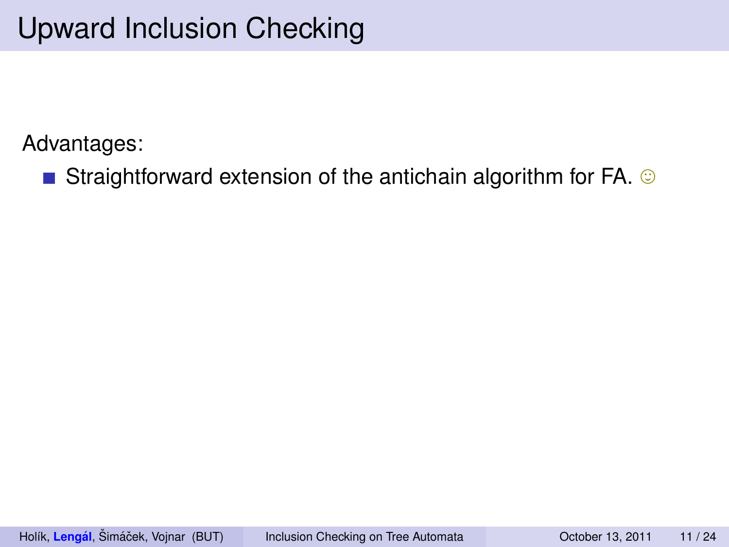# Upward Inclusion Checking

Advantages:

- Straightforward extension of the antichain algorithm for FA. ☺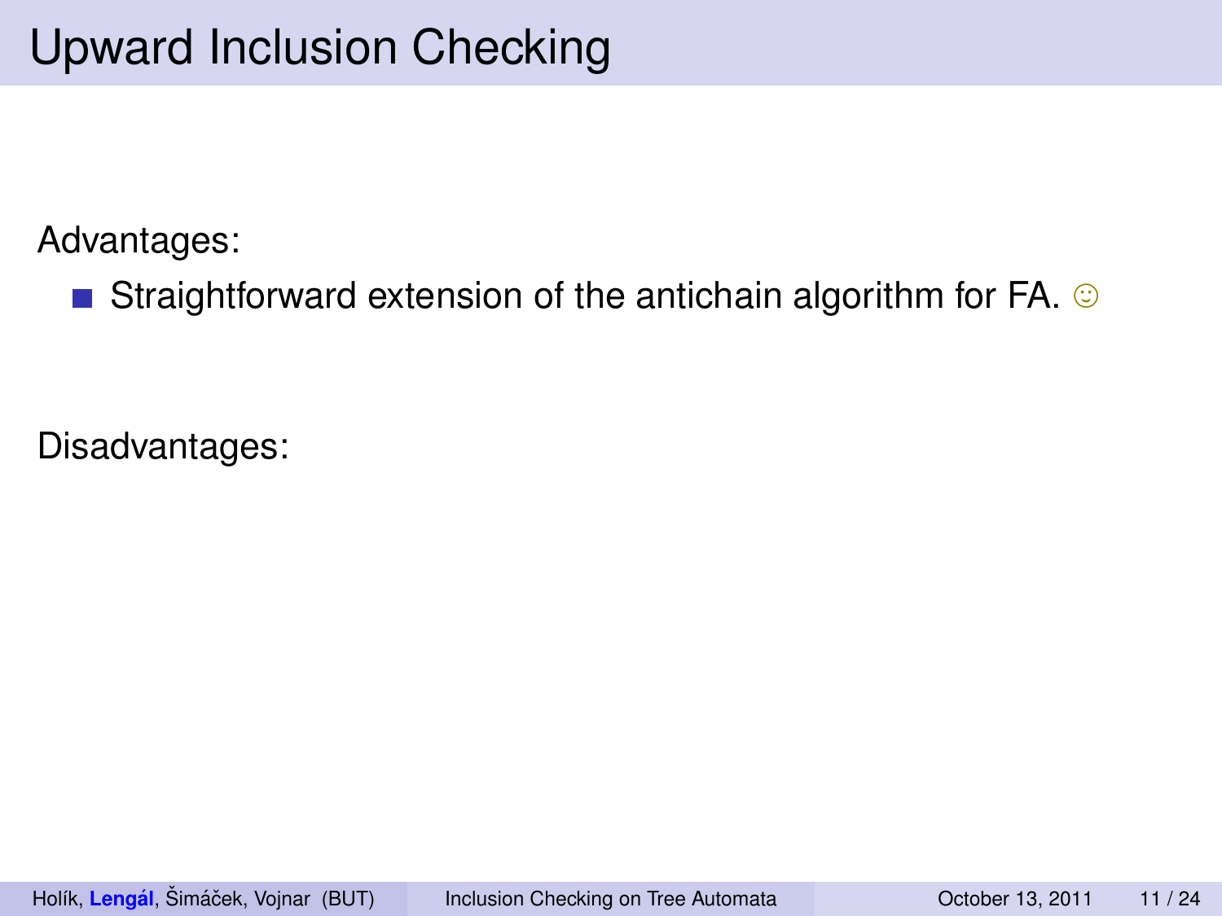# Upward Inclusion Checking

Advantages:

- Straightforward extension of the antichain algorithm for FA. ☺

Disadvantages: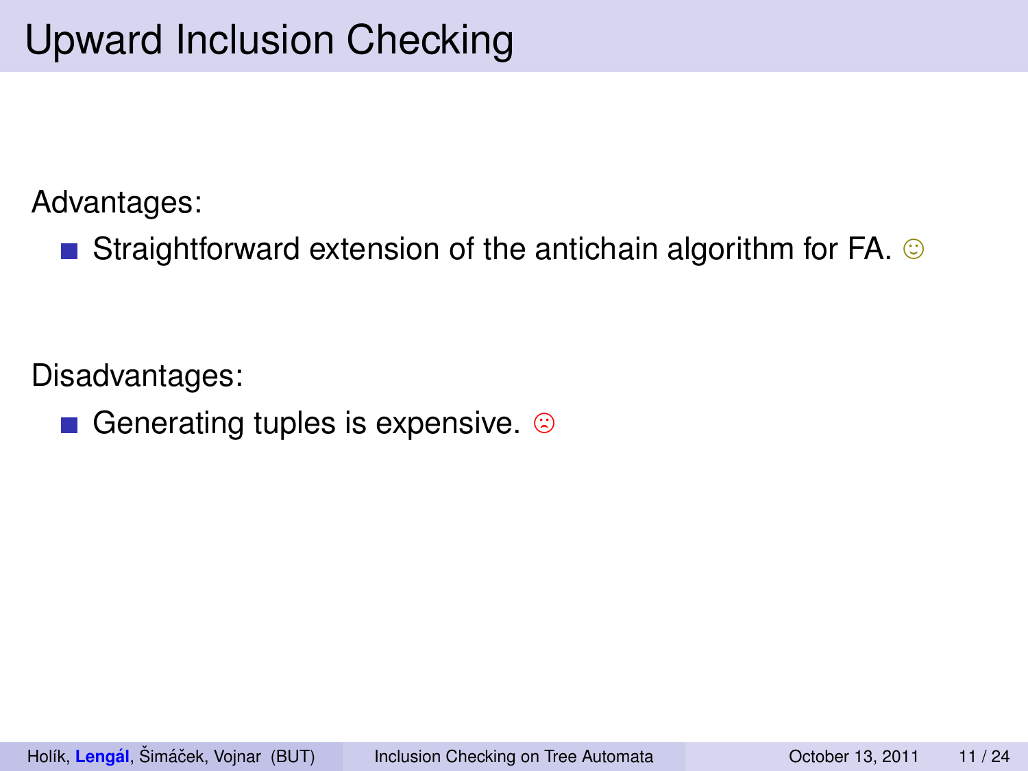# Upward Inclusion Checking

Advantages:

- Straightforward extension of the antichain algorithm for FA. ☺

Disadvantages:

- Generating tuples is expensive. ☹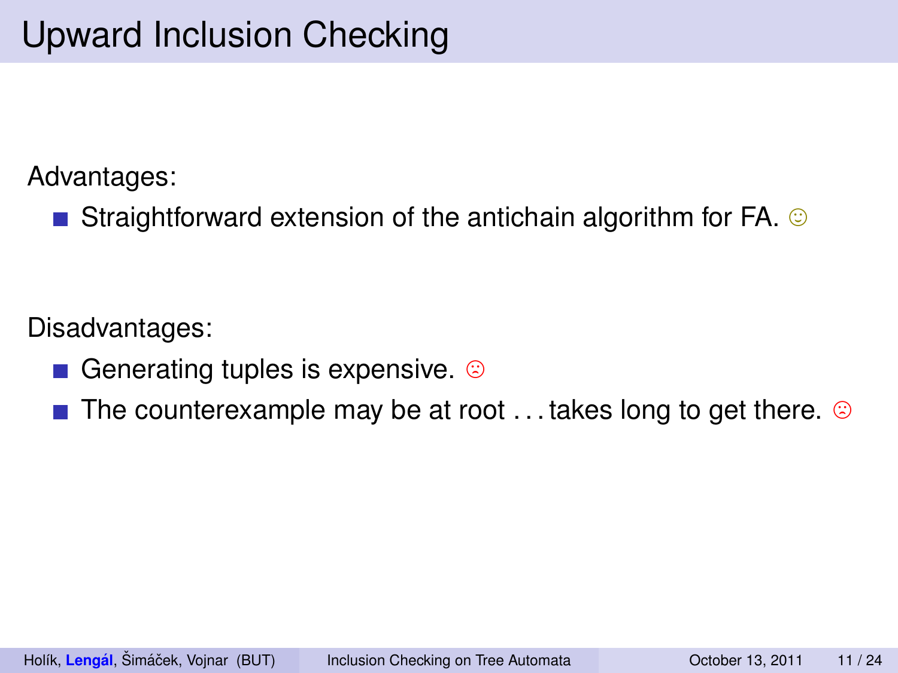# Upward Inclusion Checking

Advantages:

- Straightforward extension of the antichain algorithm for FA. ☺

Disadvantages:

- Generating tuples is expensive. ☹
- The counterexample may be at root . . . takes long to get there. ☹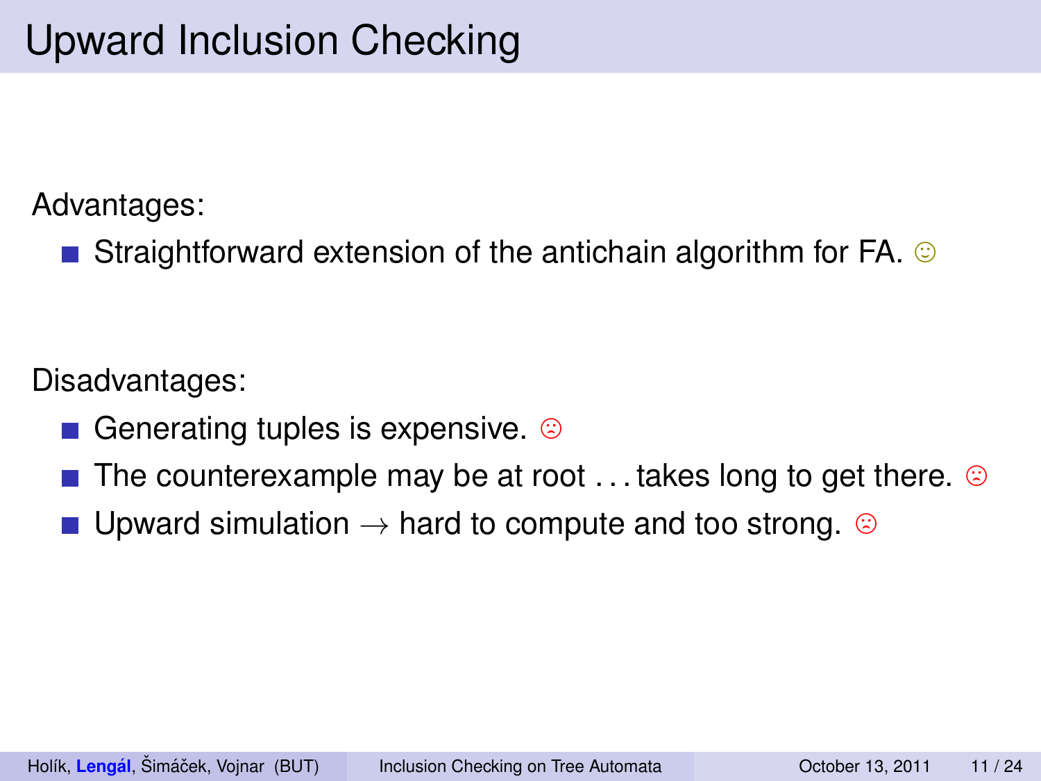# Upward Inclusion Checking

Advantages:

- Straightforward extension of the antichain algorithm for FA. ☺

Disadvantages:

- Generating tuples is expensive. ☹
- The counterexample may be at root . . . takes long to get there. ☹
- Upward simulation $\rightarrow$ hard to compute and too strong. ☹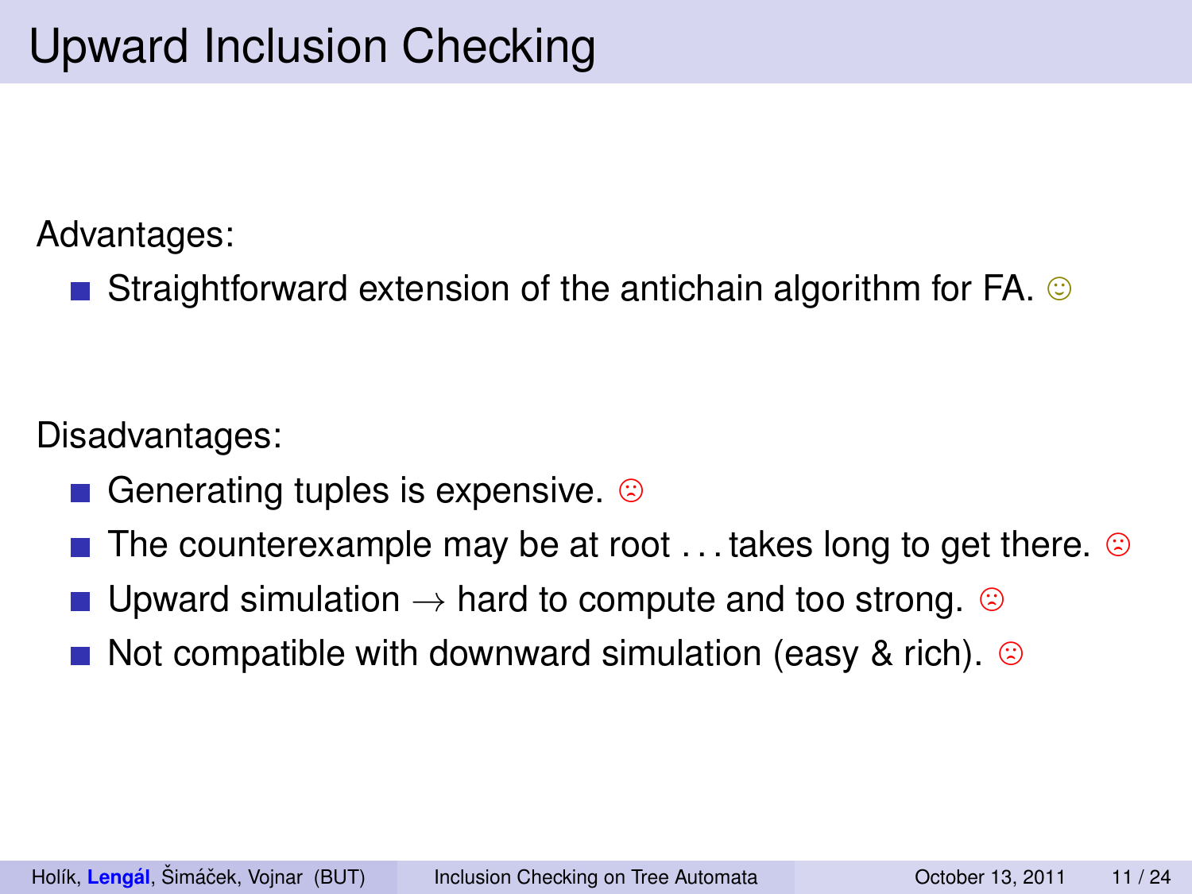# Upward Inclusion Checking

Advantages:

- Straightforward extension of the antichain algorithm for FA. ☺

Disadvantages:

- Generating tuples is expensive. ☹
- The counterexample may be at root . . . takes long to get there. ☹
- Upward simulation $\rightarrow$ hard to compute and too strong. ☹
- Not compatible with downward simulation (easy & rich). ☹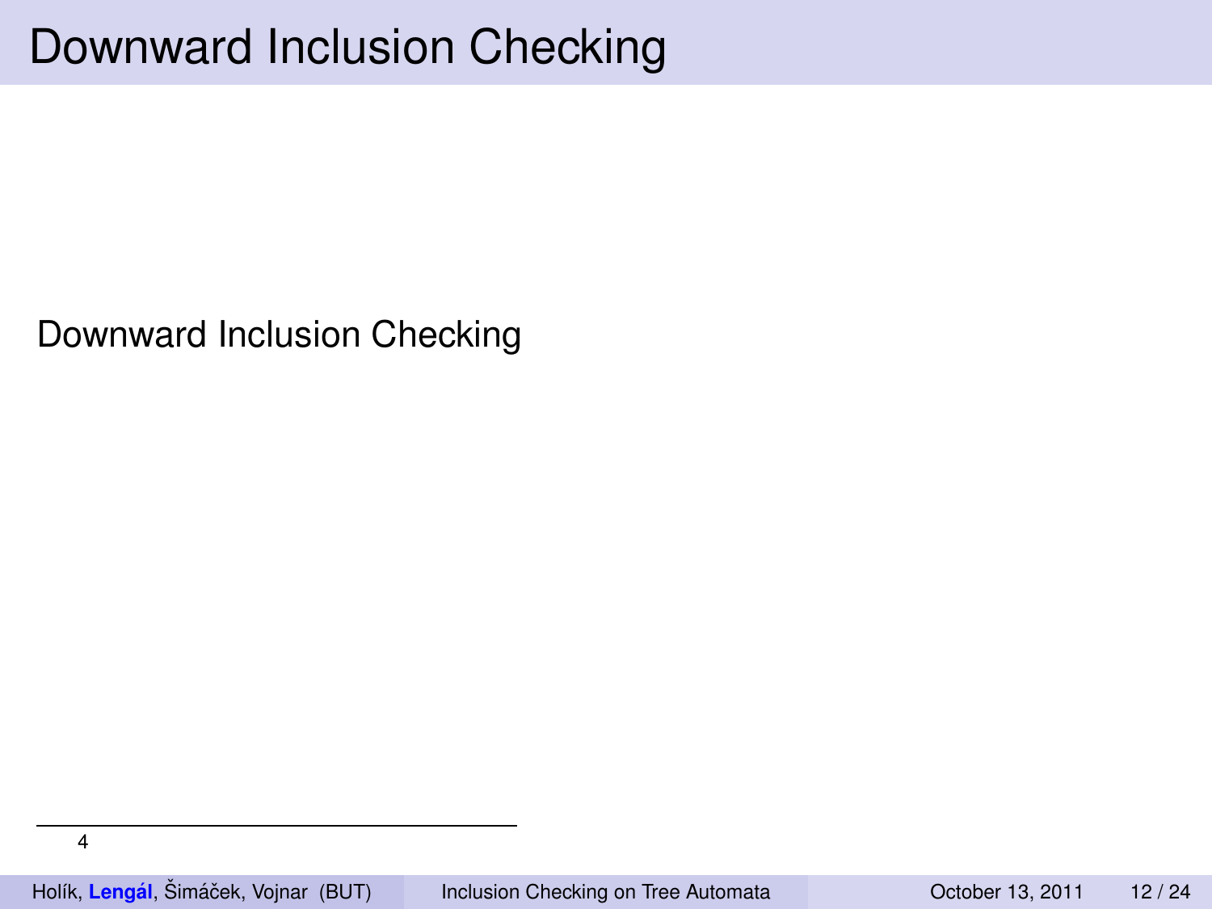# Downward Inclusion Checking

Downward Inclusion Checking

4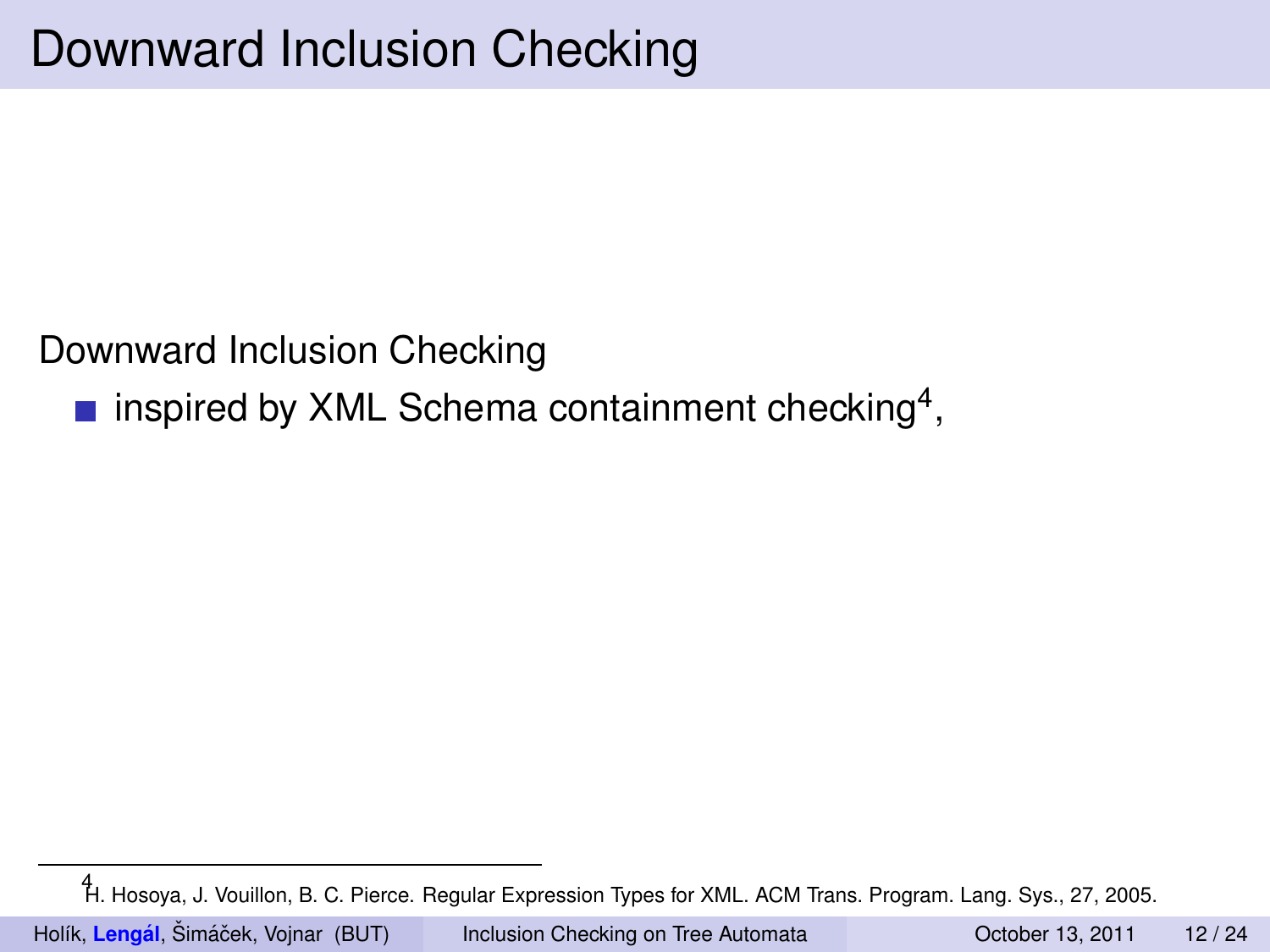# Downward Inclusion Checking

Downward Inclusion Checking

- inspired by XML Schema containment checking[4],

[4] H. Hosoya, J. Vouillon, B. C. Pierce. Regular Expression Types for XML. ACM Trans. Program. Lang. Sys., 27, 2005.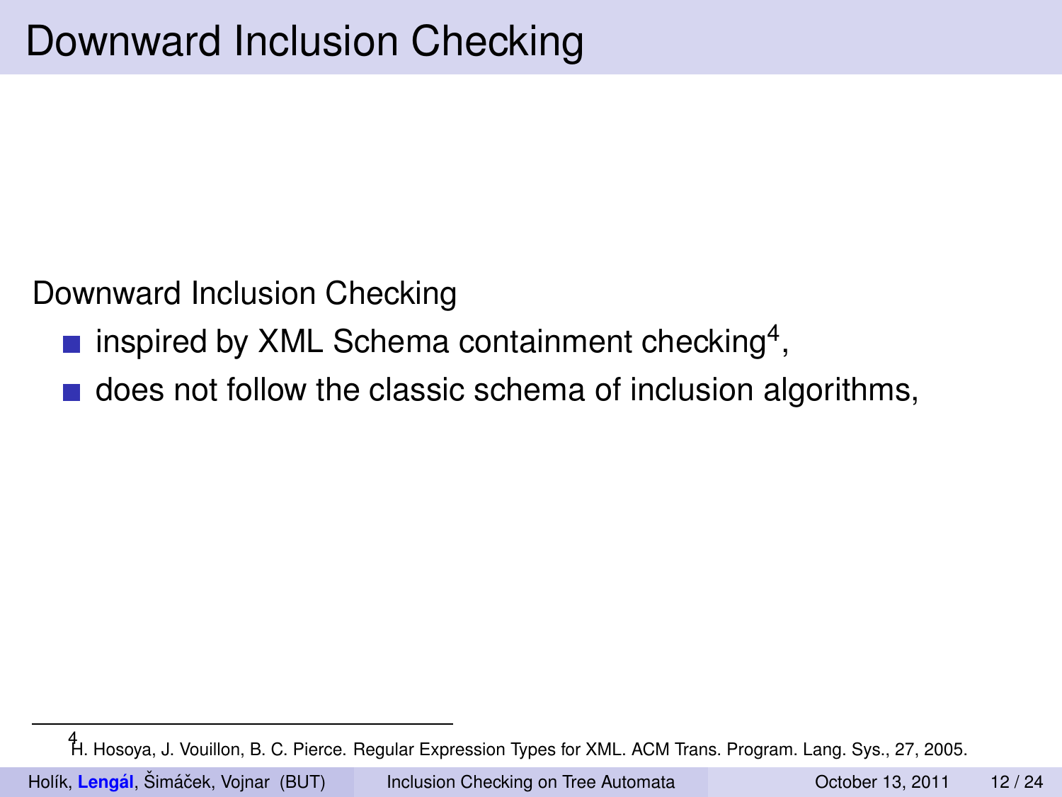# Downward Inclusion Checking

Downward Inclusion Checking

- inspired by XML Schema containment checking[4],
- does not follow the classic schema of inclusion algorithms,

[4] H. Hosoya, J. Vouillon, B. C. Pierce. Regular Expression Types for XML. ACM Trans. Program. Lang. Sys., 27, 2005.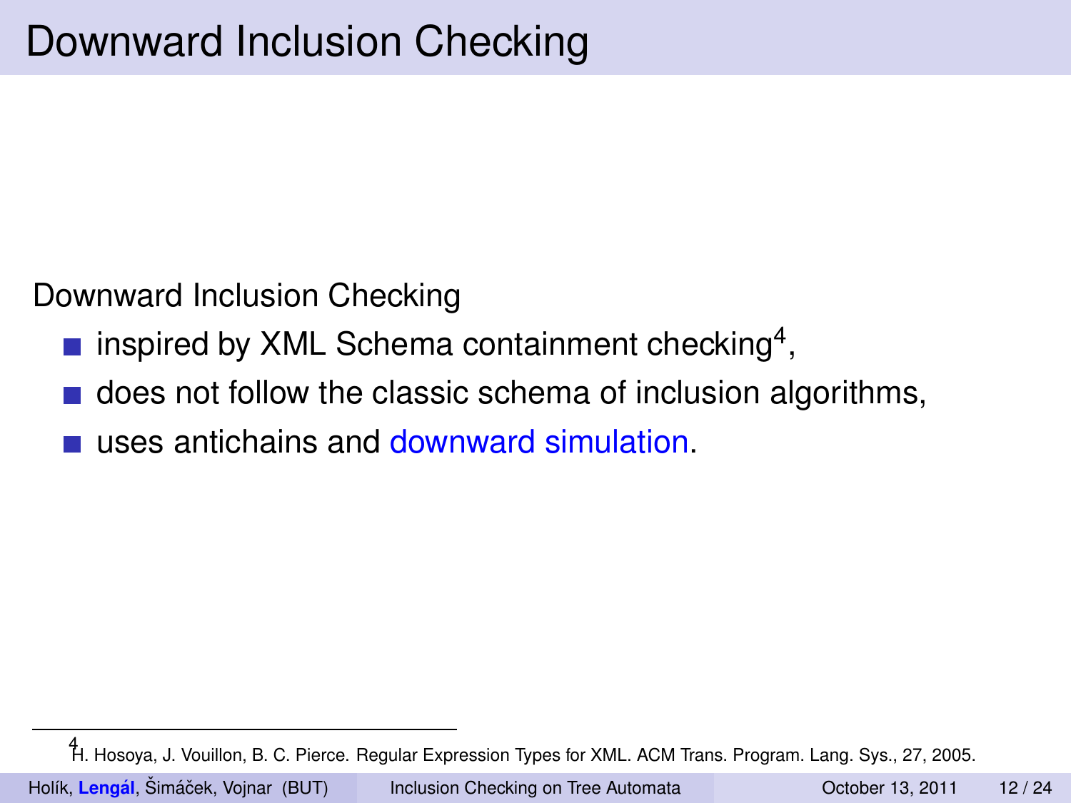# Downward Inclusion Checking

Downward Inclusion Checking

- inspired by XML Schema containment checking[4],
- does not follow the classic schema of inclusion algorithms,
- uses antichains and downward simulation.

[4] H. Hosoya, J. Vouillon, B. C. Pierce. Regular Expression Types for XML. ACM Trans. Program. Lang. Sys., 27, 2005.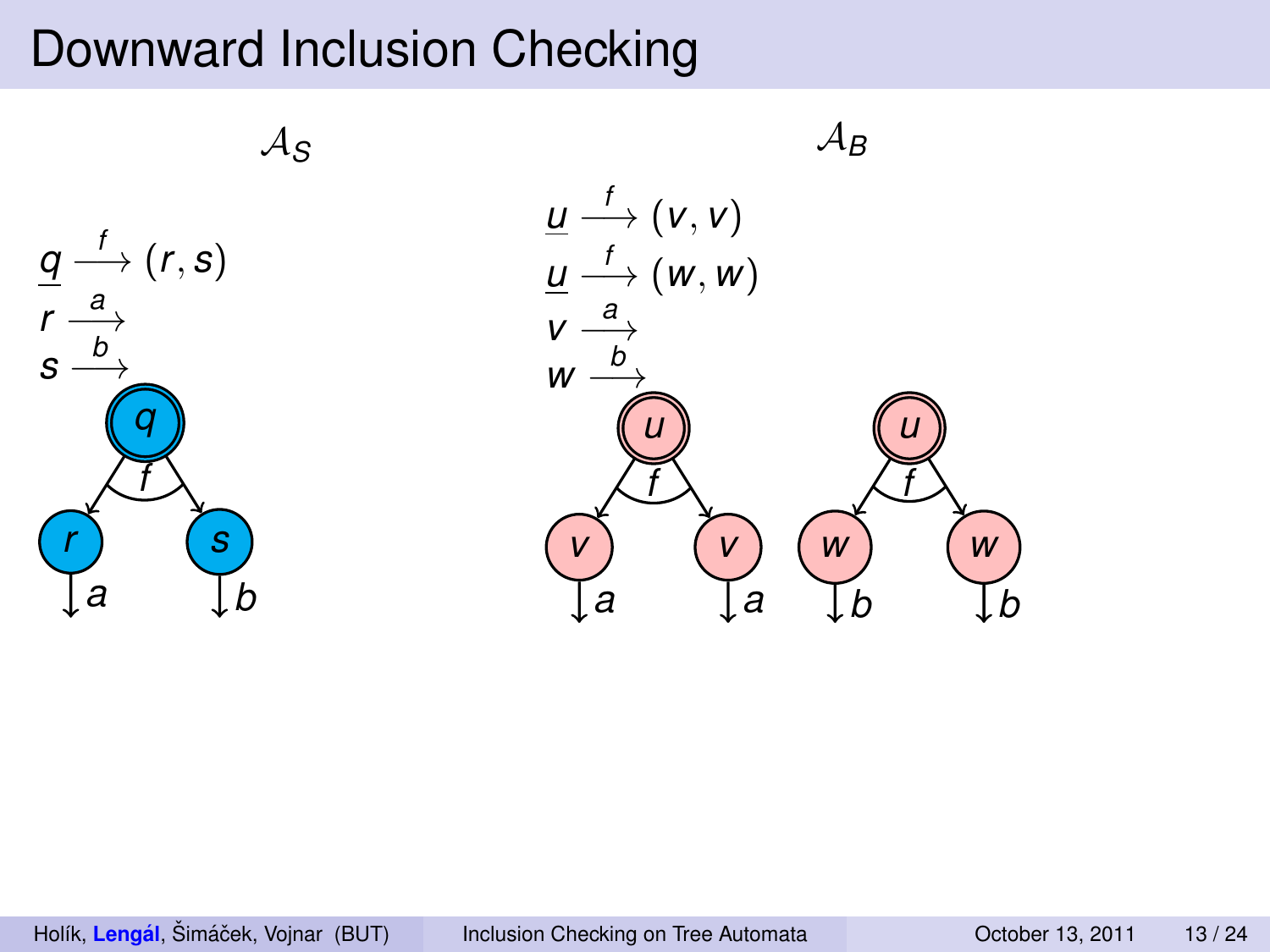# Downward Inclusion Checking

$\mathcal{A}_S$

$\underline{q} \xrightarrow{f} (r, s)$

$r \xrightarrow{a}$

$s \xrightarrow{b}$

$\mathcal{A}_B$

$\underline{u} \xrightarrow{f} (v, v)$

$\underline{u} \xrightarrow{f} (w, w)$

$v \xrightarrow{a}$

$w \xrightarrow{b}$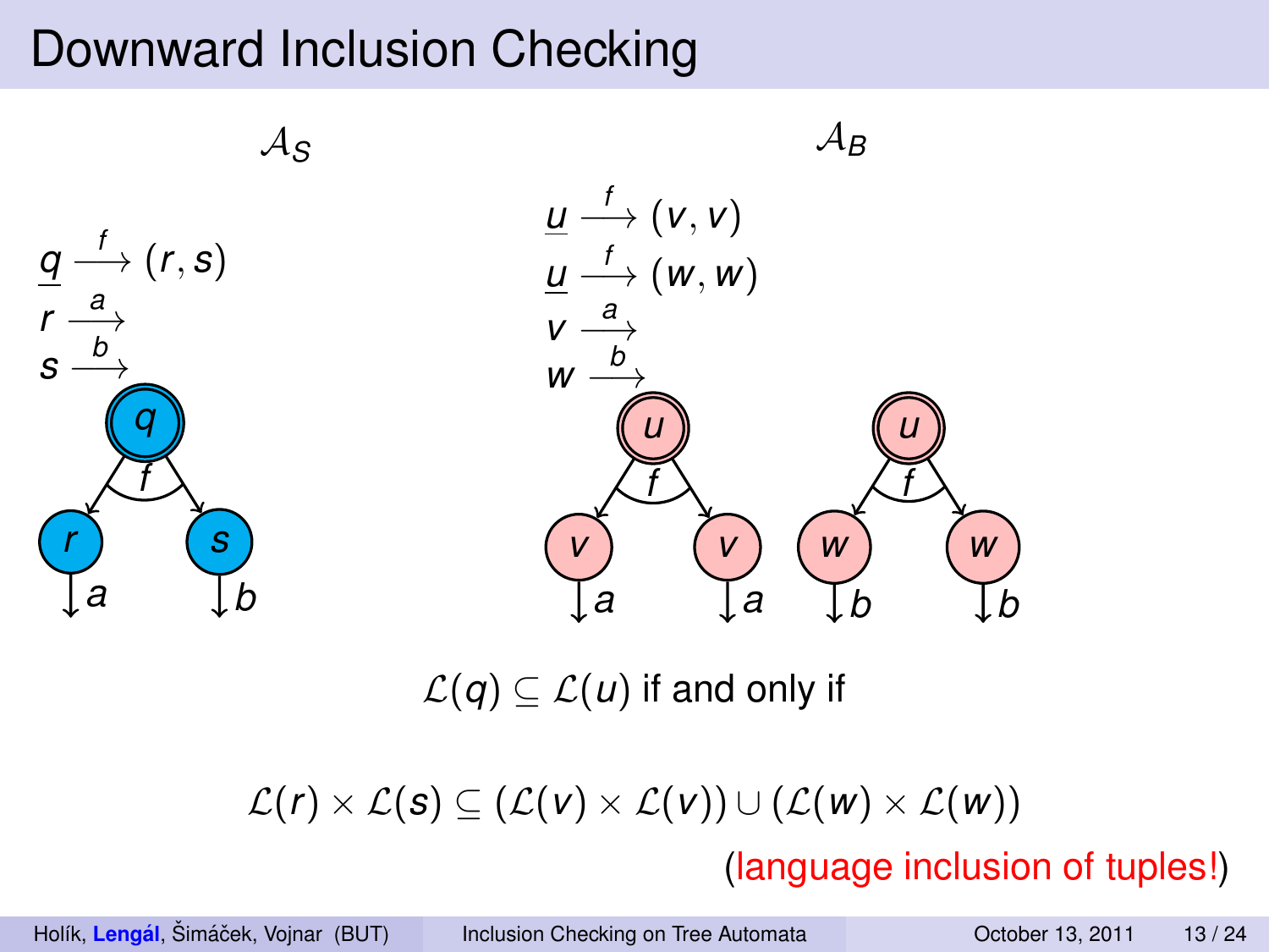# Downward Inclusion Checking

$\mathcal{A}_S$

$\underline{q} \xrightarrow{f} (r, s)$

$r \xrightarrow{a}$

$s \xrightarrow{b}$

$\mathcal{A}_B$

$\underline{u} \xrightarrow{f} (v, v)$

$\underline{u} \xrightarrow{f} (w, w)$

$v \xrightarrow{a}$

$w \xrightarrow{b}$

$\mathcal{L}(q) \subseteq \mathcal{L}(u)$ if and only if

$$\mathcal{L}(r) \times \mathcal{L}(s) \subseteq (\mathcal{L}(v) \times \mathcal{L}(v)) \cup (\mathcal{L}(w) \times \mathcal{L}(w))$$

(language inclusion of tuples!)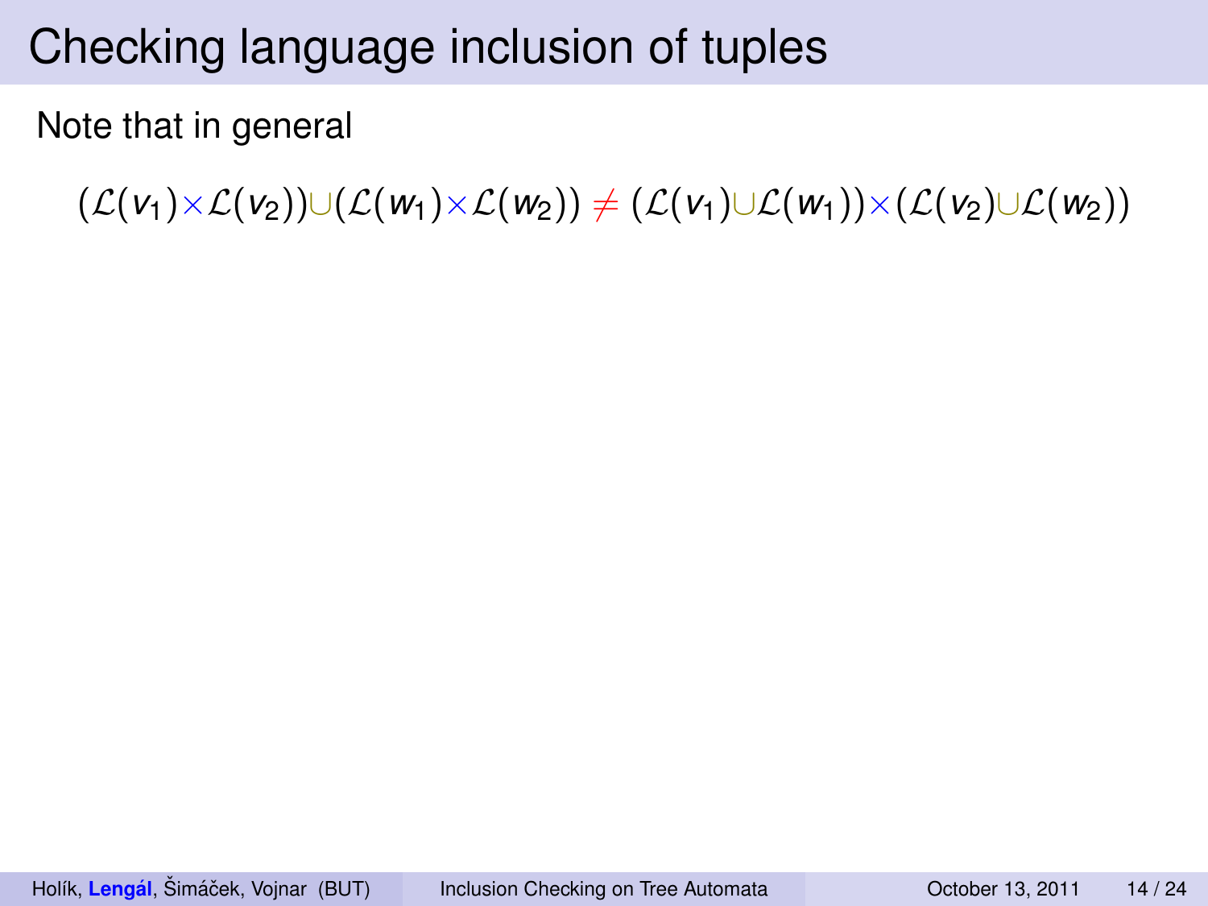# Checking language inclusion of tuples

Note that in general

$$(\mathcal{L}(v_1)\times\mathcal{L}(v_2))\cup(\mathcal{L}(w_1)\times\mathcal{L}(w_2)) \neq (\mathcal{L}(v_1)\cup\mathcal{L}(w_1))\times(\mathcal{L}(v_2)\cup\mathcal{L}(w_2))$$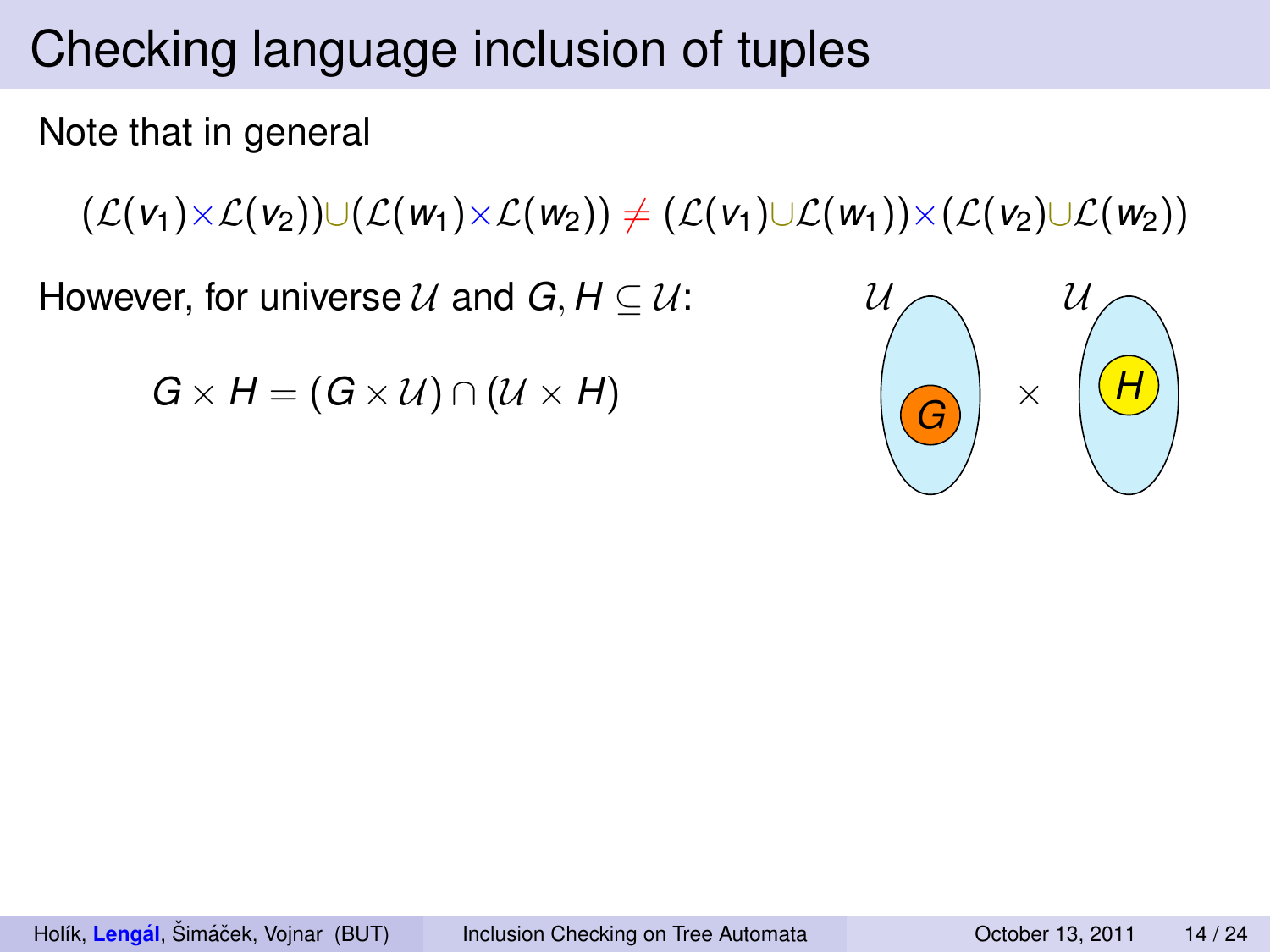# Checking language inclusion of tuples

Note that in general

$$(\mathcal{L}(v_1)\times\mathcal{L}(v_2))\cup(\mathcal{L}(w_1)\times\mathcal{L}(w_2)) \neq (\mathcal{L}(v_1)\cup\mathcal{L}(w_1))\times(\mathcal{L}(v_2)\cup\mathcal{L}(w_2))$$

However, for universe $\mathcal{U}$ and $G, H \subseteq \mathcal{U}$:

$$G \times H = (G \times \mathcal{U}) \cap (\mathcal{U} \times H)$$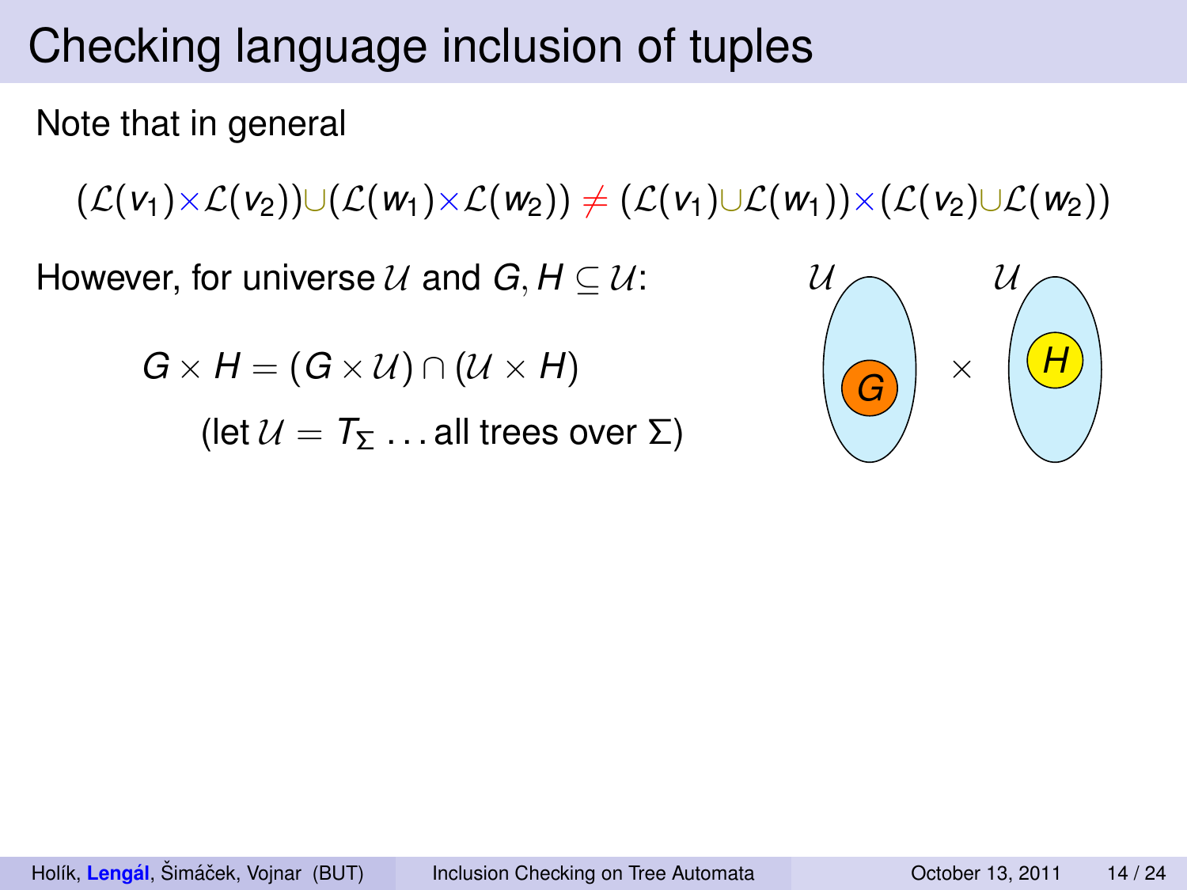# Checking language inclusion of tuples

Note that in general

$$(\mathcal{L}(v_1)\times\mathcal{L}(v_2))\cup(\mathcal{L}(w_1)\times\mathcal{L}(w_2)) \neq (\mathcal{L}(v_1)\cup\mathcal{L}(w_1))\times(\mathcal{L}(v_2)\cup\mathcal{L}(w_2))$$

However, for universe $\mathcal{U}$ and $G, H \subseteq \mathcal{U}$:

$$G \times H = (G \times \mathcal{U}) \cap (\mathcal{U} \times H)$$

(let $\mathcal{U} = T_\Sigma$ ... all trees over $\Sigma$)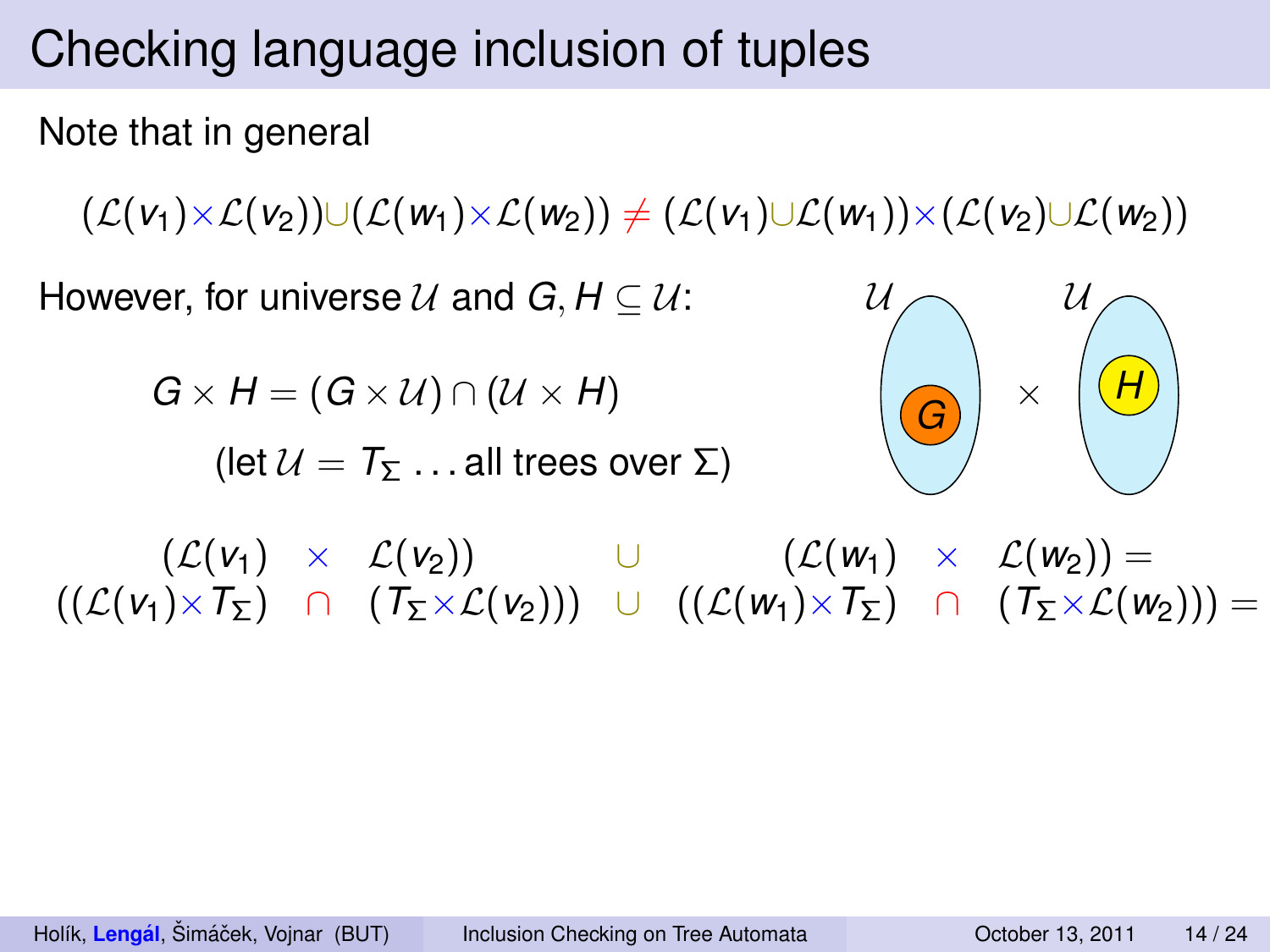# Checking language inclusion of tuples

Note that in general

$$(\mathcal{L}(v_1)\times\mathcal{L}(v_2))\cup(\mathcal{L}(w_1)\times\mathcal{L}(w_2)) \neq (\mathcal{L}(v_1)\cup\mathcal{L}(w_1))\times(\mathcal{L}(v_2)\cup\mathcal{L}(w_2))$$

However, for universe $\mathcal{U}$ and $G, H \subseteq \mathcal{U}$:

$$G \times H = (G \times \mathcal{U}) \cap (\mathcal{U} \times H)$$

(let $\mathcal{U} = T_\Sigma$ . . . all trees over $\Sigma$)

$$\begin{array}{ccccccccc}
(\mathcal{L}(v_1) & \times & \mathcal{L}(v_2)) & \cup & (\mathcal{L}(w_1) & \times & \mathcal{L}(w_2)) = \\
((\mathcal{L}(v_1)\times T_\Sigma) & \cap & (T_\Sigma\times\mathcal{L}(v_2))) & \cup & ((\mathcal{L}(w_1)\times T_\Sigma) & \cap & (T_\Sigma\times\mathcal{L}(w_2))) =
\end{array}$$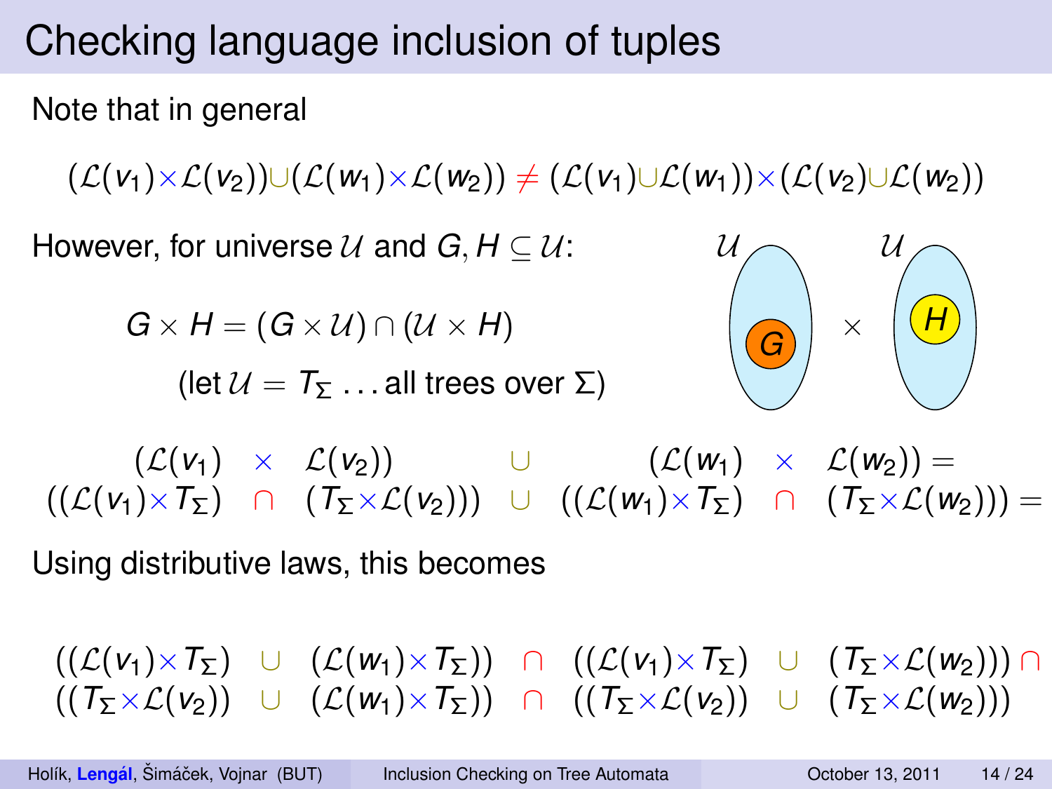# Checking language inclusion of tuples

Note that in general

$$(\mathcal{L}(v_1)\times\mathcal{L}(v_2))\cup(\mathcal{L}(w_1)\times\mathcal{L}(w_2)) \neq (\mathcal{L}(v_1)\cup\mathcal{L}(w_1))\times(\mathcal{L}(v_2)\cup\mathcal{L}(w_2))$$

However, for universe $\mathcal{U}$ and $G, H \subseteq \mathcal{U}$:

$$G \times H = (G \times \mathcal{U}) \cap (\mathcal{U} \times H)$$

(let $\mathcal{U} = T_\Sigma$ ... all trees over $\Sigma$)

$$\begin{array}{ccccccc} (\mathcal{L}(v_1) & \times & \mathcal{L}(v_2)) & \cup & (\mathcal{L}(w_1) & \times & \mathcal{L}(w_2)) = \\ ((\mathcal{L}(v_1)\times T_\Sigma) & \cap & (T_\Sigma\times\mathcal{L}(v_2))) & \cup & ((\mathcal{L}(w_1)\times T_\Sigma) & \cap & (T_\Sigma\times\mathcal{L}(w_2))) = \end{array}$$

Using distributive laws, this becomes

$$\begin{array}{l} ((\mathcal{L}(v_1)\times T_\Sigma) \cup (\mathcal{L}(w_1)\times T_\Sigma)) \cap ((\mathcal{L}(v_1)\times T_\Sigma) \cup (T_\Sigma\times\mathcal{L}(w_2))) \cap \\ ((T_\Sigma\times\mathcal{L}(v_2)) \cup (\mathcal{L}(w_1)\times T_\Sigma)) \cap ((T_\Sigma\times\mathcal{L}(v_2)) \cup (T_\Sigma\times\mathcal{L}(w_2))) \end{array}$$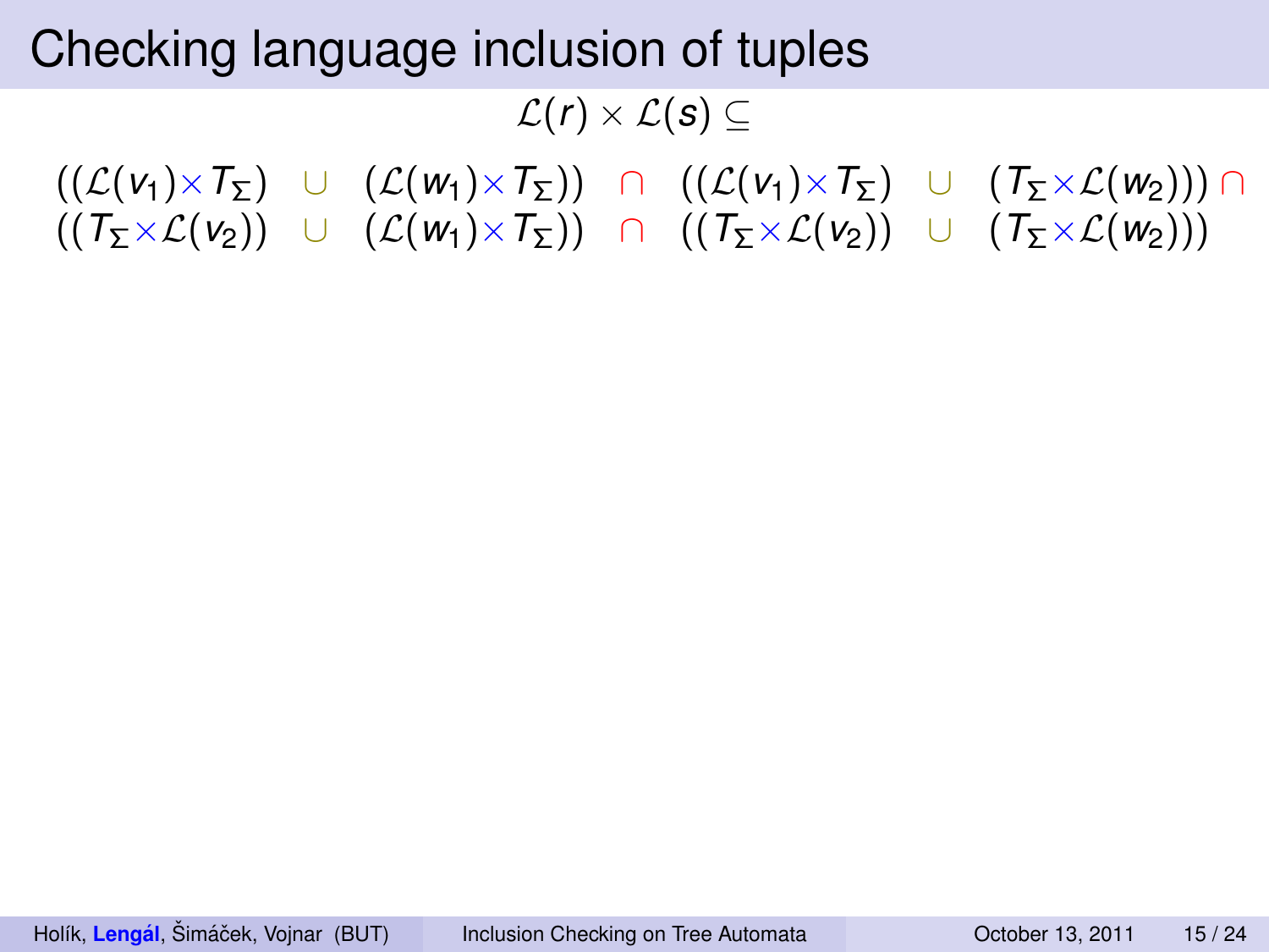# Checking language inclusion of tuples

$$\mathcal{L}(r) \times \mathcal{L}(s) \subseteq$$

$$((\mathcal{L}(v_1) \times T_\Sigma) \;\cup\; (\mathcal{L}(w_1) \times T_\Sigma)) \;\cap\; ((\mathcal{L}(v_1) \times T_\Sigma) \;\cup\; (T_\Sigma \times \mathcal{L}(w_2))) \;\cap$$
$$((T_\Sigma \times \mathcal{L}(v_2)) \;\cup\; (\mathcal{L}(w_1) \times T_\Sigma)) \;\cap\; ((T_\Sigma \times \mathcal{L}(v_2)) \;\cup\; (T_\Sigma \times \mathcal{L}(w_2)))$$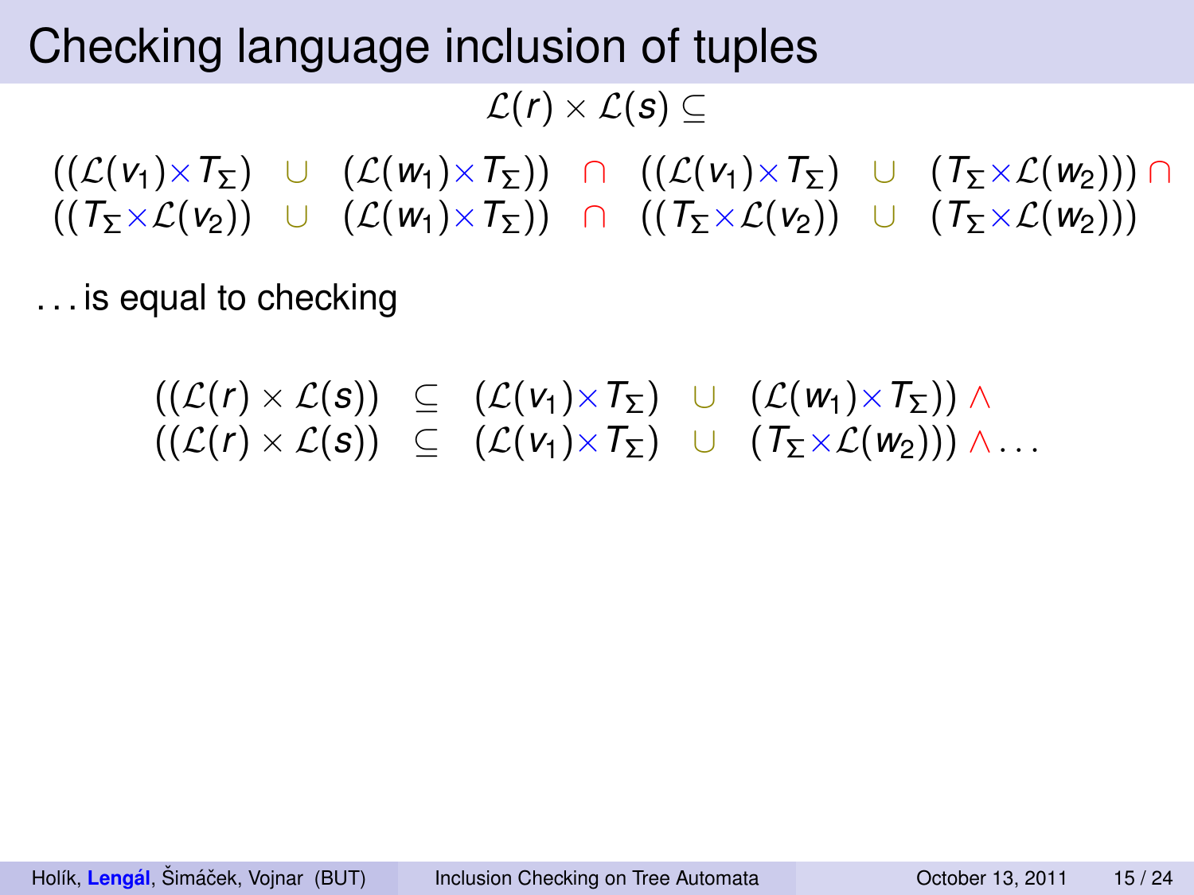# Checking language inclusion of tuples

$$\mathcal{L}(r) \times \mathcal{L}(s) \subseteq$$

$$\begin{array}{l} ((\mathcal{L}(v_1) \times T_\Sigma) \;\cup\; (\mathcal{L}(w_1) \times T_\Sigma)) \;\cap\; ((\mathcal{L}(v_1) \times T_\Sigma) \;\cup\; (T_\Sigma \times \mathcal{L}(w_2))) \;\cap \\ ((T_\Sigma \times \mathcal{L}(v_2)) \;\cup\; (\mathcal{L}(w_1) \times T_\Sigma)) \;\cap\; ((T_\Sigma \times \mathcal{L}(v_2)) \;\cup\; (T_\Sigma \times \mathcal{L}(w_2))) \end{array}$$

. . . is equal to checking

$$\begin{array}{l} ((\mathcal{L}(r) \times \mathcal{L}(s)) \;\subseteq\; (\mathcal{L}(v_1) \times T_\Sigma) \;\cup\; (\mathcal{L}(w_1) \times T_\Sigma)) \;\wedge \\ ((\mathcal{L}(r) \times \mathcal{L}(s)) \;\subseteq\; (\mathcal{L}(v_1) \times T_\Sigma) \;\cup\; (T_\Sigma \times \mathcal{L}(w_2))) \;\wedge \ldots \end{array}$$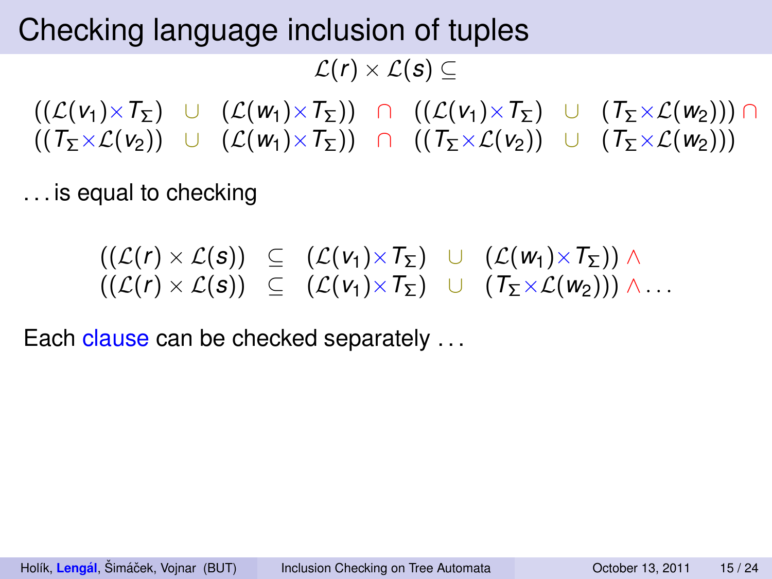# Checking language inclusion of tuples

$$\mathcal{L}(r) \times \mathcal{L}(s) \subseteq$$

$$\begin{array}{l} ((\mathcal{L}(v_1)\times T_\Sigma) \;\cup\; (\mathcal{L}(w_1)\times T_\Sigma)) \;\cap\; ((\mathcal{L}(v_1)\times T_\Sigma) \;\cup\; (T_\Sigma\times\mathcal{L}(w_2))) \;\cap \\ ((T_\Sigma\times\mathcal{L}(v_2)) \;\cup\; (\mathcal{L}(w_1)\times T_\Sigma)) \;\cap\; ((T_\Sigma\times\mathcal{L}(v_2)) \;\cup\; (T_\Sigma\times\mathcal{L}(w_2))) \end{array}$$

. . . is equal to checking

$$\begin{array}{l} ((\mathcal{L}(r) \times \mathcal{L}(s)) \;\subseteq\; (\mathcal{L}(v_1)\times T_\Sigma) \;\cup\; (\mathcal{L}(w_1)\times T_\Sigma)) \;\wedge \\ ((\mathcal{L}(r) \times \mathcal{L}(s)) \;\subseteq\; (\mathcal{L}(v_1)\times T_\Sigma) \;\cup\; (T_\Sigma\times\mathcal{L}(w_2))) \;\wedge \ldots \end{array}$$

Each clause can be checked separately . . .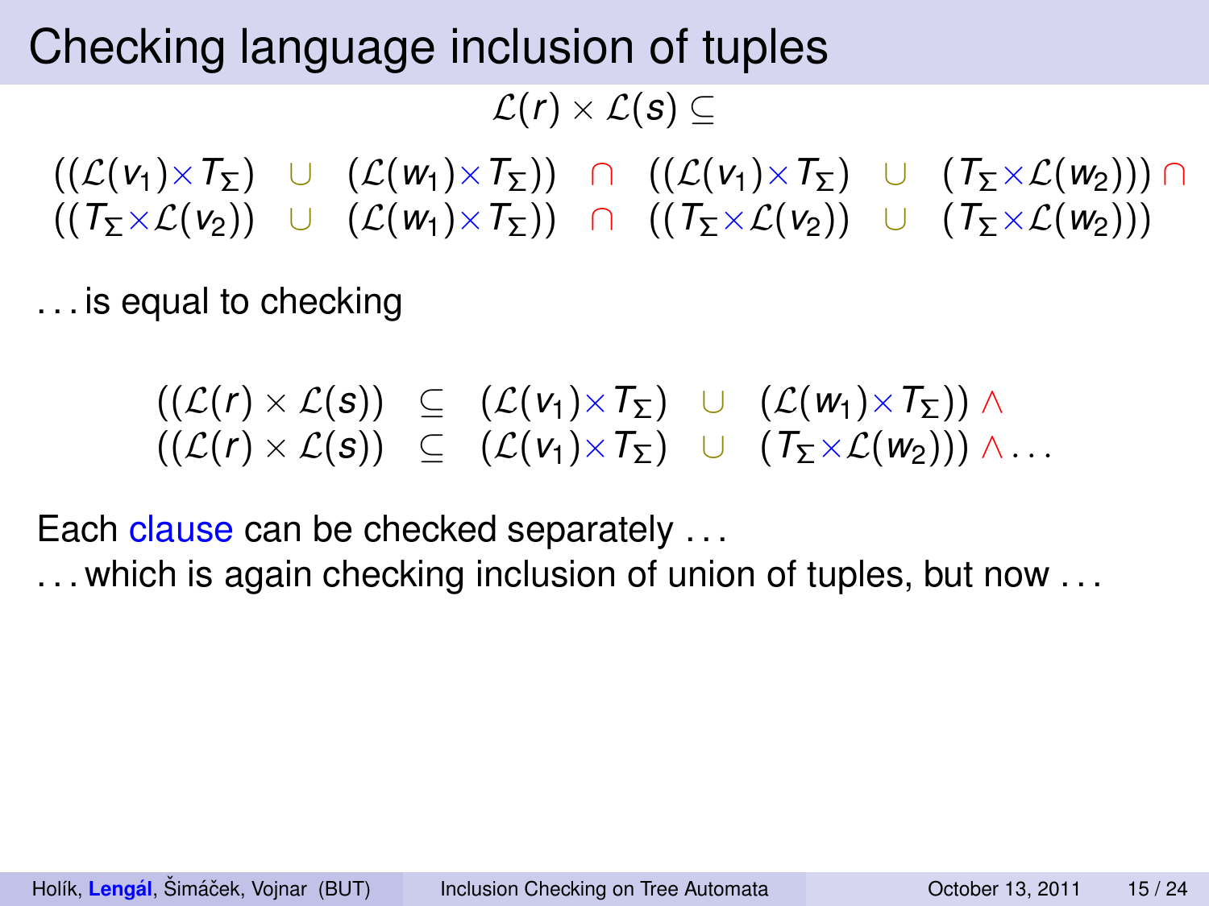# Checking language inclusion of tuples

$$\mathcal{L}(r) \times \mathcal{L}(s) \subseteq$$

$$
\begin{array}{l}
((\mathcal{L}(v_1) \times T_\Sigma) \;\cup\; (\mathcal{L}(w_1) \times T_\Sigma)) \;\cap\; ((\mathcal{L}(v_1) \times T_\Sigma) \;\cup\; (T_\Sigma \times \mathcal{L}(w_2))) \;\cap \\
((T_\Sigma \times \mathcal{L}(v_2)) \;\cup\; (\mathcal{L}(w_1) \times T_\Sigma)) \;\cap\; ((T_\Sigma \times \mathcal{L}(v_2)) \;\cup\; (T_\Sigma \times \mathcal{L}(w_2)))
\end{array}
$$

. . . is equal to checking

$$
\begin{array}{l}
((\mathcal{L}(r) \times \mathcal{L}(s)) \;\subseteq\; (\mathcal{L}(v_1) \times T_\Sigma) \;\cup\; (\mathcal{L}(w_1) \times T_\Sigma)) \;\wedge \\
((\mathcal{L}(r) \times \mathcal{L}(s)) \;\subseteq\; (\mathcal{L}(v_1) \times T_\Sigma) \;\cup\; (T_\Sigma \times \mathcal{L}(w_2))) \;\wedge \ldots
\end{array}
$$

Each clause can be checked separately . . .

. . . which is again checking inclusion of union of tuples, but now . . .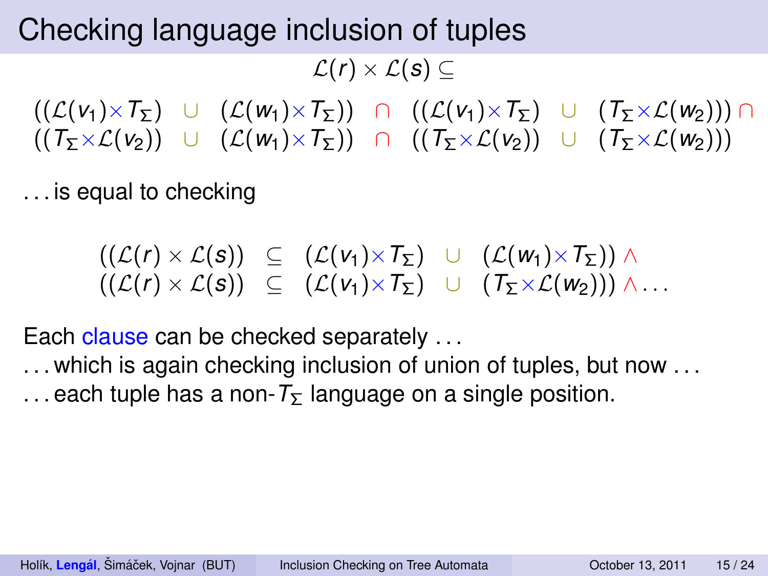# Checking language inclusion of tuples

$$\mathcal{L}(r) \times \mathcal{L}(s) \subseteq$$

$$\begin{array}{l} ((\mathcal{L}(v_1) \times T_\Sigma) \;\cup\; (\mathcal{L}(w_1) \times T_\Sigma)) \;\cap\; ((\mathcal{L}(v_1) \times T_\Sigma) \;\cup\; (T_\Sigma \times \mathcal{L}(w_2))) \;\cap \\ ((T_\Sigma \times \mathcal{L}(v_2)) \;\cup\; (\mathcal{L}(w_1) \times T_\Sigma)) \;\cap\; ((T_\Sigma \times \mathcal{L}(v_2)) \;\cup\; (T_\Sigma \times \mathcal{L}(w_2))) \end{array}$$

... is equal to checking

$$\begin{array}{l} ((\mathcal{L}(r) \times \mathcal{L}(s)) \;\subseteq\; (\mathcal{L}(v_1) \times T_\Sigma) \;\cup\; (\mathcal{L}(w_1) \times T_\Sigma)) \;\wedge \\ ((\mathcal{L}(r) \times \mathcal{L}(s)) \;\subseteq\; (\mathcal{L}(v_1) \times T_\Sigma) \;\cup\; (T_\Sigma \times \mathcal{L}(w_2))) \;\wedge \ldots \end{array}$$

Each clause can be checked separately ...

... which is again checking inclusion of union of tuples, but now ...

... each tuple has a non-$T_\Sigma$ language on a single position.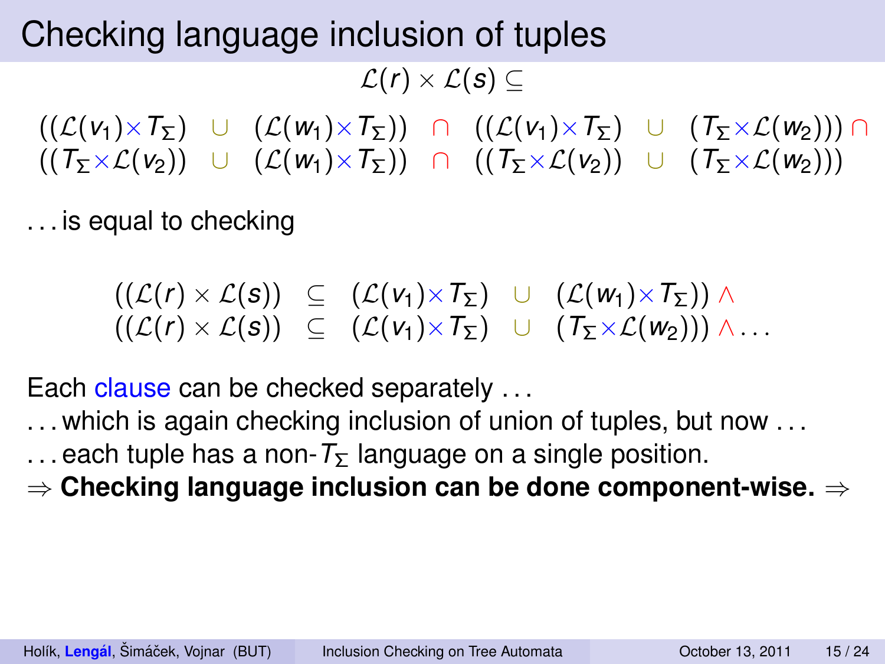# Checking language inclusion of tuples

$$\mathcal{L}(r) \times \mathcal{L}(s) \subseteq$$

$$((\mathcal{L}(v_1) \times T_\Sigma) \;\cup\; (\mathcal{L}(w_1) \times T_\Sigma)) \;\cap\; ((\mathcal{L}(v_1) \times T_\Sigma) \;\cup\; (T_\Sigma \times \mathcal{L}(w_2))) \;\cap$$
$$((T_\Sigma \times \mathcal{L}(v_2)) \;\cup\; (\mathcal{L}(w_1) \times T_\Sigma)) \;\cap\; ((T_\Sigma \times \mathcal{L}(v_2)) \;\cup\; (T_\Sigma \times \mathcal{L}(w_2)))$$

... is equal to checking

$$((\mathcal{L}(r) \times \mathcal{L}(s)) \;\subseteq\; (\mathcal{L}(v_1) \times T_\Sigma) \;\cup\; (\mathcal{L}(w_1) \times T_\Sigma)) \;\wedge$$
$$((\mathcal{L}(r) \times \mathcal{L}(s)) \;\subseteq\; (\mathcal{L}(v_1) \times T_\Sigma) \;\cup\; (T_\Sigma \times \mathcal{L}(w_2))) \;\wedge \ldots$$

Each clause can be checked separately ...

... which is again checking inclusion of union of tuples, but now ...

... each tuple has a non-$T_\Sigma$ language on a single position.

$\Rightarrow$ **Checking language inclusion can be done component-wise.** $\Rightarrow$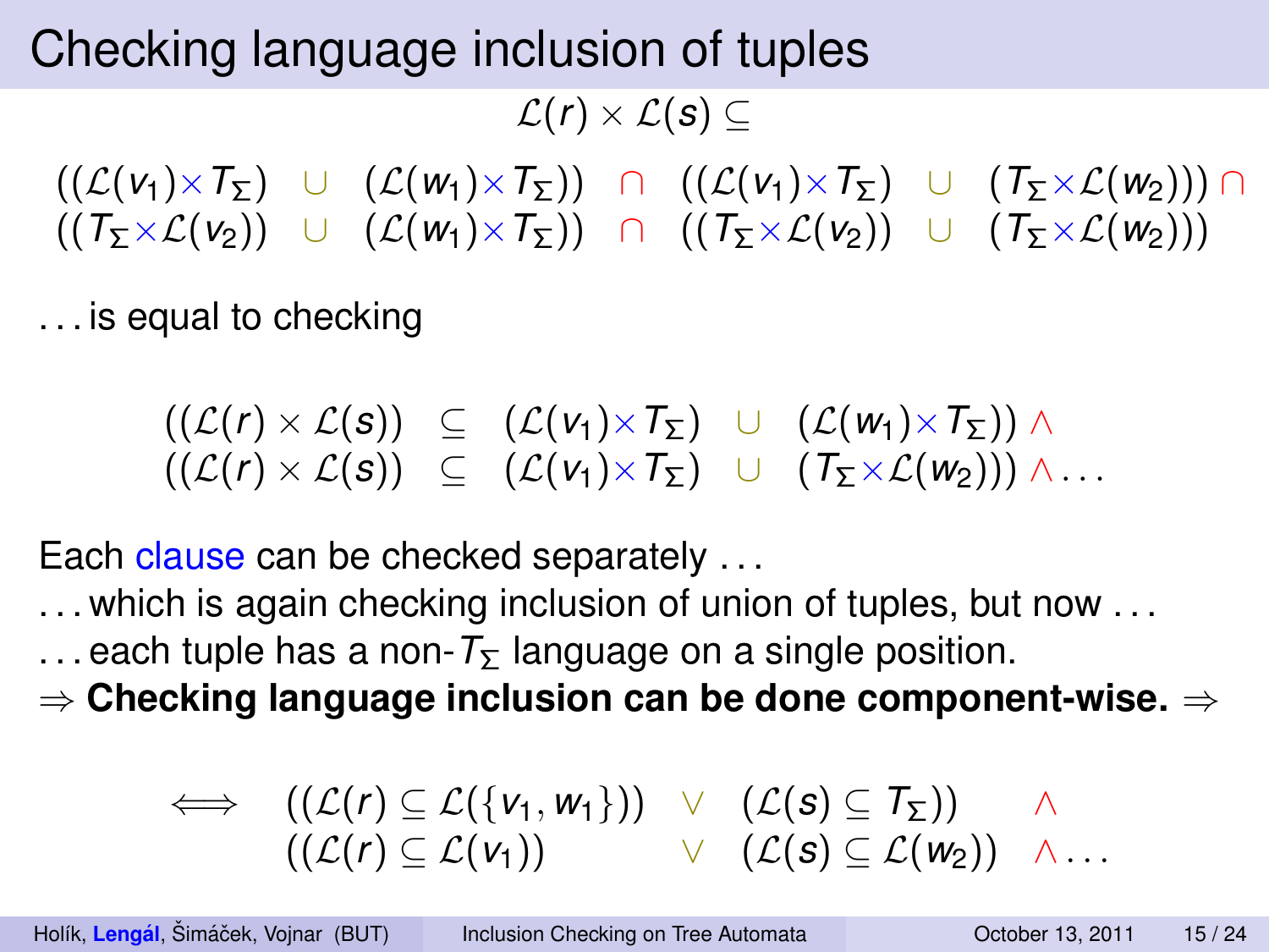# Checking language inclusion of tuples

$$\mathcal{L}(r) \times \mathcal{L}(s) \subseteq$$

$$\begin{array}{l} ((\mathcal{L}(v_1) \times T_\Sigma) \;\cup\; (\mathcal{L}(w_1) \times T_\Sigma)) \;\cap\; ((\mathcal{L}(v_1) \times T_\Sigma) \;\cup\; (T_\Sigma \times \mathcal{L}(w_2))) \;\cap \\ ((T_\Sigma \times \mathcal{L}(v_2)) \;\cup\; (\mathcal{L}(w_1) \times T_\Sigma)) \;\cap\; ((T_\Sigma \times \mathcal{L}(v_2)) \;\cup\; (T_\Sigma \times \mathcal{L}(w_2))) \end{array}$$

... is equal to checking

$$\begin{array}{l} ((\mathcal{L}(r) \times \mathcal{L}(s)) \;\subseteq\; (\mathcal{L}(v_1) \times T_\Sigma) \;\cup\; (\mathcal{L}(w_1) \times T_\Sigma)) \;\wedge \\ ((\mathcal{L}(r) \times \mathcal{L}(s)) \;\subseteq\; (\mathcal{L}(v_1) \times T_\Sigma) \;\cup\; (T_\Sigma \times \mathcal{L}(w_2))) \;\wedge \ldots \end{array}$$

Each clause can be checked separately ...

... which is again checking inclusion of union of tuples, but now ...

... each tuple has a non-$T_\Sigma$ language on a single position.

$\Rightarrow$ **Checking language inclusion can be done component-wise.** $\Rightarrow$

$$\begin{array}{lll} \iff & ((\mathcal{L}(r) \subseteq \mathcal{L}(\{v_1, w_1\})) \;\vee\; (\mathcal{L}(s) \subseteq T_\Sigma)) & \wedge \\ & ((\mathcal{L}(r) \subseteq \mathcal{L}(v_1)) \;\vee\; (\mathcal{L}(s) \subseteq \mathcal{L}(w_2)) & \wedge \ldots \end{array}$$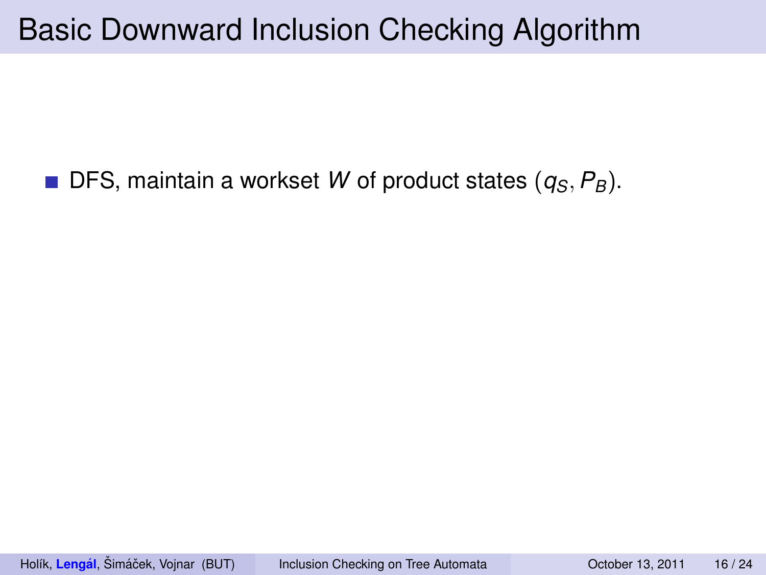# Basic Downward Inclusion Checking Algorithm

- DFS, maintain a workset $W$ of product states $(q_S, P_B)$.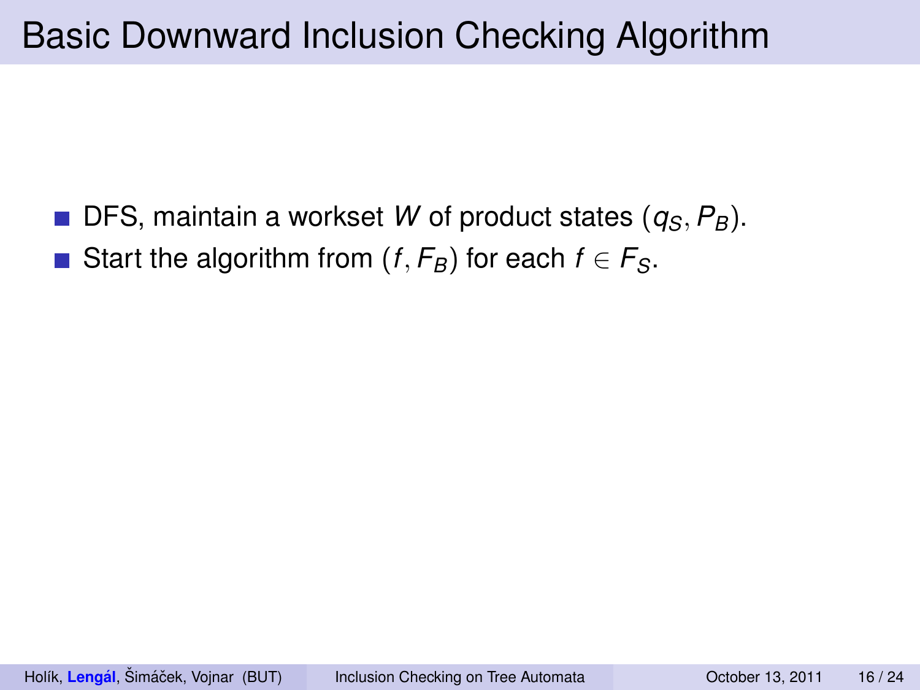# Basic Downward Inclusion Checking Algorithm

- DFS, maintain a workset $W$ of product states $(q_S, P_B)$.
- Start the algorithm from $(f, F_B)$ for each $f \in F_S$.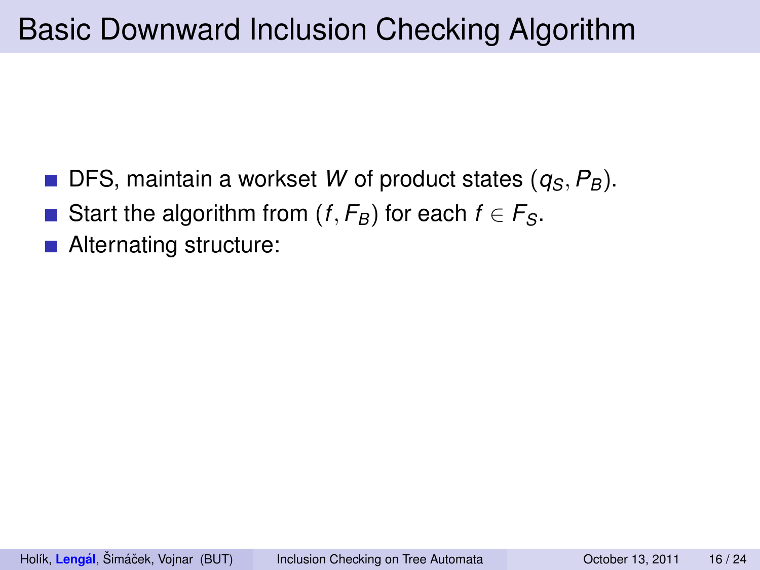# Basic Downward Inclusion Checking Algorithm

- DFS, maintain a workset $W$ of product states $(q_S, P_B)$.
- Start the algorithm from $(f, F_B)$ for each $f \in F_S$.
- Alternating structure: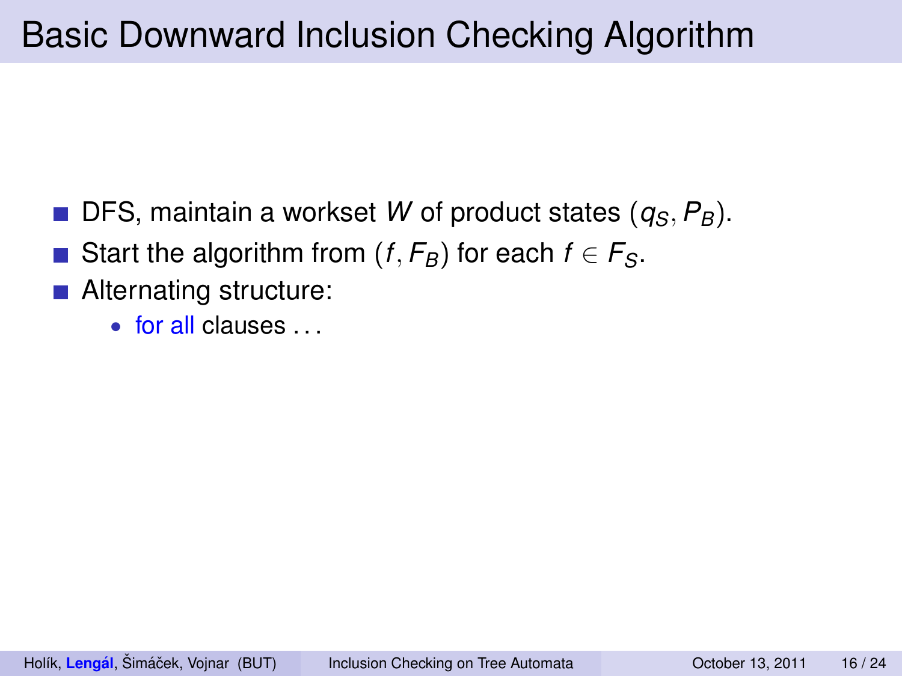# Basic Downward Inclusion Checking Algorithm

- DFS, maintain a workset $W$ of product states $(q_S, P_B)$.
- Start the algorithm from $(f, F_B)$ for each $f \in F_S$.
- Alternating structure:
  - for all clauses . . .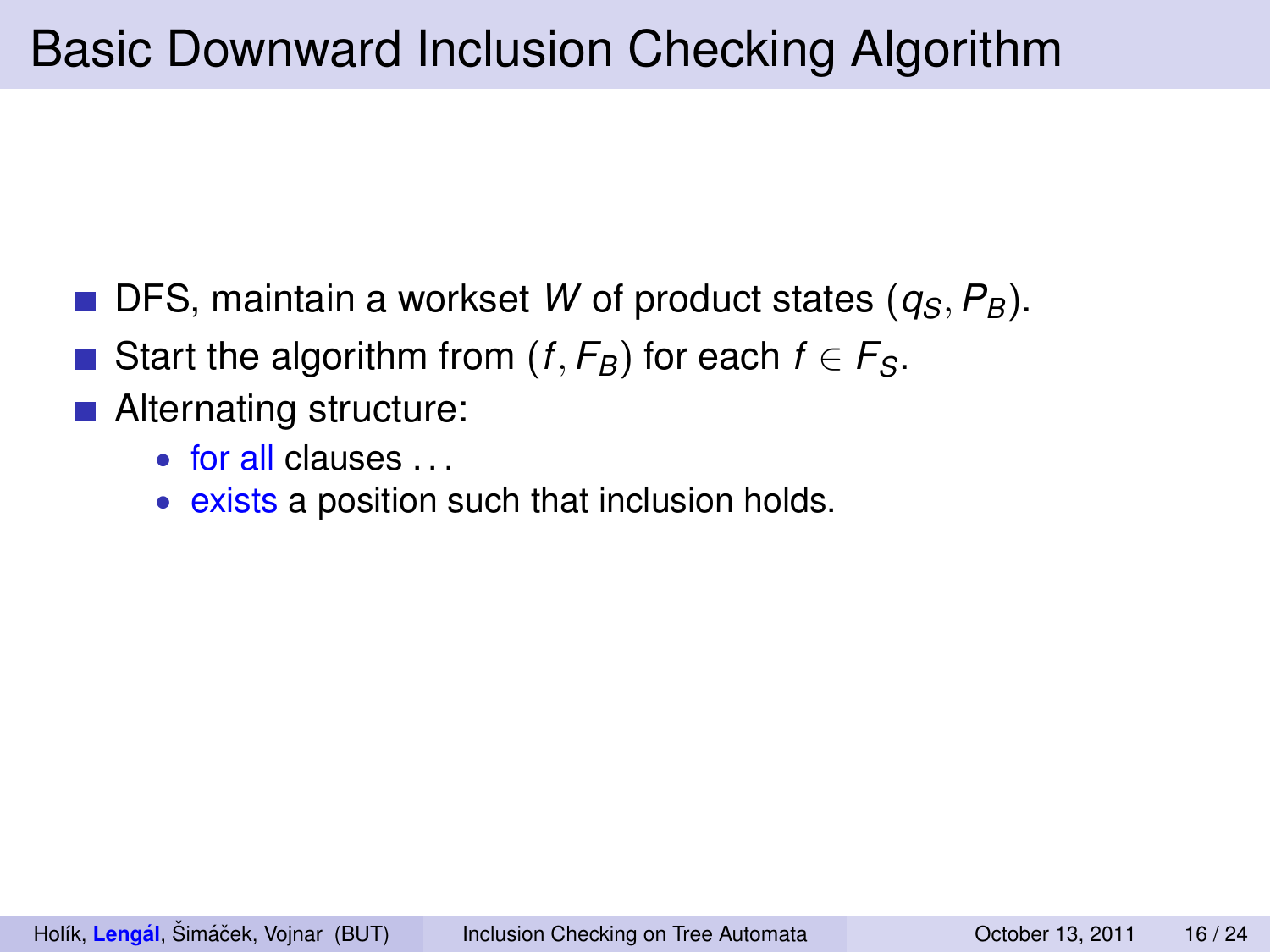# Basic Downward Inclusion Checking Algorithm

- DFS, maintain a workset $W$ of product states $(q_S, P_B)$.
- Start the algorithm from $(f, F_B)$ for each $f \in F_S$.
- Alternating structure:
  - for all clauses ...
  - exists a position such that inclusion holds.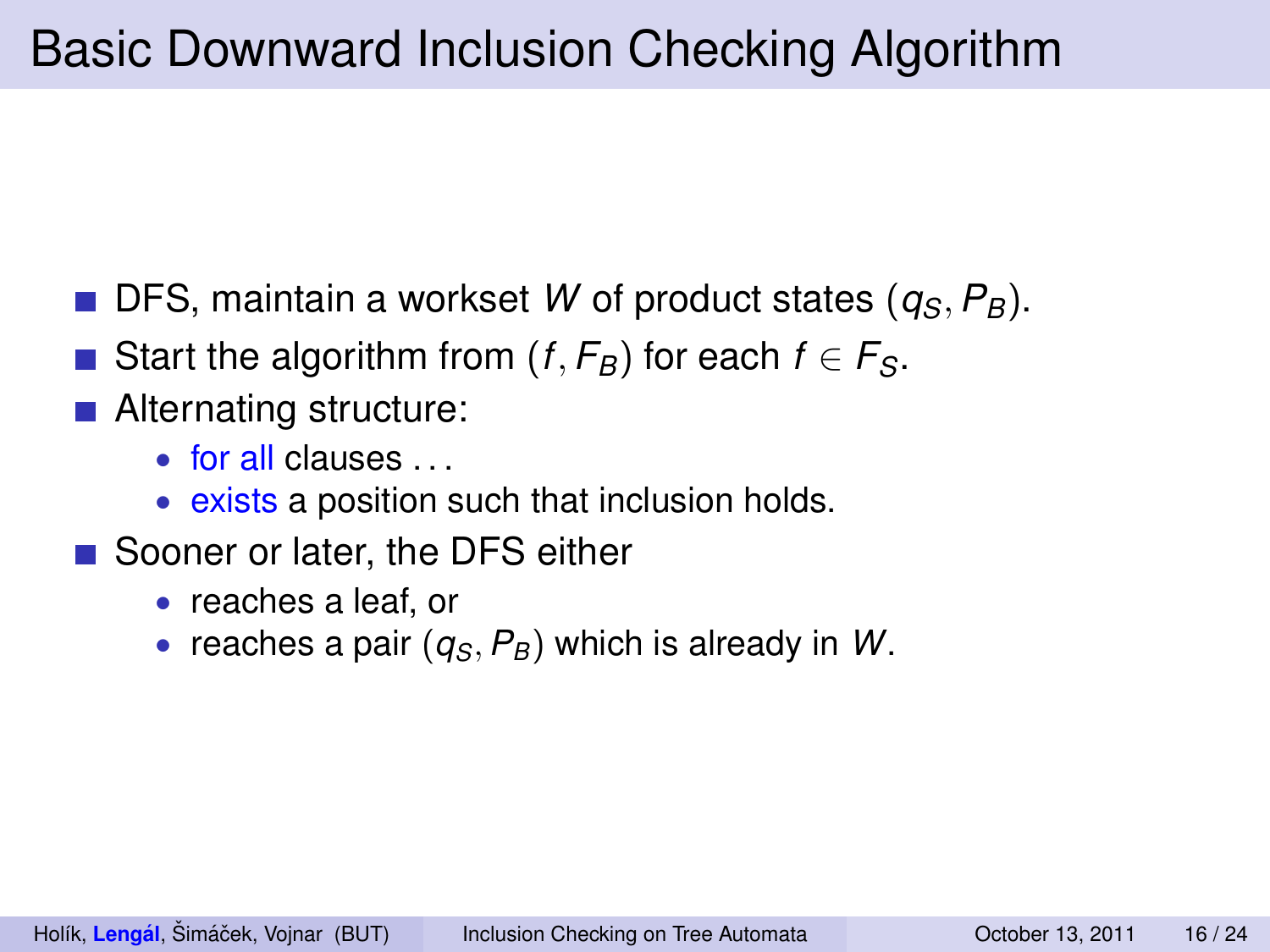# Basic Downward Inclusion Checking Algorithm

- DFS, maintain a workset $W$ of product states $(q_S, P_B)$.
- Start the algorithm from $(f, F_B)$ for each $f \in F_S$.
- Alternating structure:
  - for all clauses ...
  - exists a position such that inclusion holds.
- Sooner or later, the DFS either
  - reaches a leaf, or
  - reaches a pair $(q_S, P_B)$ which is already in $W$.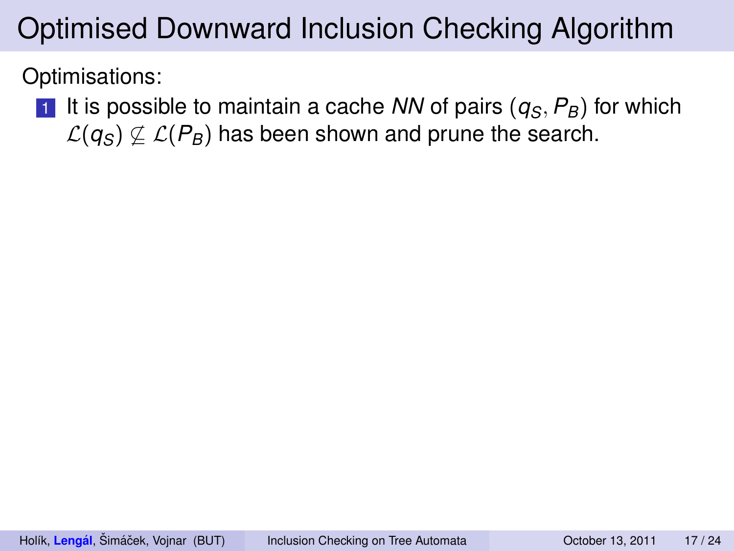# Optimised Downward Inclusion Checking Algorithm

Optimisations:

1. It is possible to maintain a cache *NN* of pairs $(q_S, P_B)$ for which $\mathcal{L}(q_S) \not\subseteq \mathcal{L}(P_B)$ has been shown and prune the search.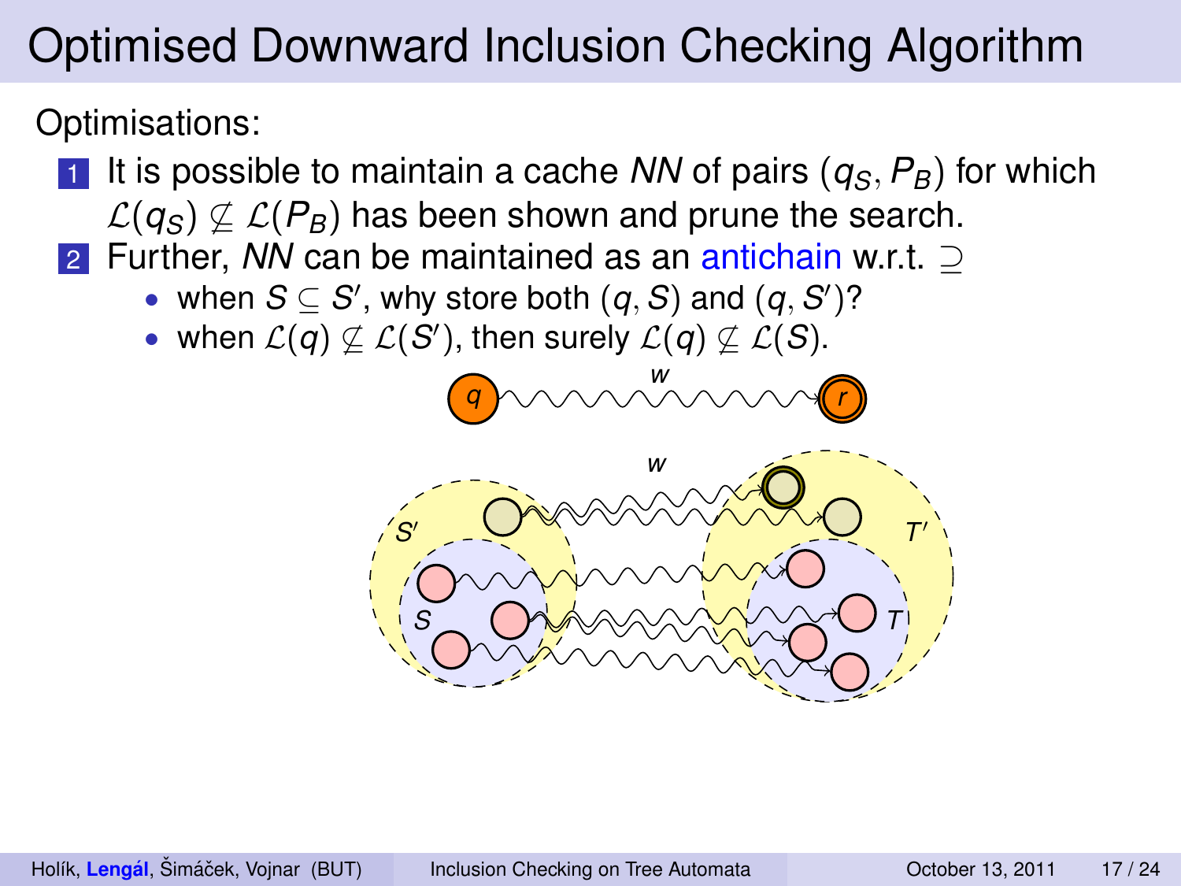# Optimised Downward Inclusion Checking Algorithm

Optimisations:

1. It is possible to maintain a cache *NN* of pairs $(q_S, P_B)$ for which $\mathcal{L}(q_S) \not\subseteq \mathcal{L}(P_B)$ has been shown and prune the search.
2. Further, *NN* can be maintained as an antichain w.r.t. $\supseteq$
   - when $S \subseteq S'$, why store both $(q, S)$ and $(q, S')$?
   - when $\mathcal{L}(q) \not\subseteq \mathcal{L}(S')$, then surely $\mathcal{L}(q) \not\subseteq \mathcal{L}(S)$.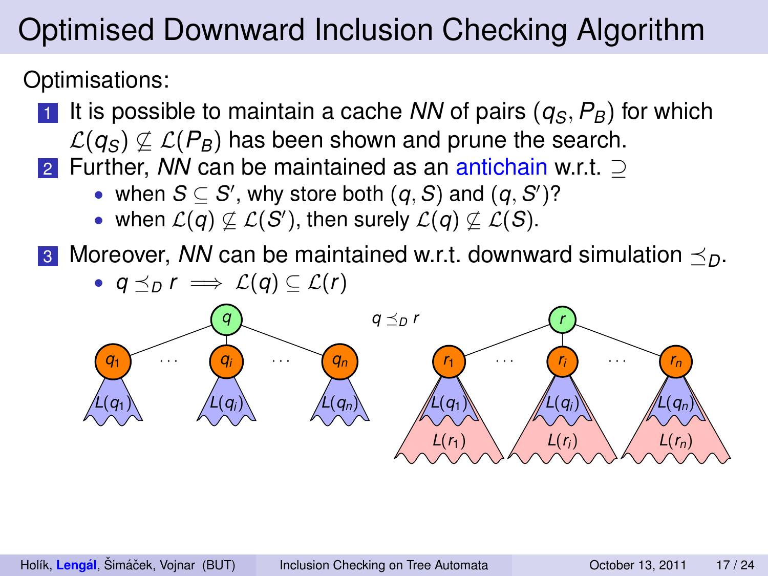# Optimised Downward Inclusion Checking Algorithm

Optimisations:

1. It is possible to maintain a cache *NN* of pairs $(q_S, P_B)$ for which $\mathcal{L}(q_S) \not\subseteq \mathcal{L}(P_B)$ has been shown and prune the search.
2. Further, *NN* can be maintained as an antichain w.r.t. $\supseteq$
   - when $S \subseteq S'$, why store both $(q, S)$ and $(q, S')$?
   - when $\mathcal{L}(q) \not\subseteq \mathcal{L}(S')$, then surely $\mathcal{L}(q) \not\subseteq \mathcal{L}(S)$.
3. Moreover, *NN* can be maintained w.r.t. downward simulation $\preceq_D$.
   - $q \preceq_D r \implies \mathcal{L}(q) \subseteq \mathcal{L}(r)$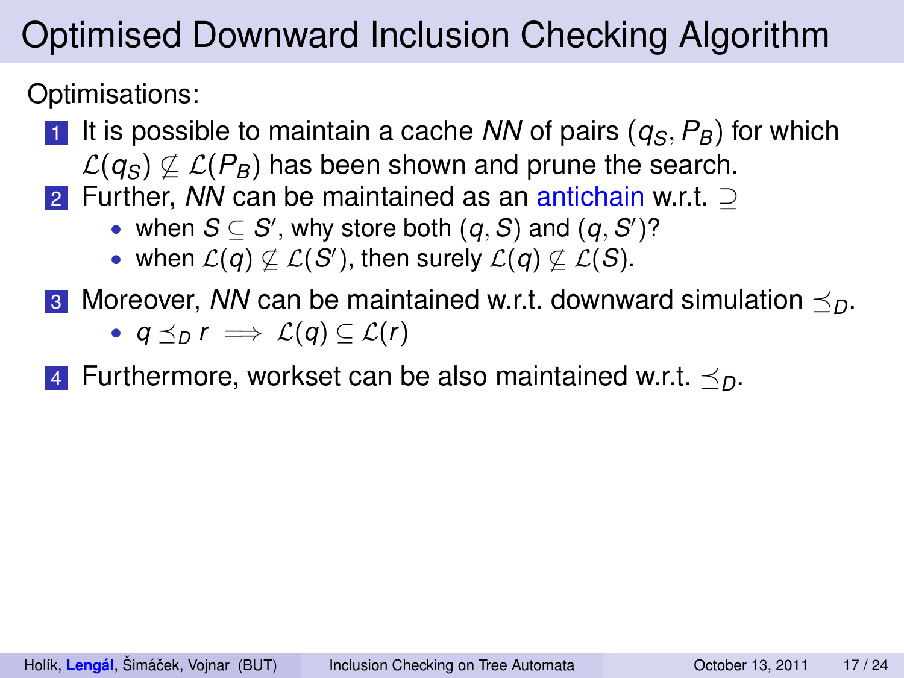# Optimised Downward Inclusion Checking Algorithm

Optimisations:

1. It is possible to maintain a cache *NN* of pairs $(q_S, P_B)$ for which $\mathcal{L}(q_S) \not\subseteq \mathcal{L}(P_B)$ has been shown and prune the search.
2. Further, *NN* can be maintained as an antichain w.r.t. $\supseteq$
   - when $S \subseteq S'$, why store both $(q, S)$ and $(q, S')$?
   - when $\mathcal{L}(q) \not\subseteq \mathcal{L}(S')$, then surely $\mathcal{L}(q) \not\subseteq \mathcal{L}(S)$.
3. Moreover, *NN* can be maintained w.r.t. downward simulation $\preceq_D$.
   - $q \preceq_D r \implies \mathcal{L}(q) \subseteq \mathcal{L}(r)$
4. Furthermore, workset can be also maintained w.r.t. $\preceq_D$.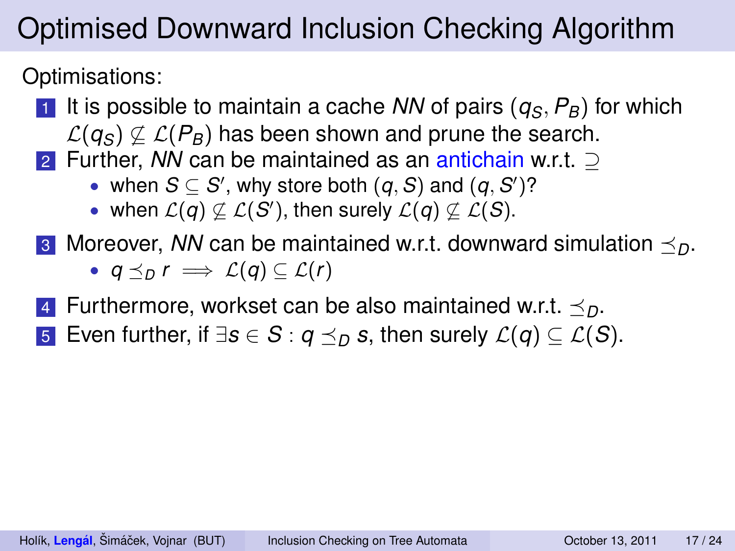# Optimised Downward Inclusion Checking Algorithm

Optimisations:

1. It is possible to maintain a cache *NN* of pairs $(q_S, P_B)$ for which $\mathcal{L}(q_S) \not\subseteq \mathcal{L}(P_B)$ has been shown and prune the search.
2. Further, *NN* can be maintained as an antichain w.r.t. $\supseteq$
   - when $S \subseteq S'$, why store both $(q, S)$ and $(q, S')$?
   - when $\mathcal{L}(q) \not\subseteq \mathcal{L}(S')$, then surely $\mathcal{L}(q) \not\subseteq \mathcal{L}(S)$.
3. Moreover, *NN* can be maintained w.r.t. downward simulation $\preceq_D$.
   - $q \preceq_D r \implies \mathcal{L}(q) \subseteq \mathcal{L}(r)$
4. Furthermore, workset can be also maintained w.r.t. $\preceq_D$.
5. Even further, if $\exists s \in S : q \preceq_D s$, then surely $\mathcal{L}(q) \subseteq \mathcal{L}(S)$.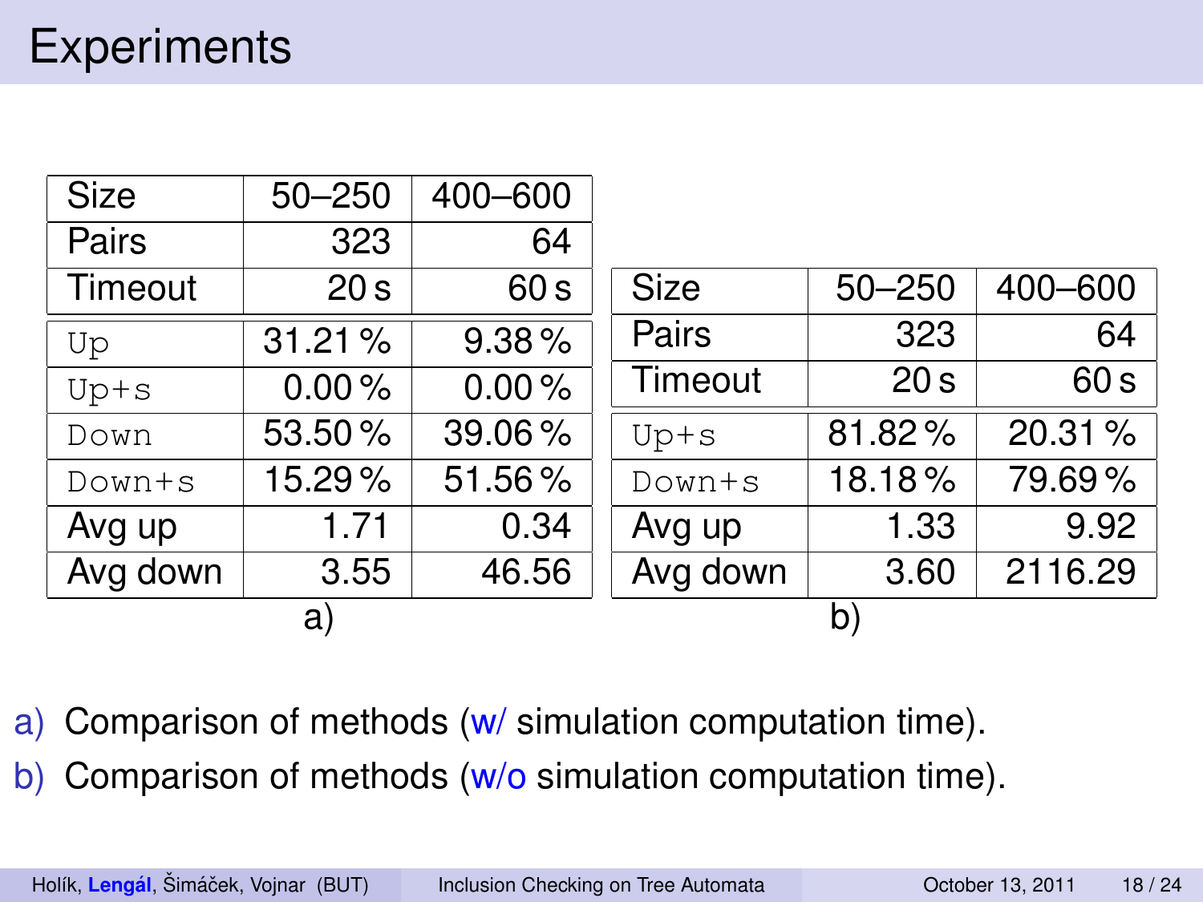# Experiments

| Size | 50–250 | 400–600 |
|---|---|---|
| Pairs | 323 | 64 |
| Timeout | 20 s | 60 s |
| `Up` | 31.21 % | 9.38 % |
| `Up+s` | 0.00 % | 0.00 % |
| `Down` | 53.50 % | 39.06 % |
| `Down+s` | 15.29 % | 51.56 % |
| Avg up | 1.71 | 0.34 |
| Avg down | 3.55 | 46.56 |

a)

| Size | 50–250 | 400–600 |
|---|---|---|
| Pairs | 323 | 64 |
| Timeout | 20 s | 60 s |
| `Up+s` | 81.82 % | 20.31 % |
| `Down+s` | 18.18 % | 79.69 % |
| Avg up | 1.33 | 9.92 |
| Avg down | 3.60 | 2116.29 |

b)

a) Comparison of methods (w/ simulation computation time).

b) Comparison of methods (w/o simulation computation time).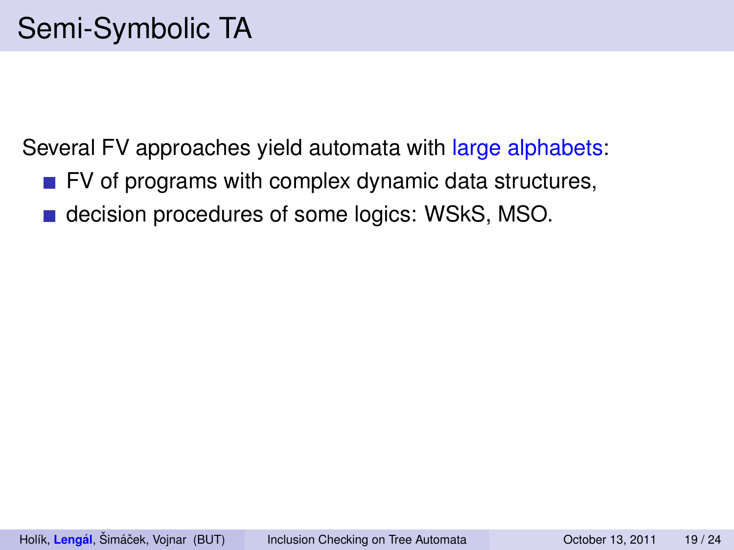# Semi-Symbolic TA

Several FV approaches yield automata with large alphabets:

- FV of programs with complex dynamic data structures,
- decision procedures of some logics: WSkS, MSO.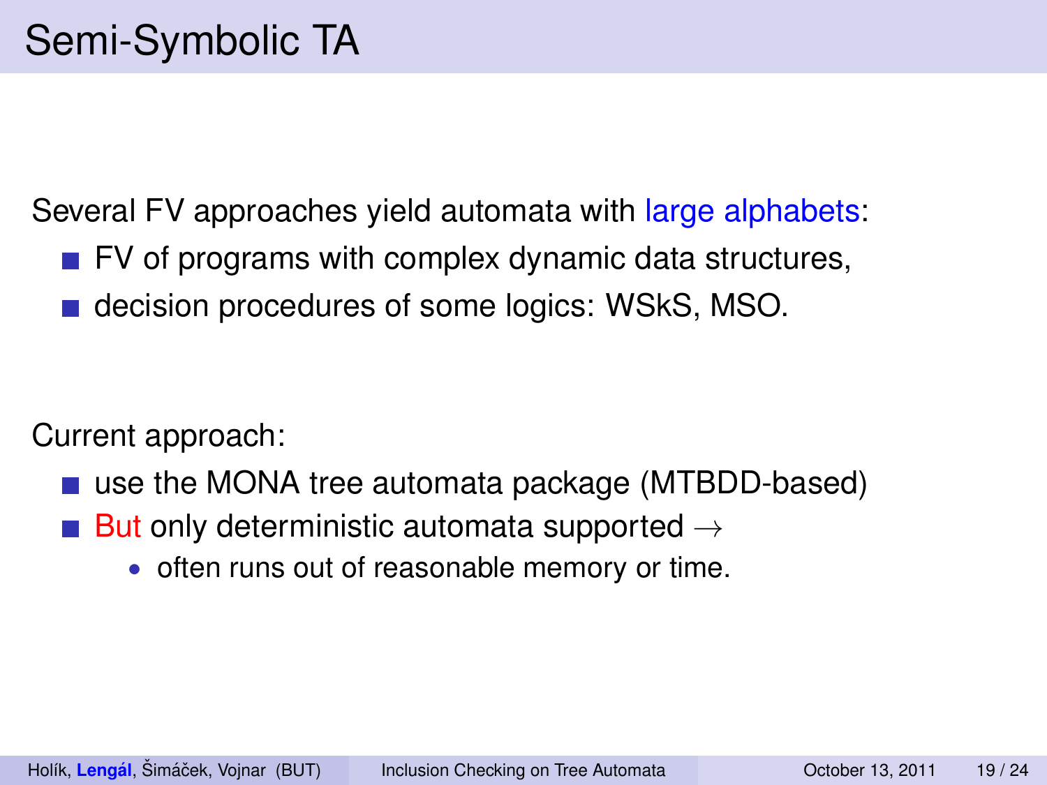# Semi-Symbolic TA

Several FV approaches yield automata with large alphabets:

- FV of programs with complex dynamic data structures,
- decision procedures of some logics: WSkS, MSO.

Current approach:

- use the MONA tree automata package (MTBDD-based)
- But only deterministic automata supported $\rightarrow$
  - often runs out of reasonable memory or time.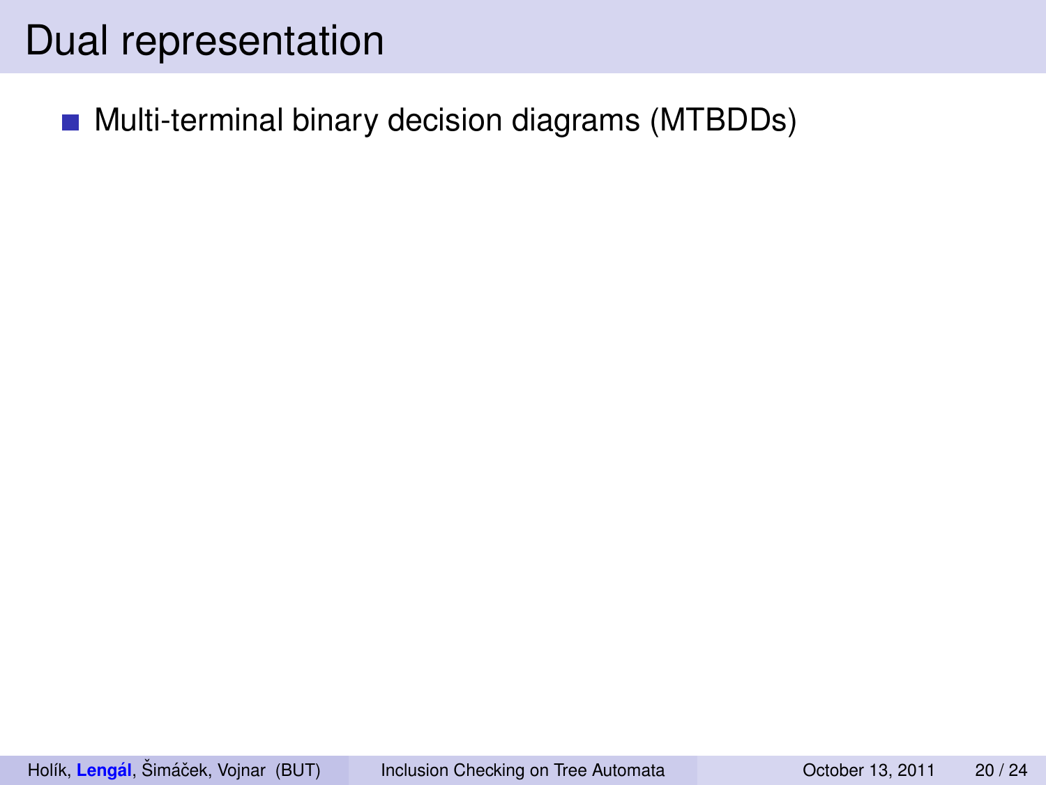# Dual representation

- Multi-terminal binary decision diagrams (MTBDDs)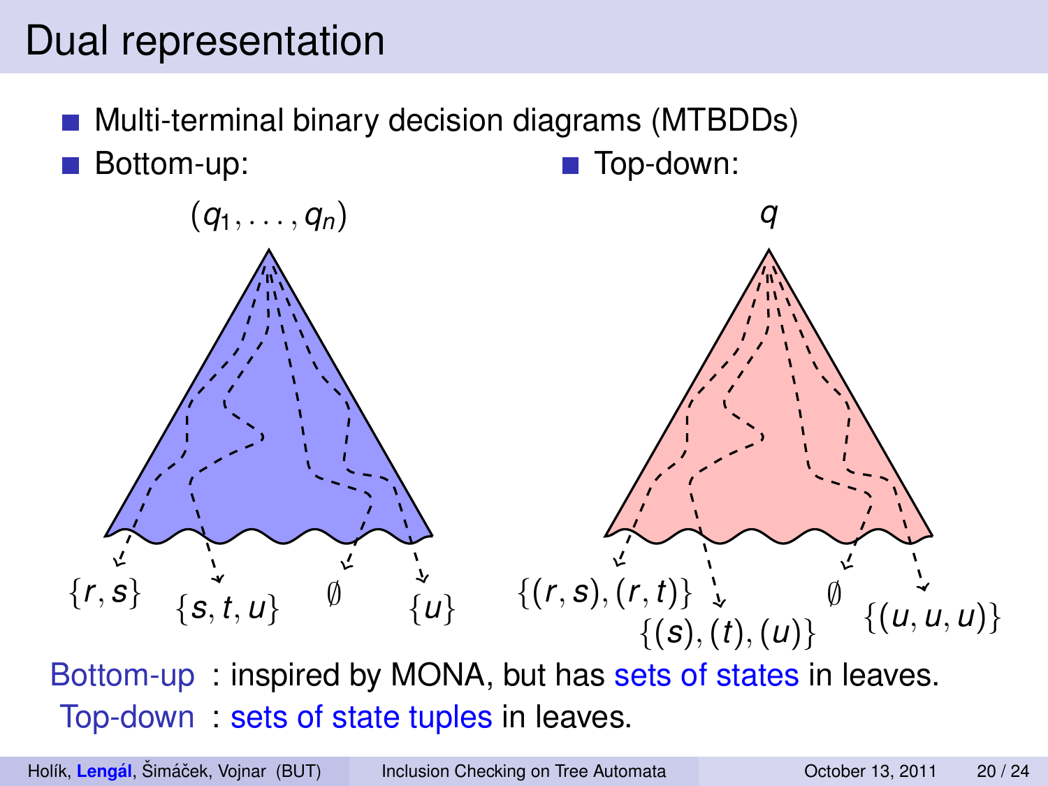# Dual representation

- Multi-terminal binary decision diagrams (MTBDDs)
- Bottom-up:
- Top-down:

$(q_1, \ldots, q_n)$

$\{r, s\}$ $\{s, t, u\}$ $\emptyset$ $\{u\}$

$q$

$\{(r, s), (r, t)\}$ $\{(s), (t), (u)\}$ $\emptyset$ $\{(u, u, u)\}$

Bottom-up : inspired by MONA, but has sets of states in leaves.

Top-down : sets of state tuples in leaves.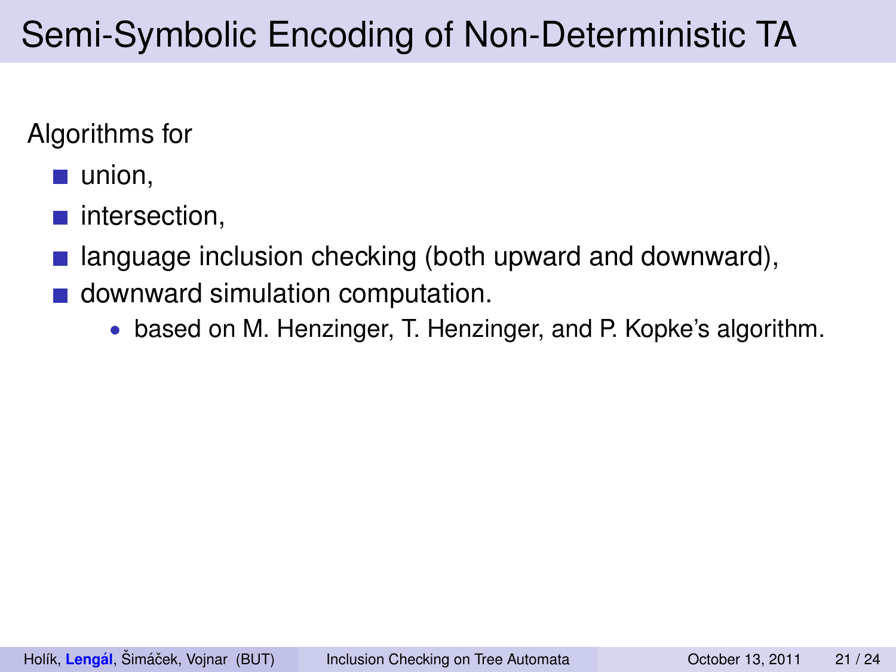# Semi-Symbolic Encoding of Non-Deterministic TA

Algorithms for

- union,
- intersection,
- language inclusion checking (both upward and downward),
- downward simulation computation.
  - based on M. Henzinger, T. Henzinger, and P. Kopke's algorithm.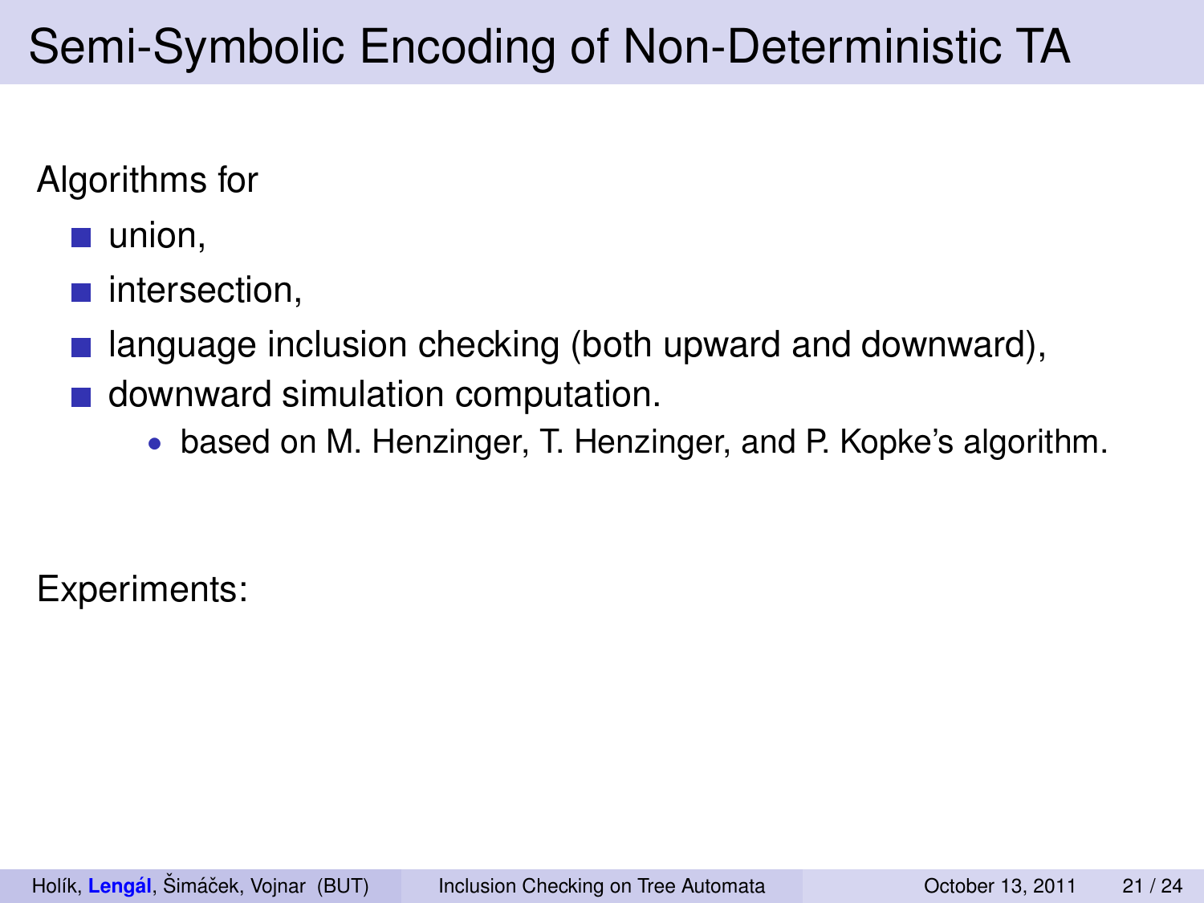# Semi-Symbolic Encoding of Non-Deterministic TA

Algorithms for

- union,
- intersection,
- language inclusion checking (both upward and downward),
- downward simulation computation.
  - based on M. Henzinger, T. Henzinger, and P. Kopke's algorithm.

Experiments: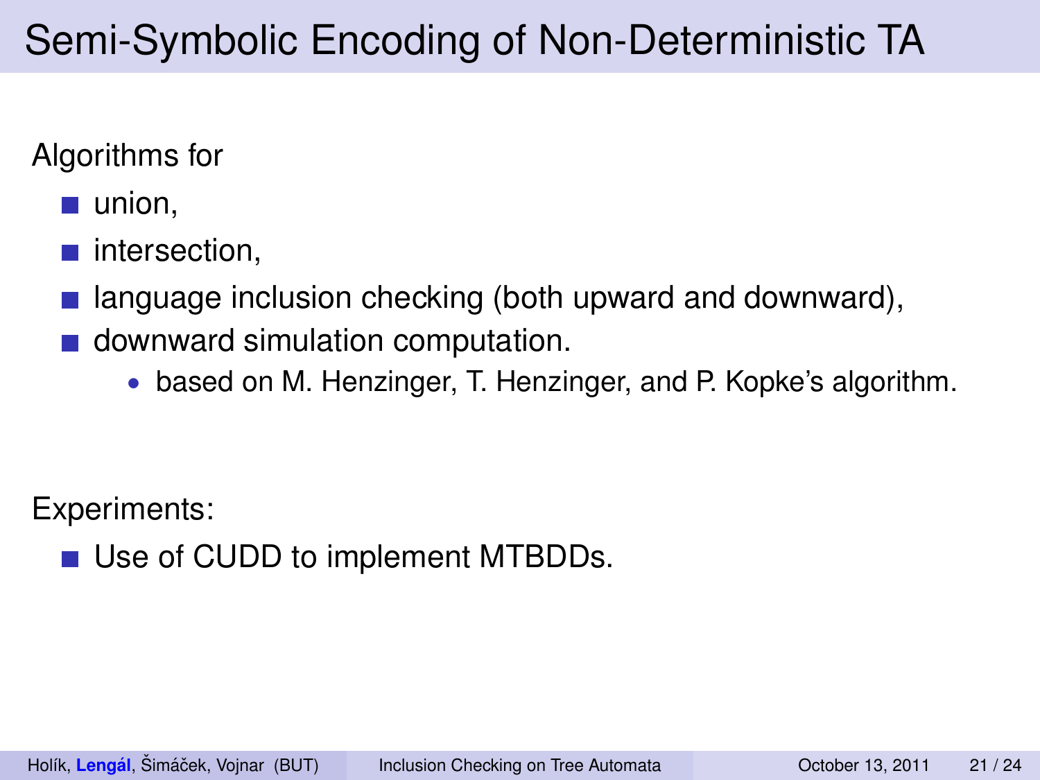# Semi-Symbolic Encoding of Non-Deterministic TA

Algorithms for

- union,
- intersection,
- language inclusion checking (both upward and downward),
- downward simulation computation.
  - based on M. Henzinger, T. Henzinger, and P. Kopke's algorithm.

Experiments:

- Use of CUDD to implement MTBDDs.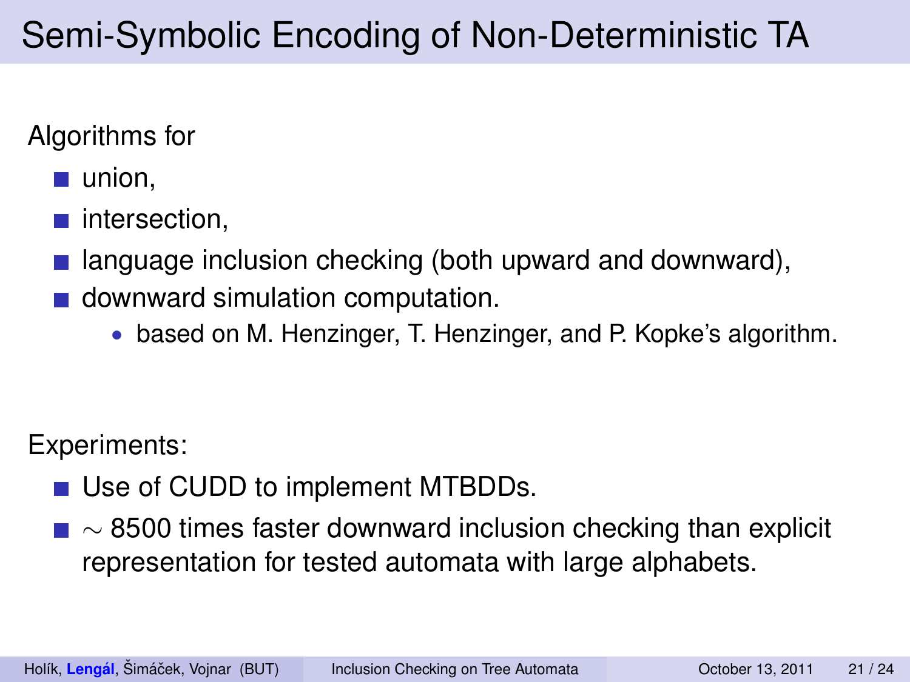# Semi-Symbolic Encoding of Non-Deterministic TA

Algorithms for

- union,
- intersection,
- language inclusion checking (both upward and downward),
- downward simulation computation.
  - based on M. Henzinger, T. Henzinger, and P. Kopke's algorithm.

Experiments:

- Use of CUDD to implement MTBDDs.
- $\sim$ 8500 times faster downward inclusion checking than explicit representation for tested automata with large alphabets.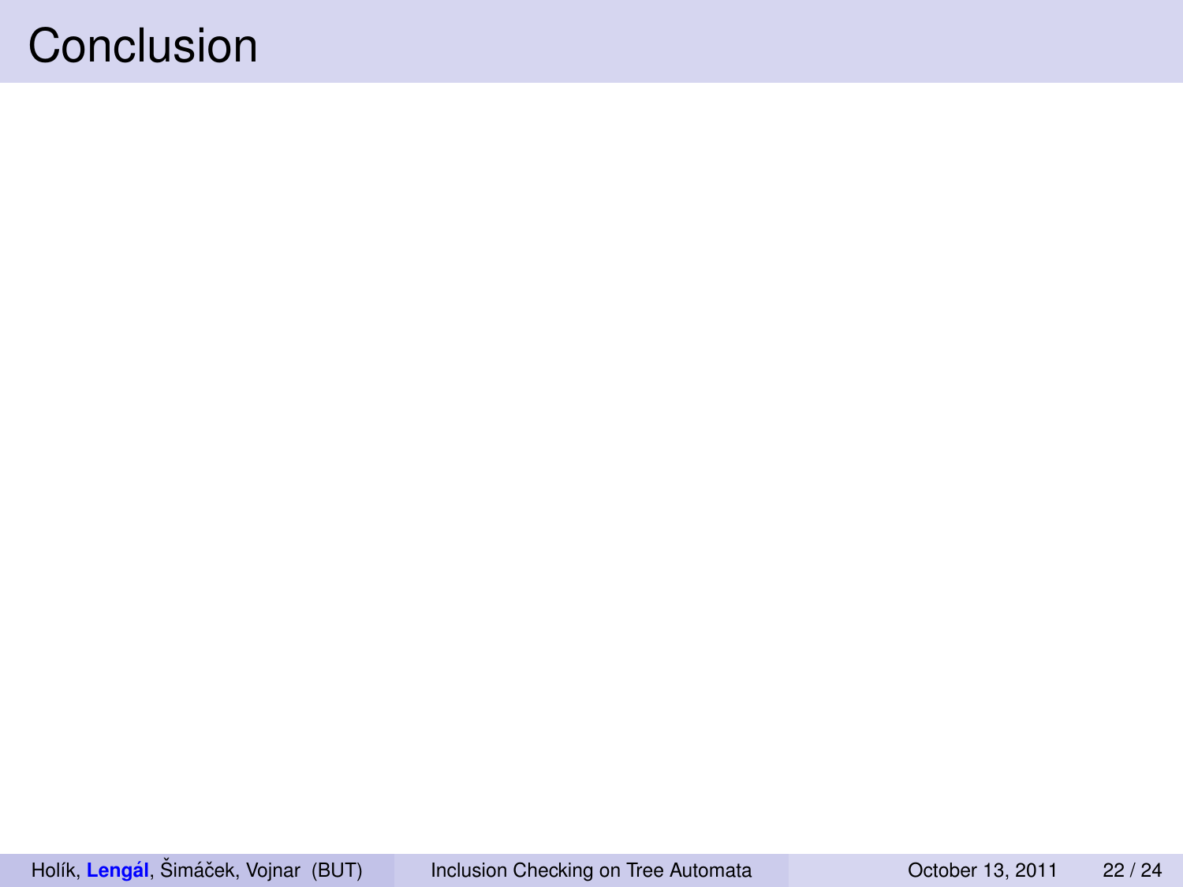# Conclusion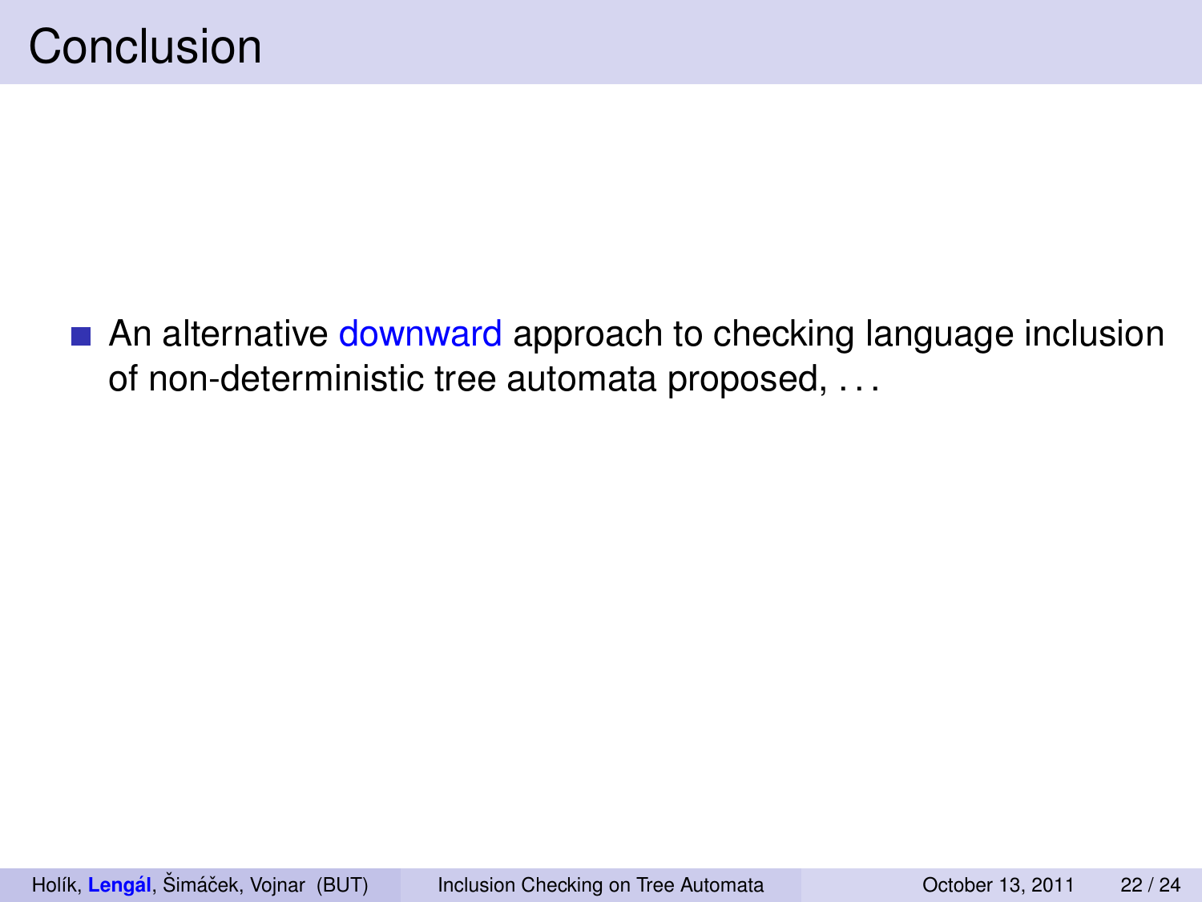# Conclusion

- An alternative downward approach to checking language inclusion of non-deterministic tree automata proposed, . . .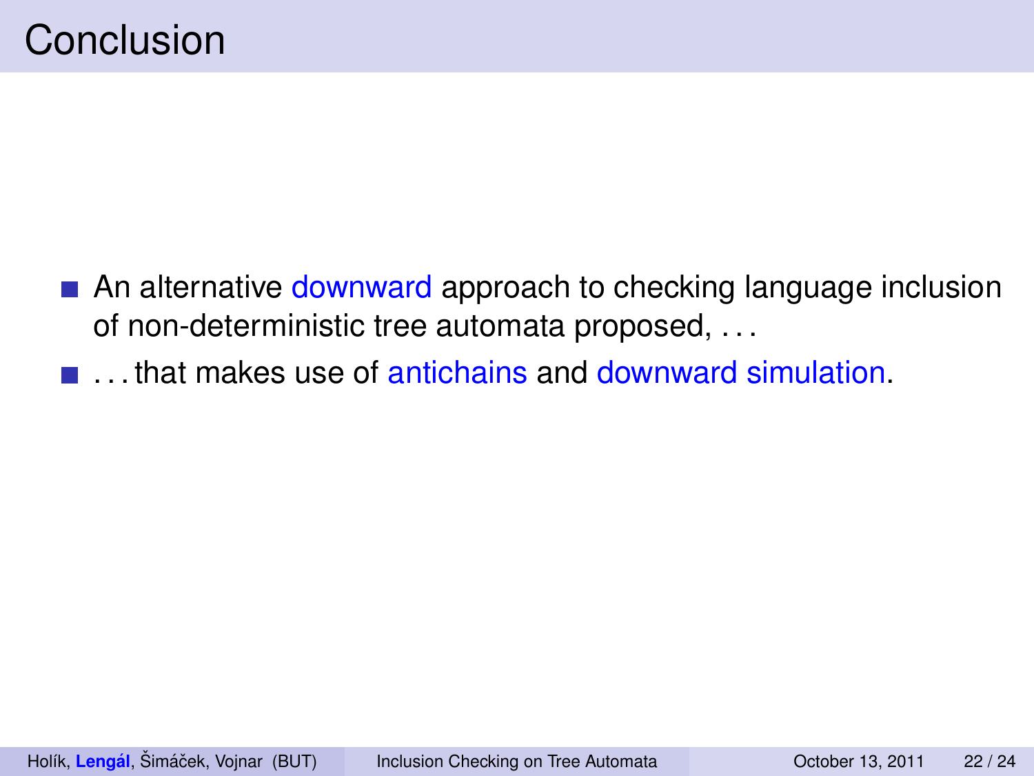# Conclusion

- An alternative downward approach to checking language inclusion of non-deterministic tree automata proposed, . . .
- . . . that makes use of antichains and downward simulation.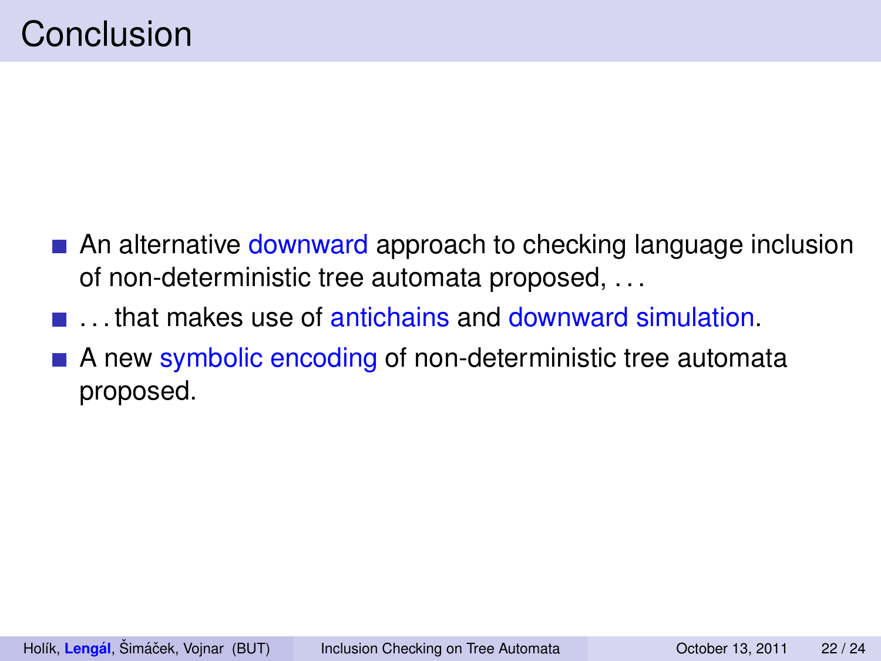# Conclusion

- An alternative downward approach to checking language inclusion of non-deterministic tree automata proposed, ...
- ... that makes use of antichains and downward simulation.
- A new symbolic encoding of non-deterministic tree automata proposed.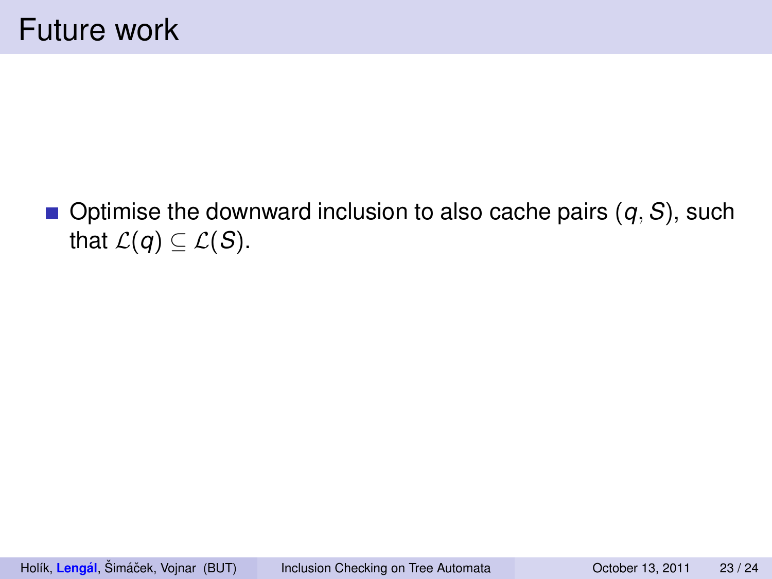# Future work

- Optimise the downward inclusion to also cache pairs $(q, S)$, such that $\mathcal{L}(q) \subseteq \mathcal{L}(S)$.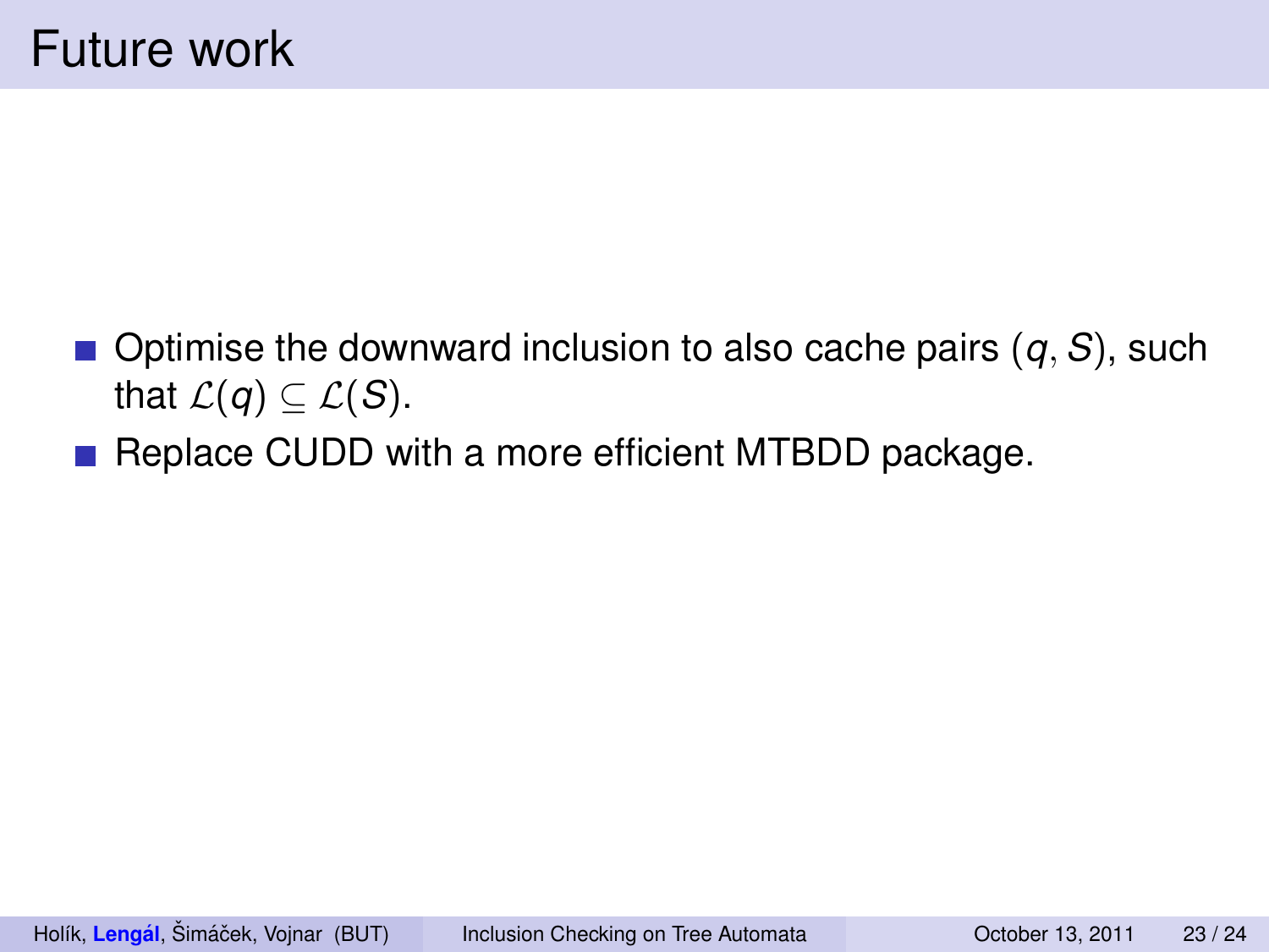# Future work

- Optimise the downward inclusion to also cache pairs $(q, S)$, such that $\mathcal{L}(q) \subseteq \mathcal{L}(S)$.
- Replace CUDD with a more efficient MTBDD package.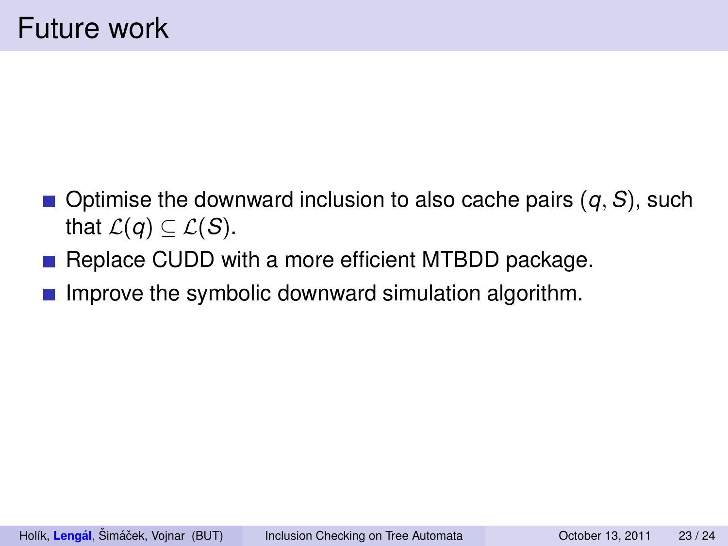# Future work

- Optimise the downward inclusion to also cache pairs $(q, S)$, such that $\mathcal{L}(q) \subseteq \mathcal{L}(S)$.
- Replace CUDD with a more efficient MTBDD package.
- Improve the symbolic downward simulation algorithm.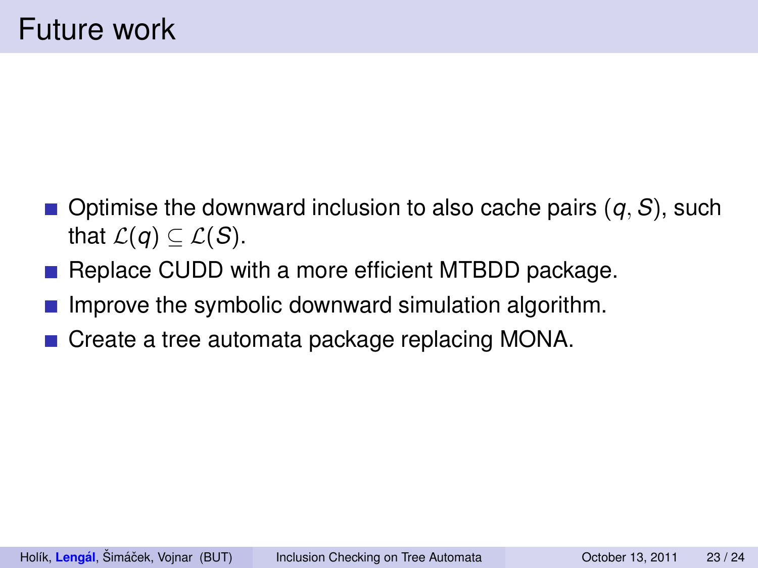# Future work

- Optimise the downward inclusion to also cache pairs $(q, S)$, such that $\mathcal{L}(q) \subseteq \mathcal{L}(S)$.
- Replace CUDD with a more efficient MTBDD package.
- Improve the symbolic downward simulation algorithm.
- Create a tree automata package replacing MONA.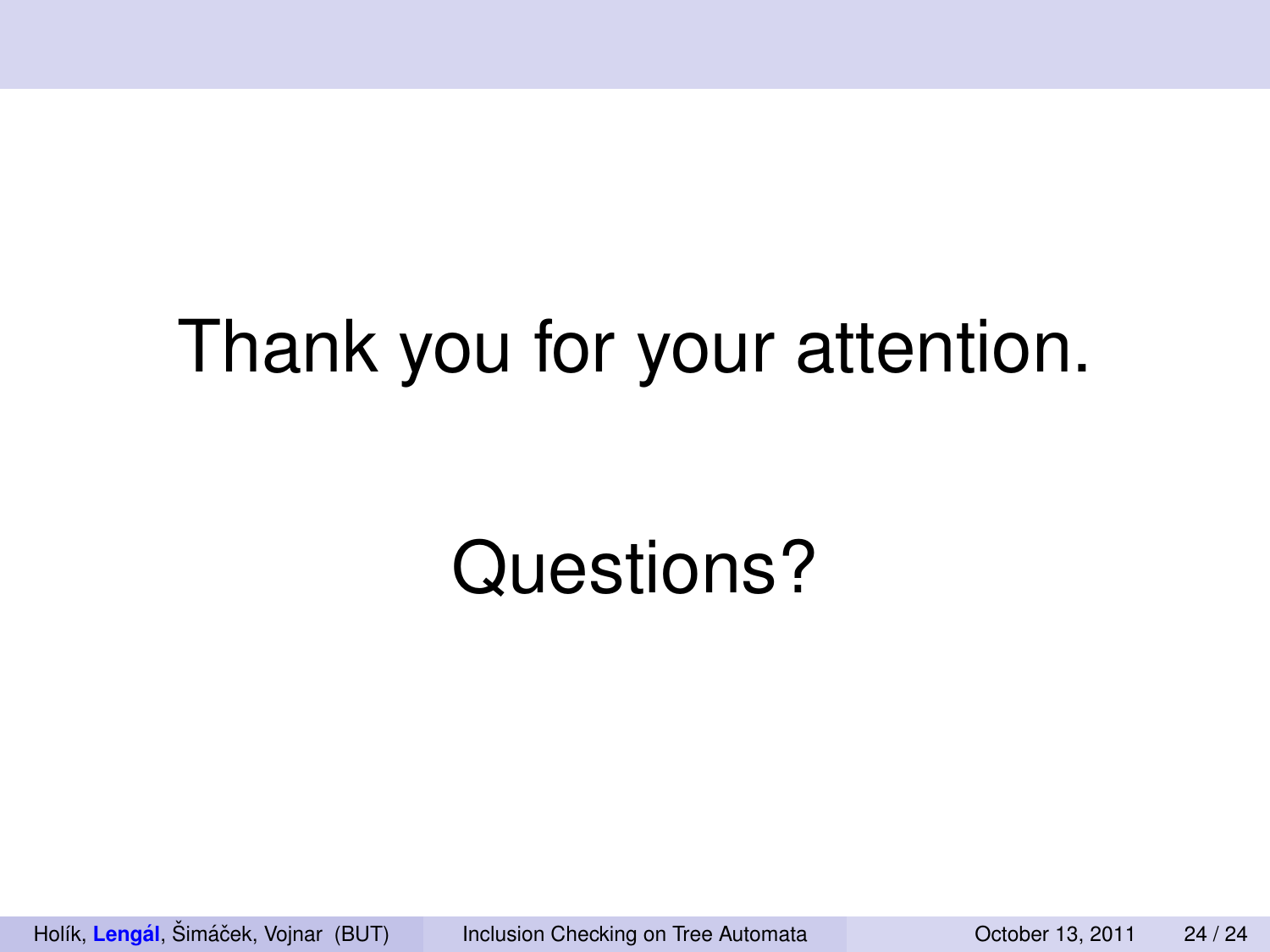Thank you for your attention.

Questions?